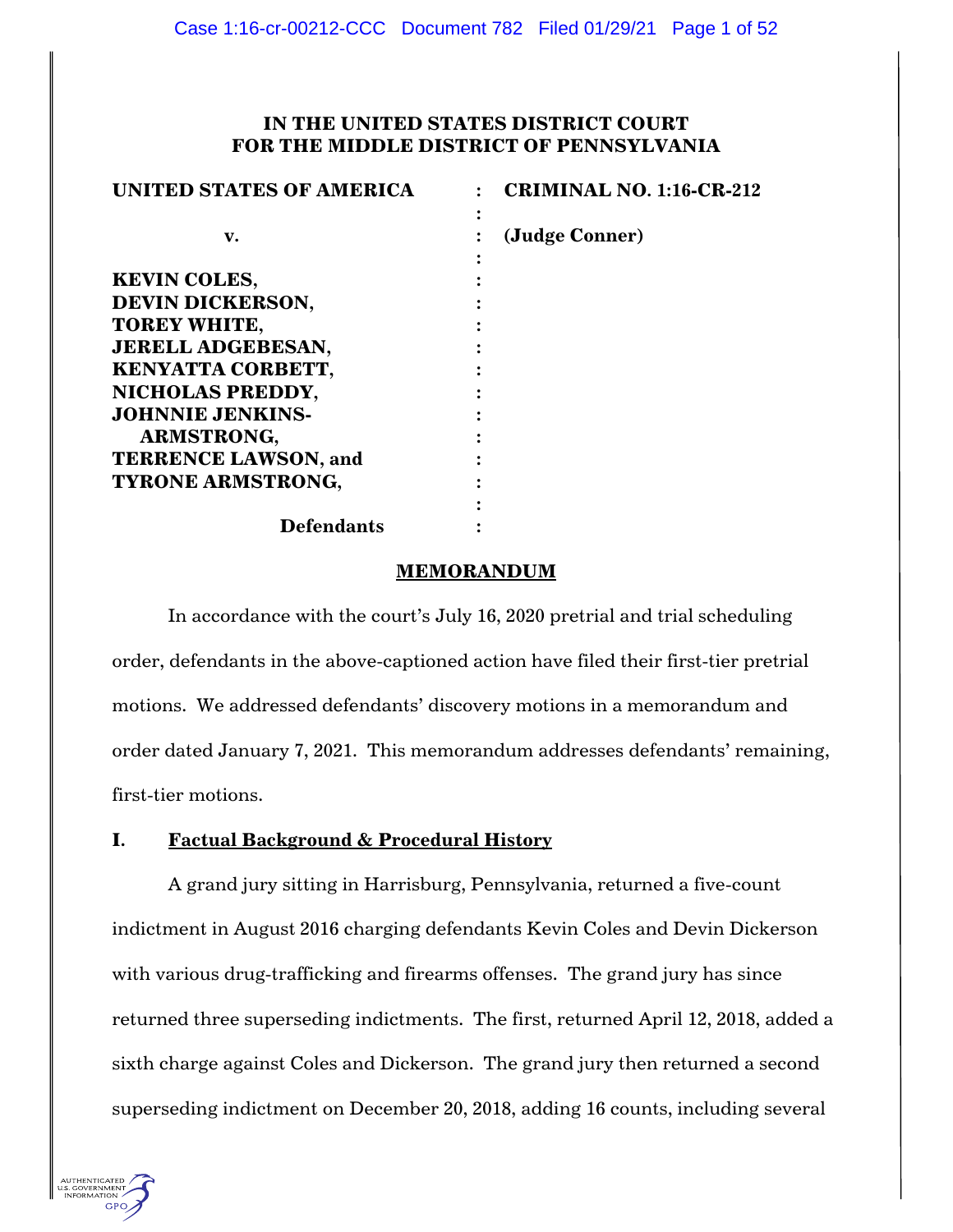**IN THE UNITED STATES DISTRICT COURT**
**FOR THE MIDDLE DISTRICT OF PENNSYLVANIA**

| | | |
|---|---|---|
| **UNITED STATES OF AMERICA** | : | **CRIMINAL NO. 1:16-CR-212** |
| | : | |
| **v.** | : | **(Judge Conner)** |
| | : | |
| **KEVIN COLES,** | : | |
| **DEVIN DICKERSON,** | : | |
| **TOREY WHITE,** | : | |
| **JERELL ADGEBESAN,** | : | |
| **KENYATTA CORBETT,** | : | |
| **NICHOLAS PREDDY,** | : | |
| **JOHNNIE JENKINS-ARMSTRONG,** | : | |
| **TERRENCE LAWSON, and** | : | |
| **TYRONE ARMSTRONG,** | : | |
| | : | |
| **Defendants** | : | |

## MEMORANDUM

In accordance with the court's July 16, 2020 pretrial and trial scheduling order, defendants in the above-captioned action have filed their first-tier pretrial motions. We addressed defendants' discovery motions in a memorandum and order dated January 7, 2021. This memorandum addresses defendants' remaining, first-tier motions.

## I. Factual Background & Procedural History

A grand jury sitting in Harrisburg, Pennsylvania, returned a five-count indictment in August 2016 charging defendants Kevin Coles and Devin Dickerson with various drug-trafficking and firearms offenses. The grand jury has since returned three superseding indictments. The first, returned April 12, 2018, added a sixth charge against Coles and Dickerson. The grand jury then returned a second superseding indictment on December 20, 2018, adding 16 counts, including several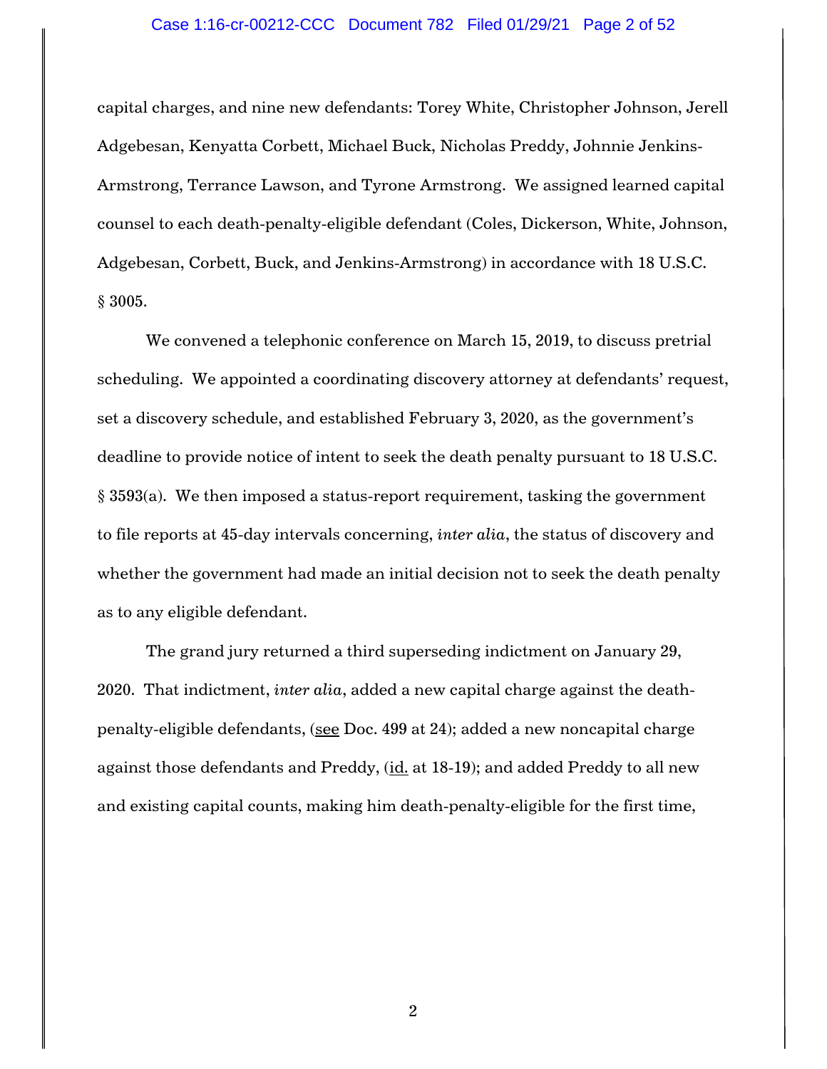capital charges, and nine new defendants: Torey White, Christopher Johnson, Jerell Adgebesan, Kenyatta Corbett, Michael Buck, Nicholas Preddy, Johnnie Jenkins-Armstrong, Terrance Lawson, and Tyrone Armstrong. We assigned learned capital counsel to each death-penalty-eligible defendant (Coles, Dickerson, White, Johnson, Adgebesan, Corbett, Buck, and Jenkins-Armstrong) in accordance with 18 U.S.C. § 3005.

We convened a telephonic conference on March 15, 2019, to discuss pretrial scheduling. We appointed a coordinating discovery attorney at defendants' request, set a discovery schedule, and established February 3, 2020, as the government's deadline to provide notice of intent to seek the death penalty pursuant to 18 U.S.C. § 3593(a). We then imposed a status-report requirement, tasking the government to file reports at 45-day intervals concerning, *inter alia*, the status of discovery and whether the government had made an initial decision not to seek the death penalty as to any eligible defendant.

The grand jury returned a third superseding indictment on January 29, 2020. That indictment, *inter alia*, added a new capital charge against the death-penalty-eligible defendants, (see Doc. 499 at 24); added a new noncapital charge against those defendants and Preddy, (id. at 18-19); and added Preddy to all new and existing capital counts, making him death-penalty-eligible for the first time,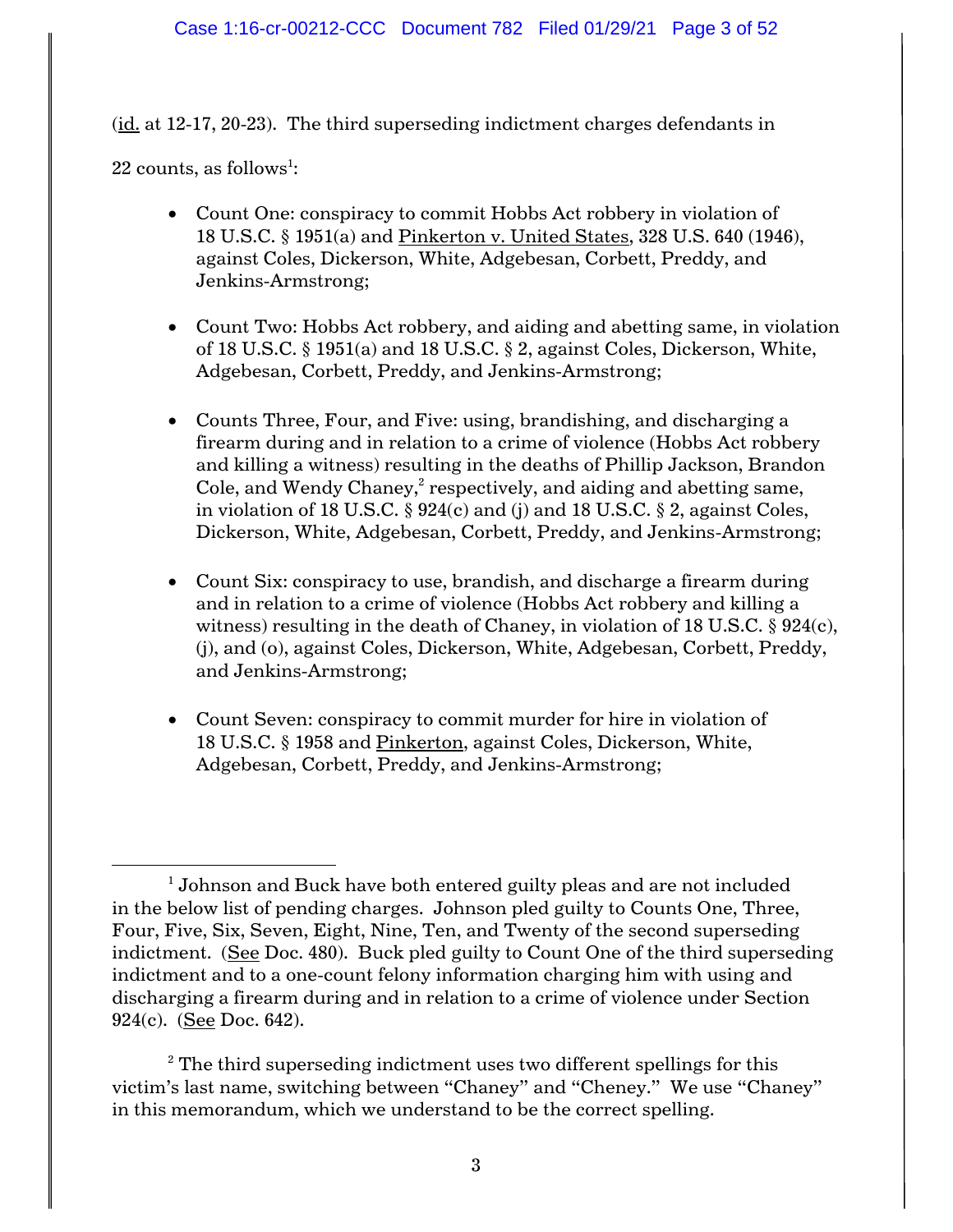(id. at 12-17, 20-23). The third superseding indictment charges defendants in 22 counts, as follows[1]:

- Count One: conspiracy to commit Hobbs Act robbery in violation of 18 U.S.C. § 1951(a) and Pinkerton v. United States, 328 U.S. 640 (1946), against Coles, Dickerson, White, Adgebesan, Corbett, Preddy, and Jenkins-Armstrong;

- Count Two: Hobbs Act robbery, and aiding and abetting same, in violation of 18 U.S.C. § 1951(a) and 18 U.S.C. § 2, against Coles, Dickerson, White, Adgebesan, Corbett, Preddy, and Jenkins-Armstrong;

- Counts Three, Four, and Five: using, brandishing, and discharging a firearm during and in relation to a crime of violence (Hobbs Act robbery and killing a witness) resulting in the deaths of Phillip Jackson, Brandon Cole, and Wendy Chaney,[2] respectively, and aiding and abetting same, in violation of 18 U.S.C. § 924(c) and (j) and 18 U.S.C. § 2, against Coles, Dickerson, White, Adgebesan, Corbett, Preddy, and Jenkins-Armstrong;

- Count Six: conspiracy to use, brandish, and discharge a firearm during and in relation to a crime of violence (Hobbs Act robbery and killing a witness) resulting in the death of Chaney, in violation of 18 U.S.C. § 924(c), (j), and (o), against Coles, Dickerson, White, Adgebesan, Corbett, Preddy, and Jenkins-Armstrong;

- Count Seven: conspiracy to commit murder for hire in violation of 18 U.S.C. § 1958 and Pinkerton, against Coles, Dickerson, White, Adgebesan, Corbett, Preddy, and Jenkins-Armstrong;

---

[1] Johnson and Buck have both entered guilty pleas and are not included in the below list of pending charges. Johnson pled guilty to Counts One, Three, Four, Five, Six, Seven, Eight, Nine, Ten, and Twenty of the second superseding indictment. (See Doc. 480). Buck pled guilty to Count One of the third superseding indictment and to a one-count felony information charging him with using and discharging a firearm during and in relation to a crime of violence under Section 924(c). (See Doc. 642).

[2] The third superseding indictment uses two different spellings for this victim's last name, switching between "Chaney" and "Cheney." We use "Chaney" in this memorandum, which we understand to be the correct spelling.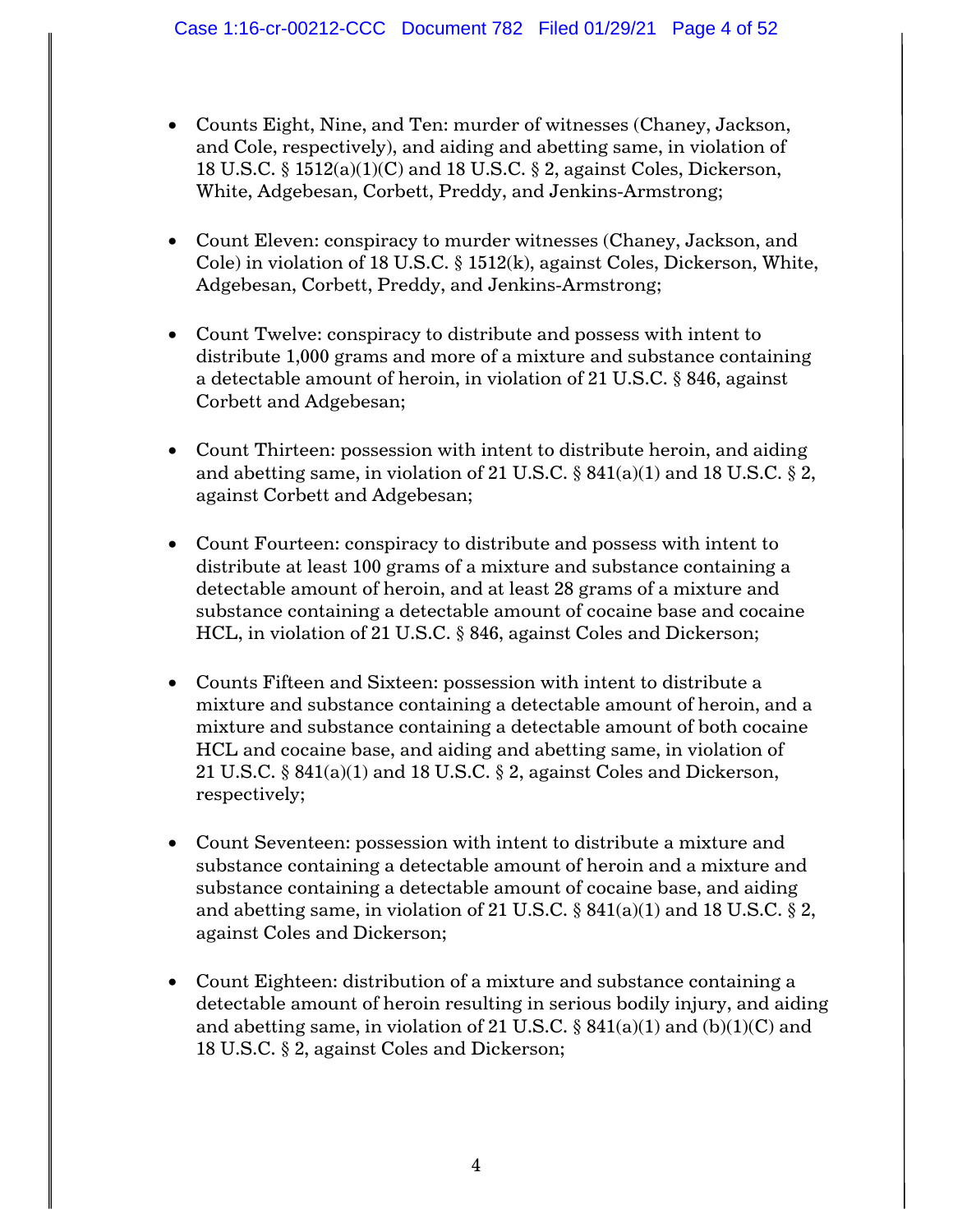- Counts Eight, Nine, and Ten: murder of witnesses (Chaney, Jackson, and Cole, respectively), and aiding and abetting same, in violation of 18 U.S.C. § 1512(a)(1)(C) and 18 U.S.C. § 2, against Coles, Dickerson, White, Adgebesan, Corbett, Preddy, and Jenkins-Armstrong;

- Count Eleven: conspiracy to murder witnesses (Chaney, Jackson, and Cole) in violation of 18 U.S.C. § 1512(k), against Coles, Dickerson, White, Adgebesan, Corbett, Preddy, and Jenkins-Armstrong;

- Count Twelve: conspiracy to distribute and possess with intent to distribute 1,000 grams and more of a mixture and substance containing a detectable amount of heroin, in violation of 21 U.S.C. § 846, against Corbett and Adgebesan;

- Count Thirteen: possession with intent to distribute heroin, and aiding and abetting same, in violation of 21 U.S.C. § 841(a)(1) and 18 U.S.C. § 2, against Corbett and Adgebesan;

- Count Fourteen: conspiracy to distribute and possess with intent to distribute at least 100 grams of a mixture and substance containing a detectable amount of heroin, and at least 28 grams of a mixture and substance containing a detectable amount of cocaine base and cocaine HCL, in violation of 21 U.S.C. § 846, against Coles and Dickerson;

- Counts Fifteen and Sixteen: possession with intent to distribute a mixture and substance containing a detectable amount of heroin, and a mixture and substance containing a detectable amount of both cocaine HCL and cocaine base, and aiding and abetting same, in violation of 21 U.S.C. § 841(a)(1) and 18 U.S.C. § 2, against Coles and Dickerson, respectively;

- Count Seventeen: possession with intent to distribute a mixture and substance containing a detectable amount of heroin and a mixture and substance containing a detectable amount of cocaine base, and aiding and abetting same, in violation of 21 U.S.C. § 841(a)(1) and 18 U.S.C. § 2, against Coles and Dickerson;

- Count Eighteen: distribution of a mixture and substance containing a detectable amount of heroin resulting in serious bodily injury, and aiding and abetting same, in violation of 21 U.S.C. § 841(a)(1) and (b)(1)(C) and 18 U.S.C. § 2, against Coles and Dickerson;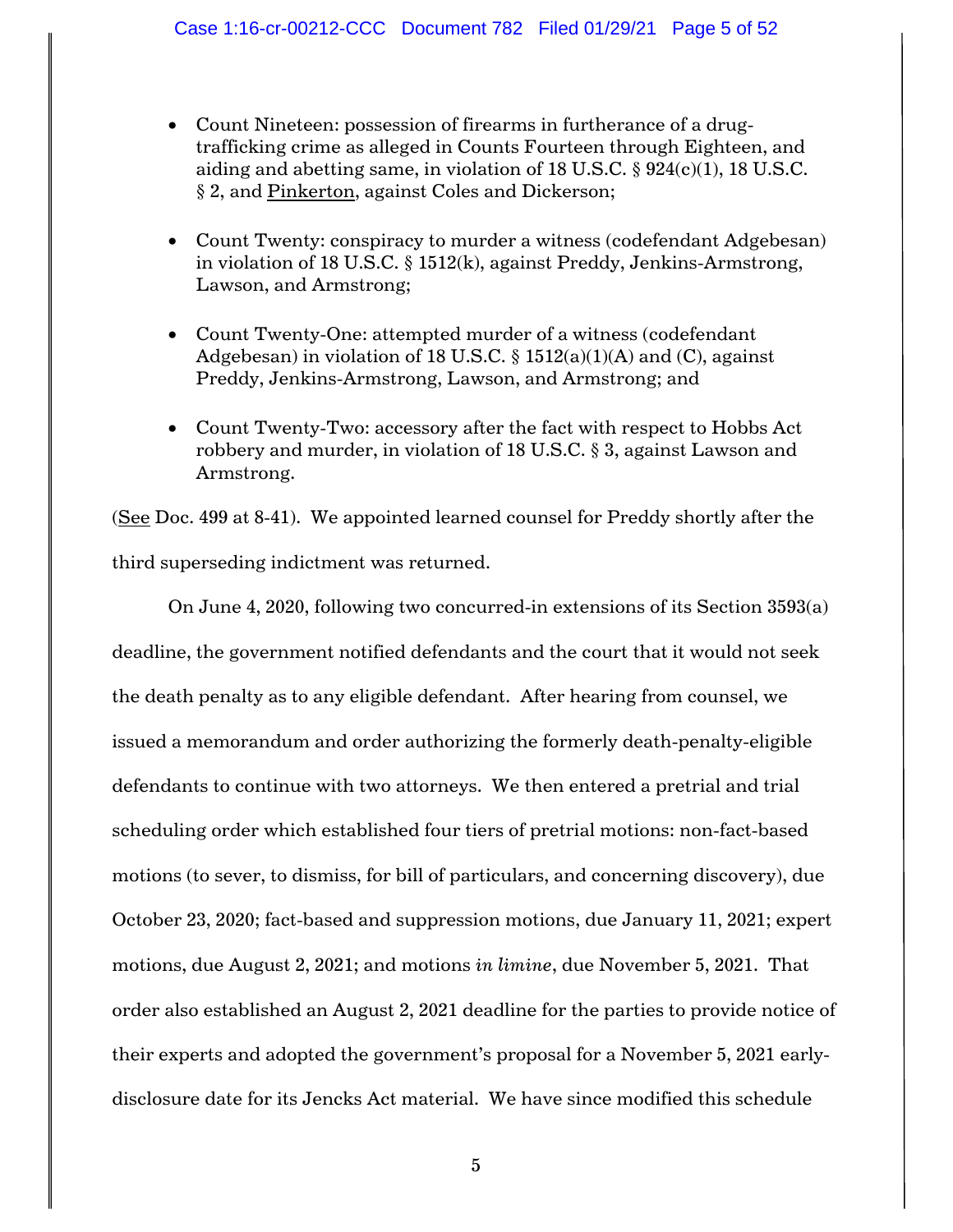- Count Nineteen: possession of firearms in furtherance of a drug-trafficking crime as alleged in Counts Fourteen through Eighteen, and aiding and abetting same, in violation of 18 U.S.C. § 924(c)(1), 18 U.S.C. § 2, and Pinkerton, against Coles and Dickerson;

- Count Twenty: conspiracy to murder a witness (codefendant Adgebesan) in violation of 18 U.S.C. § 1512(k), against Preddy, Jenkins-Armstrong, Lawson, and Armstrong;

- Count Twenty-One: attempted murder of a witness (codefendant Adgebesan) in violation of 18 U.S.C. § 1512(a)(1)(A) and (C), against Preddy, Jenkins-Armstrong, Lawson, and Armstrong; and

- Count Twenty-Two: accessory after the fact with respect to Hobbs Act robbery and murder, in violation of 18 U.S.C. § 3, against Lawson and Armstrong.

(See Doc. 499 at 8-41). We appointed learned counsel for Preddy shortly after the third superseding indictment was returned.

On June 4, 2020, following two concurred-in extensions of its Section 3593(a) deadline, the government notified defendants and the court that it would not seek the death penalty as to any eligible defendant. After hearing from counsel, we issued a memorandum and order authorizing the formerly death-penalty-eligible defendants to continue with two attorneys. We then entered a pretrial and trial scheduling order which established four tiers of pretrial motions: non-fact-based motions (to sever, to dismiss, for bill of particulars, and concerning discovery), due October 23, 2020; fact-based and suppression motions, due January 11, 2021; expert motions, due August 2, 2021; and motions *in limine*, due November 5, 2021. That order also established an August 2, 2021 deadline for the parties to provide notice of their experts and adopted the government's proposal for a November 5, 2021 early-disclosure date for its Jencks Act material. We have since modified this schedule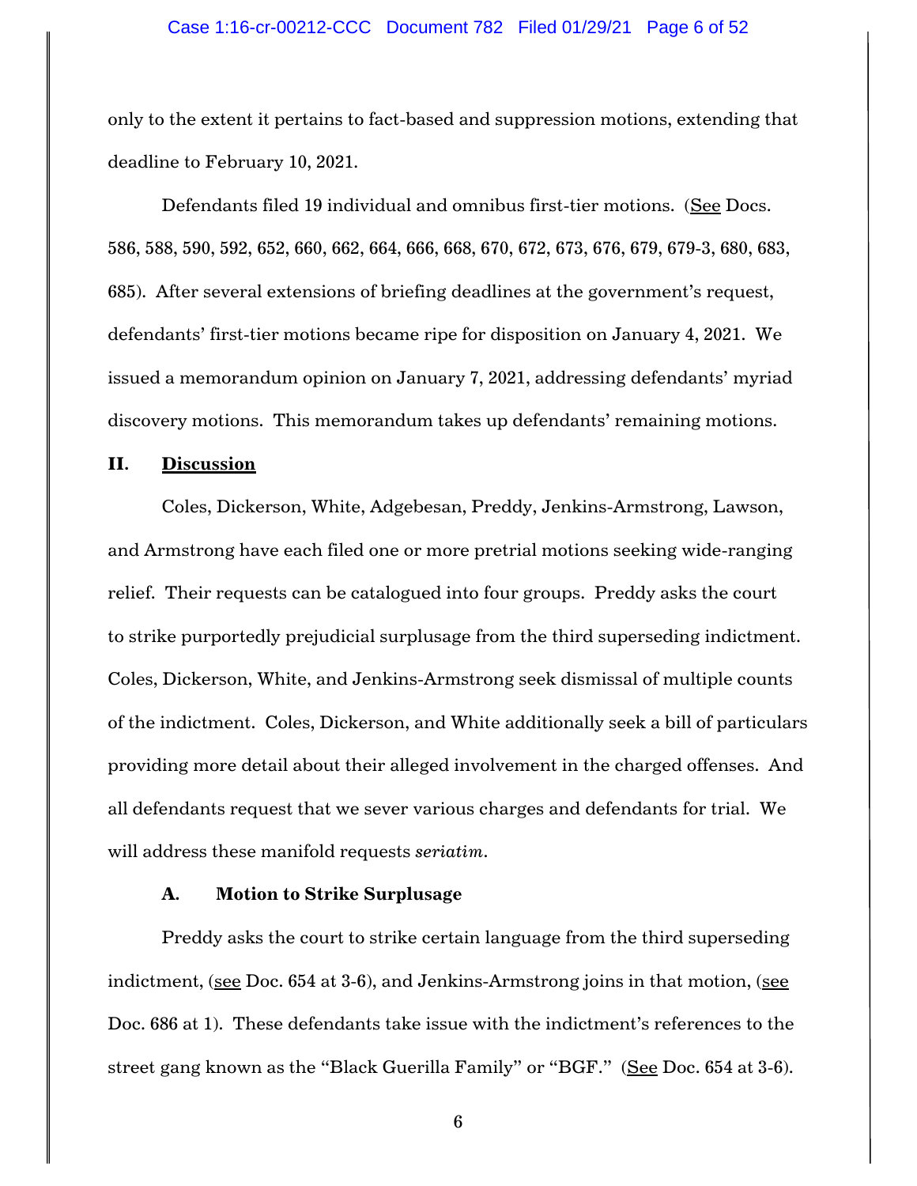only to the extent it pertains to fact-based and suppression motions, extending that deadline to February 10, 2021.

Defendants filed 19 individual and omnibus first-tier motions. (See Docs. 586, 588, 590, 592, 652, 660, 662, 664, 666, 668, 670, 672, 673, 676, 679, 679-3, 680, 683, 685). After several extensions of briefing deadlines at the government's request, defendants' first-tier motions became ripe for disposition on January 4, 2021. We issued a memorandum opinion on January 7, 2021, addressing defendants' myriad discovery motions. This memorandum takes up defendants' remaining motions.

## II. Discussion

Coles, Dickerson, White, Adgebesan, Preddy, Jenkins-Armstrong, Lawson, and Armstrong have each filed one or more pretrial motions seeking wide-ranging relief. Their requests can be catalogued into four groups. Preddy asks the court to strike purportedly prejudicial surplusage from the third superseding indictment. Coles, Dickerson, White, and Jenkins-Armstrong seek dismissal of multiple counts of the indictment. Coles, Dickerson, and White additionally seek a bill of particulars providing more detail about their alleged involvement in the charged offenses. And all defendants request that we sever various charges and defendants for trial. We will address these manifold requests *seriatim*.

### A. Motion to Strike Surplusage

Preddy asks the court to strike certain language from the third superseding indictment, (see Doc. 654 at 3-6), and Jenkins-Armstrong joins in that motion, (see Doc. 686 at 1). These defendants take issue with the indictment's references to the street gang known as the "Black Guerilla Family" or "BGF." (See Doc. 654 at 3-6).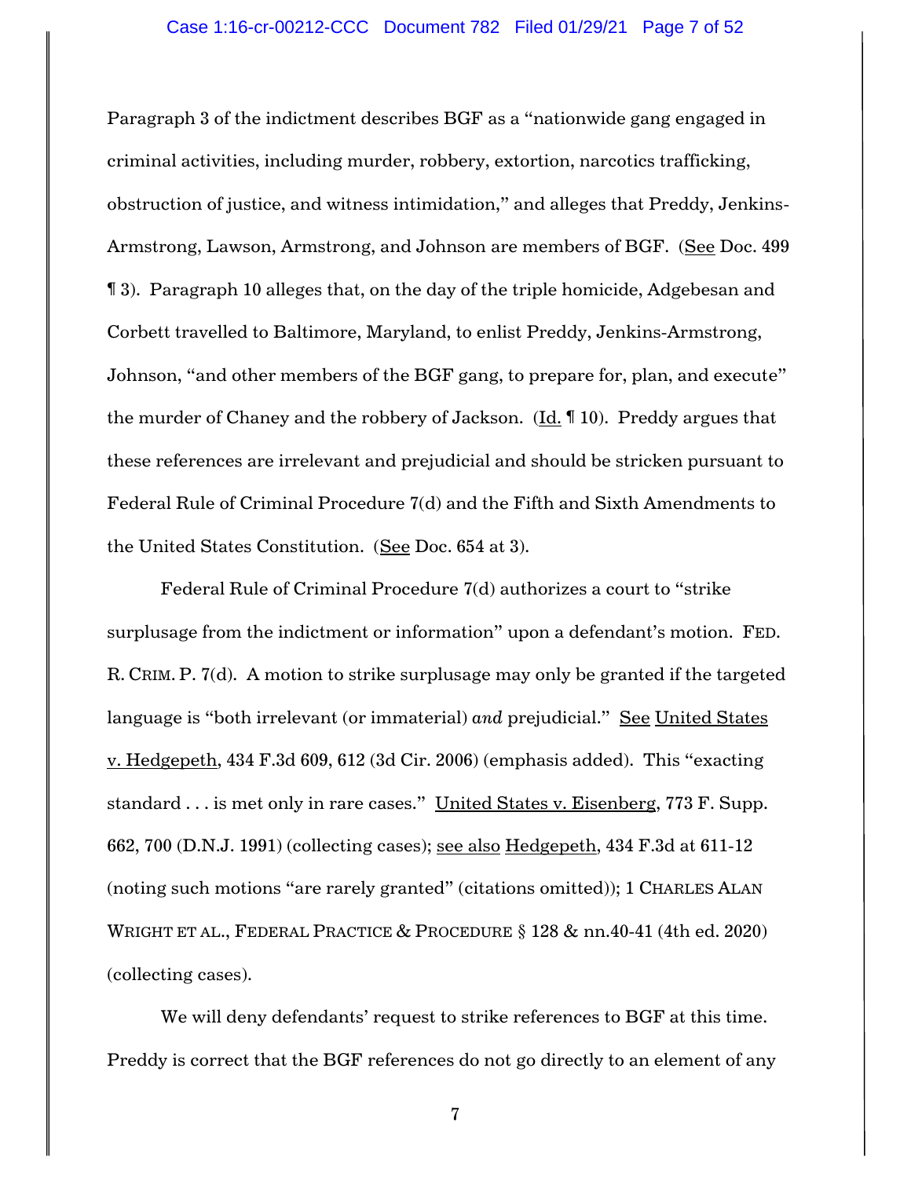Paragraph 3 of the indictment describes BGF as a "nationwide gang engaged in criminal activities, including murder, robbery, extortion, narcotics trafficking, obstruction of justice, and witness intimidation," and alleges that Preddy, Jenkins-Armstrong, Lawson, Armstrong, and Johnson are members of BGF. (See Doc. 499 ¶ 3). Paragraph 10 alleges that, on the day of the triple homicide, Adgebesan and Corbett travelled to Baltimore, Maryland, to enlist Preddy, Jenkins-Armstrong, Johnson, "and other members of the BGF gang, to prepare for, plan, and execute" the murder of Chaney and the robbery of Jackson. (Id. ¶ 10). Preddy argues that these references are irrelevant and prejudicial and should be stricken pursuant to Federal Rule of Criminal Procedure 7(d) and the Fifth and Sixth Amendments to the United States Constitution. (See Doc. 654 at 3).

Federal Rule of Criminal Procedure 7(d) authorizes a court to "strike surplusage from the indictment or information" upon a defendant's motion. FED. R. CRIM. P. 7(d). A motion to strike surplusage may only be granted if the targeted language is "both irrelevant (or immaterial) *and* prejudicial." See United States v. Hedgepeth, 434 F.3d 609, 612 (3d Cir. 2006) (emphasis added). This "exacting standard . . . is met only in rare cases." United States v. Eisenberg, 773 F. Supp. 662, 700 (D.N.J. 1991) (collecting cases); see also Hedgepeth, 434 F.3d at 611-12 (noting such motions "are rarely granted" (citations omitted)); 1 CHARLES ALAN WRIGHT ET AL., FEDERAL PRACTICE & PROCEDURE § 128 & nn.40-41 (4th ed. 2020) (collecting cases).

We will deny defendants' request to strike references to BGF at this time. Preddy is correct that the BGF references do not go directly to an element of any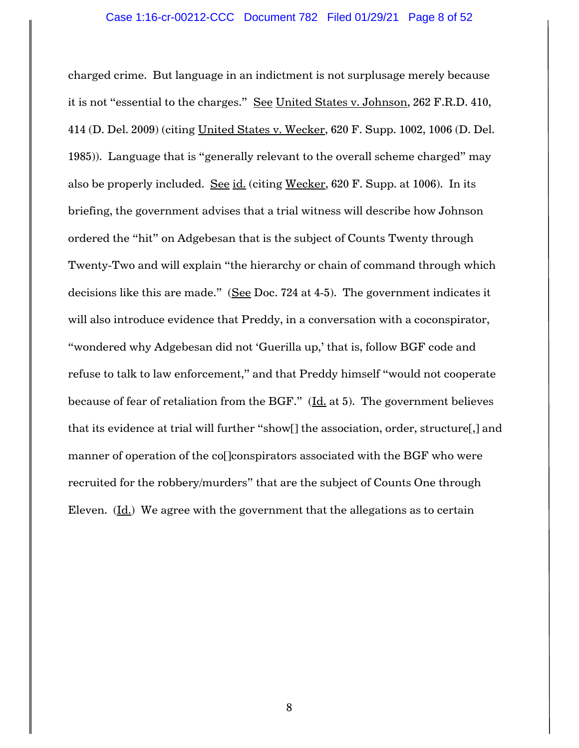charged crime. But language in an indictment is not surplusage merely because it is not "essential to the charges." See United States v. Johnson, 262 F.R.D. 410, 414 (D. Del. 2009) (citing United States v. Wecker, 620 F. Supp. 1002, 1006 (D. Del. 1985)). Language that is "generally relevant to the overall scheme charged" may also be properly included. See id. (citing Wecker, 620 F. Supp. at 1006). In its briefing, the government advises that a trial witness will describe how Johnson ordered the "hit" on Adgebesan that is the subject of Counts Twenty through Twenty-Two and will explain "the hierarchy or chain of command through which decisions like this are made." (See Doc. 724 at 4-5). The government indicates it will also introduce evidence that Preddy, in a conversation with a coconspirator, "wondered why Adgebesan did not 'Guerilla up,' that is, follow BGF code and refuse to talk to law enforcement," and that Preddy himself "would not cooperate because of fear of retaliation from the BGF." (Id. at 5). The government believes that its evidence at trial will further "show[] the association, order, structure[,] and manner of operation of the co[]conspirators associated with the BGF who were recruited for the robbery/murders" that are the subject of Counts One through Eleven. (Id.) We agree with the government that the allegations as to certain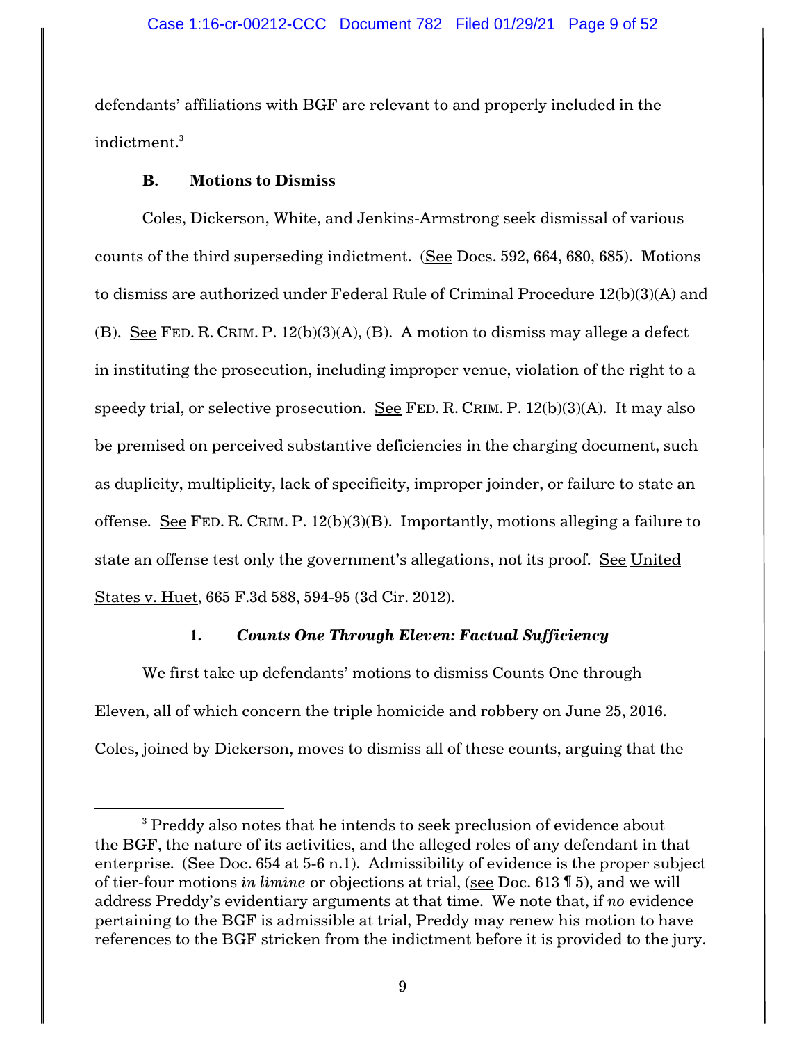defendants' affiliations with BGF are relevant to and properly included in the indictment.[3]

### B. Motions to Dismiss

Coles, Dickerson, White, and Jenkins-Armstrong seek dismissal of various counts of the third superseding indictment. (See Docs. 592, 664, 680, 685). Motions to dismiss are authorized under Federal Rule of Criminal Procedure 12(b)(3)(A) and (B). See FED. R. CRIM. P. 12(b)(3)(A), (B). A motion to dismiss may allege a defect in instituting the prosecution, including improper venue, violation of the right to a speedy trial, or selective prosecution. See FED. R. CRIM. P. 12(b)(3)(A). It may also be premised on perceived substantive deficiencies in the charging document, such as duplicity, multiplicity, lack of specificity, improper joinder, or failure to state an offense. See FED. R. CRIM. P. 12(b)(3)(B). Importantly, motions alleging a failure to state an offense test only the government's allegations, not its proof. See United States v. Huet, 665 F.3d 588, 594-95 (3d Cir. 2012).

#### 1. *Counts One Through Eleven: Factual Sufficiency*

We first take up defendants' motions to dismiss Counts One through Eleven, all of which concern the triple homicide and robbery on June 25, 2016. Coles, joined by Dickerson, moves to dismiss all of these counts, arguing that the

---

[3] Preddy also notes that he intends to seek preclusion of evidence about the BGF, the nature of its activities, and the alleged roles of any defendant in that enterprise. (See Doc. 654 at 5-6 n.1). Admissibility of evidence is the proper subject of tier-four motions *in limine* or objections at trial, (see Doc. 613 ¶ 5), and we will address Preddy's evidentiary arguments at that time. We note that, if *no* evidence pertaining to the BGF is admissible at trial, Preddy may renew his motion to have references to the BGF stricken from the indictment before it is provided to the jury.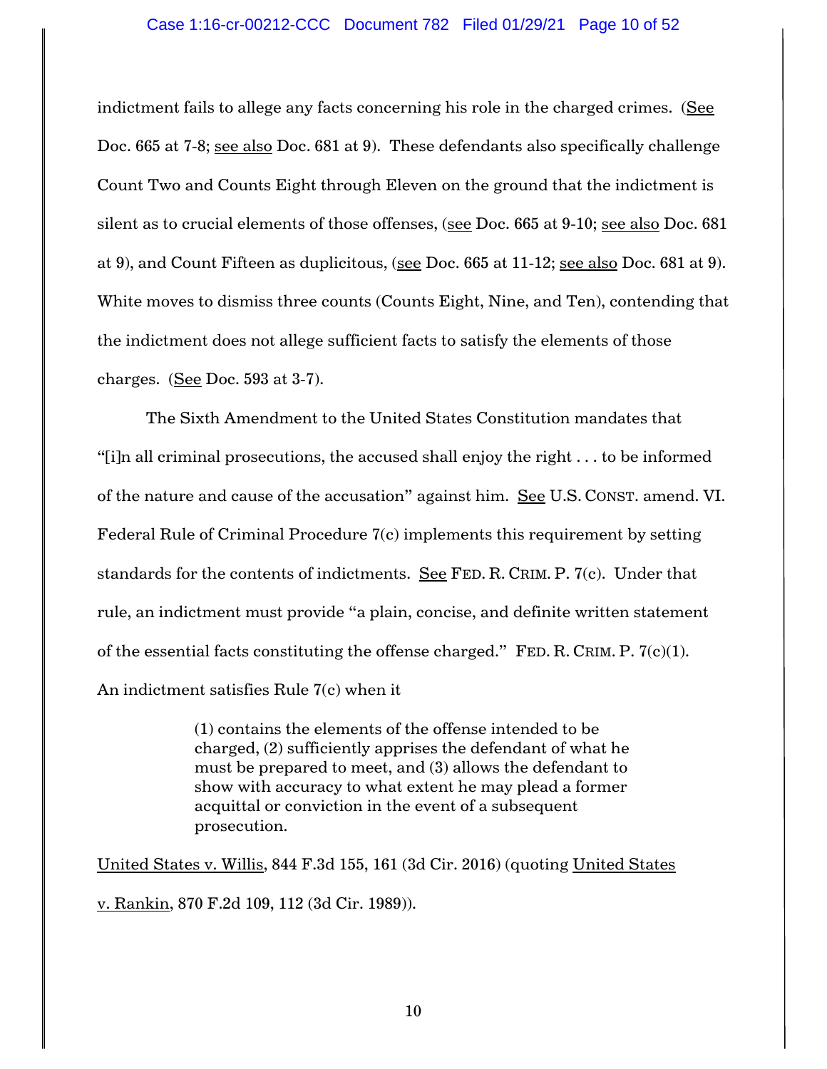indictment fails to allege any facts concerning his role in the charged crimes. (See Doc. 665 at 7-8; see also Doc. 681 at 9). These defendants also specifically challenge Count Two and Counts Eight through Eleven on the ground that the indictment is silent as to crucial elements of those offenses, (see Doc. 665 at 9-10; see also Doc. 681 at 9), and Count Fifteen as duplicitous, (see Doc. 665 at 11-12; see also Doc. 681 at 9). White moves to dismiss three counts (Counts Eight, Nine, and Ten), contending that the indictment does not allege sufficient facts to satisfy the elements of those charges. (See Doc. 593 at 3-7).

The Sixth Amendment to the United States Constitution mandates that "[i]n all criminal prosecutions, the accused shall enjoy the right . . . to be informed of the nature and cause of the accusation" against him. See U.S. CONST. amend. VI. Federal Rule of Criminal Procedure 7(c) implements this requirement by setting standards for the contents of indictments. See FED. R. CRIM. P. 7(c). Under that rule, an indictment must provide "a plain, concise, and definite written statement of the essential facts constituting the offense charged." FED. R. CRIM. P. 7(c)(1). An indictment satisfies Rule 7(c) when it

> (1) contains the elements of the offense intended to be charged, (2) sufficiently apprises the defendant of what he must be prepared to meet, and (3) allows the defendant to show with accuracy to what extent he may plead a former acquittal or conviction in the event of a subsequent prosecution.

United States v. Willis, 844 F.3d 155, 161 (3d Cir. 2016) (quoting United States v. Rankin, 870 F.2d 109, 112 (3d Cir. 1989)).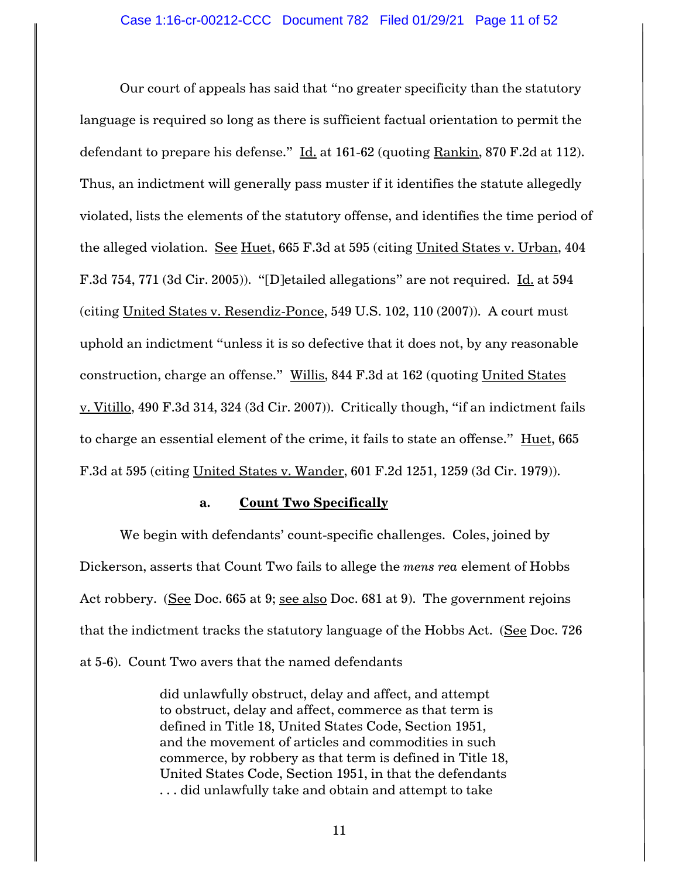Our court of appeals has said that "no greater specificity than the statutory language is required so long as there is sufficient factual orientation to permit the defendant to prepare his defense." Id. at 161-62 (quoting Rankin, 870 F.2d at 112). Thus, an indictment will generally pass muster if it identifies the statute allegedly violated, lists the elements of the statutory offense, and identifies the time period of the alleged violation. See Huet, 665 F.3d at 595 (citing United States v. Urban, 404 F.3d 754, 771 (3d Cir. 2005)). "[D]etailed allegations" are not required. Id. at 594 (citing United States v. Resendiz-Ponce, 549 U.S. 102, 110 (2007)). A court must uphold an indictment "unless it is so defective that it does not, by any reasonable construction, charge an offense." Willis, 844 F.3d at 162 (quoting United States v. Vitillo, 490 F.3d 314, 324 (3d Cir. 2007)). Critically though, "if an indictment fails to charge an essential element of the crime, it fails to state an offense." Huet, 665 F.3d at 595 (citing United States v. Wander, 601 F.2d 1251, 1259 (3d Cir. 1979)).

#### a. Count Two Specifically

We begin with defendants' count-specific challenges. Coles, joined by Dickerson, asserts that Count Two fails to allege the *mens rea* element of Hobbs Act robbery. (See Doc. 665 at 9; see also Doc. 681 at 9). The government rejoins that the indictment tracks the statutory language of the Hobbs Act. (See Doc. 726 at 5-6). Count Two avers that the named defendants

> did unlawfully obstruct, delay and affect, and attempt to obstruct, delay and affect, commerce as that term is defined in Title 18, United States Code, Section 1951, and the movement of articles and commodities in such commerce, by robbery as that term is defined in Title 18, United States Code, Section 1951, in that the defendants . . . did unlawfully take and obtain and attempt to take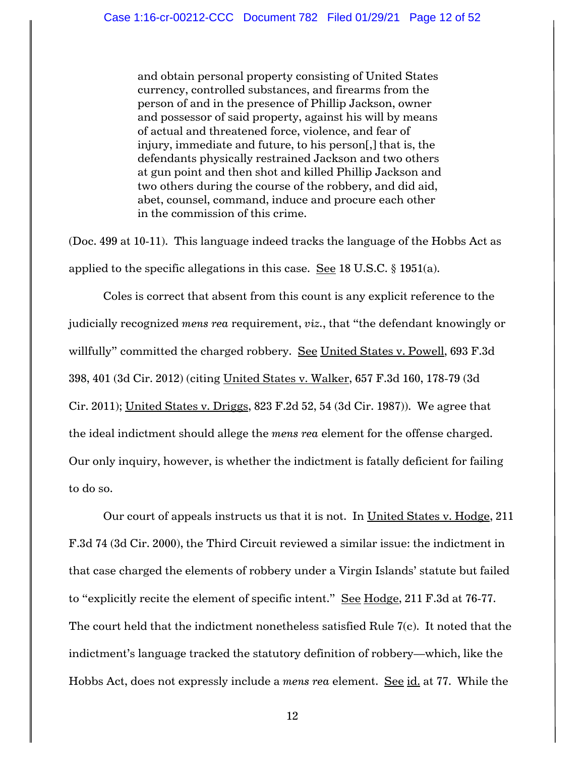> and obtain personal property consisting of United States currency, controlled substances, and firearms from the person of and in the presence of Phillip Jackson, owner and possessor of said property, against his will by means of actual and threatened force, violence, and fear of injury, immediate and future, to his person[,] that is, the defendants physically restrained Jackson and two others at gun point and then shot and killed Phillip Jackson and two others during the course of the robbery, and did aid, abet, counsel, command, induce and procure each other in the commission of this crime.

(Doc. 499 at 10-11). This language indeed tracks the language of the Hobbs Act as applied to the specific allegations in this case. See 18 U.S.C. § 1951(a).

Coles is correct that absent from this count is any explicit reference to the judicially recognized *mens rea* requirement, *viz.*, that "the defendant knowingly or willfully" committed the charged robbery. See United States v. Powell, 693 F.3d 398, 401 (3d Cir. 2012) (citing United States v. Walker, 657 F.3d 160, 178-79 (3d Cir. 2011); United States v. Driggs, 823 F.2d 52, 54 (3d Cir. 1987)). We agree that the ideal indictment should allege the *mens rea* element for the offense charged. Our only inquiry, however, is whether the indictment is fatally deficient for failing to do so.

Our court of appeals instructs us that it is not. In United States v. Hodge, 211 F.3d 74 (3d Cir. 2000), the Third Circuit reviewed a similar issue: the indictment in that case charged the elements of robbery under a Virgin Islands' statute but failed to "explicitly recite the element of specific intent." See Hodge, 211 F.3d at 76-77. The court held that the indictment nonetheless satisfied Rule 7(c). It noted that the indictment's language tracked the statutory definition of robbery—which, like the Hobbs Act, does not expressly include a *mens rea* element. See id. at 77. While the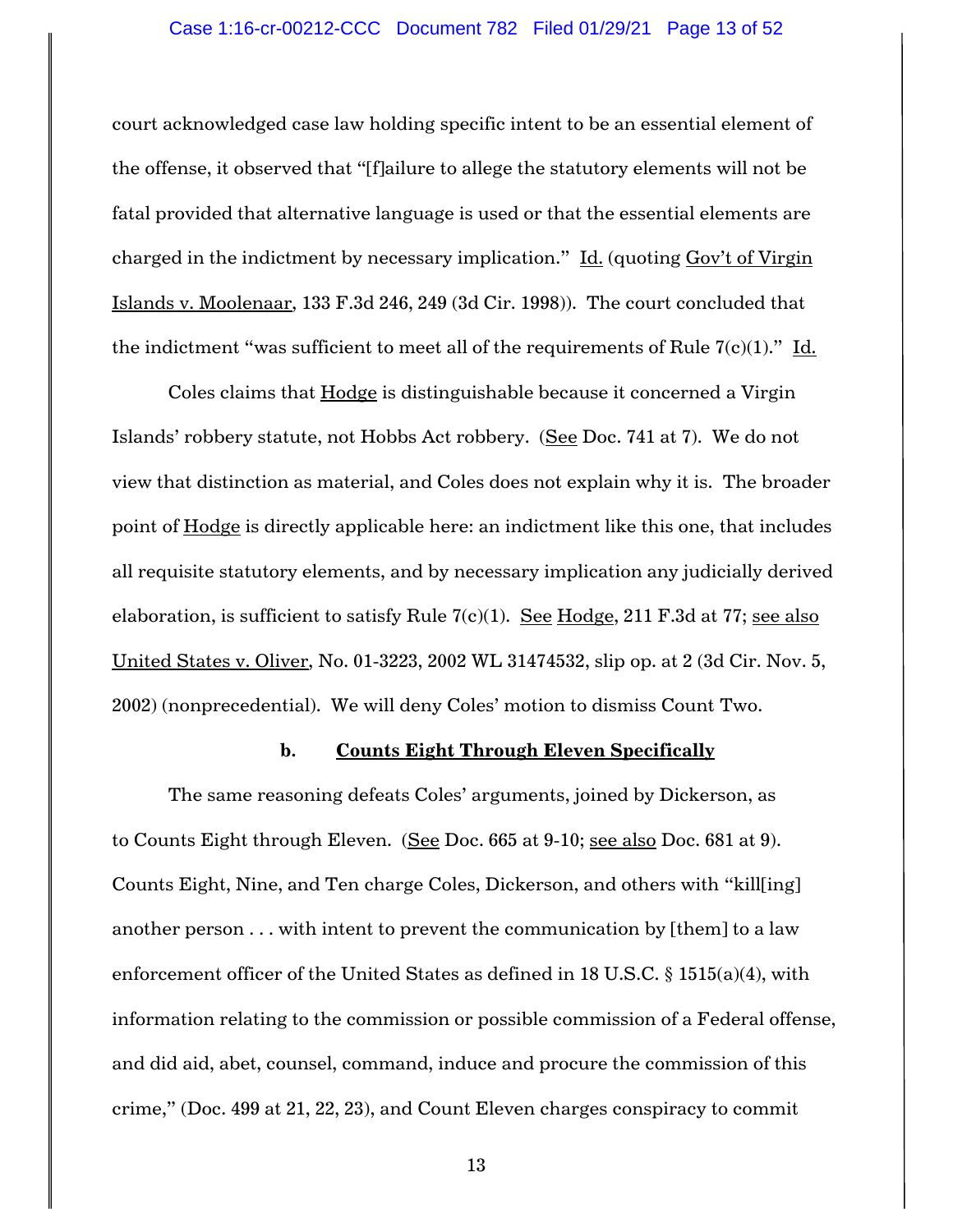court acknowledged case law holding specific intent to be an essential element of the offense, it observed that "[f]ailure to allege the statutory elements will not be fatal provided that alternative language is used or that the essential elements are charged in the indictment by necessary implication." Id. (quoting Gov't of Virgin Islands v. Moolenaar, 133 F.3d 246, 249 (3d Cir. 1998)). The court concluded that the indictment "was sufficient to meet all of the requirements of Rule 7(c)(1)." Id.

Coles claims that Hodge is distinguishable because it concerned a Virgin Islands' robbery statute, not Hobbs Act robbery. (See Doc. 741 at 7). We do not view that distinction as material, and Coles does not explain why it is. The broader point of Hodge is directly applicable here: an indictment like this one, that includes all requisite statutory elements, and by necessary implication any judicially derived elaboration, is sufficient to satisfy Rule 7(c)(1). See Hodge, 211 F.3d at 77; see also United States v. Oliver, No. 01-3223, 2002 WL 31474532, slip op. at 2 (3d Cir. Nov. 5, 2002) (nonprecedential). We will deny Coles' motion to dismiss Count Two.

**b. Counts Eight Through Eleven Specifically**

The same reasoning defeats Coles' arguments, joined by Dickerson, as to Counts Eight through Eleven. (See Doc. 665 at 9-10; see also Doc. 681 at 9). Counts Eight, Nine, and Ten charge Coles, Dickerson, and others with "kill[ing] another person . . . with intent to prevent the communication by [them] to a law enforcement officer of the United States as defined in 18 U.S.C. § 1515(a)(4), with information relating to the commission or possible commission of a Federal offense, and did aid, abet, counsel, command, induce and procure the commission of this crime," (Doc. 499 at 21, 22, 23), and Count Eleven charges conspiracy to commit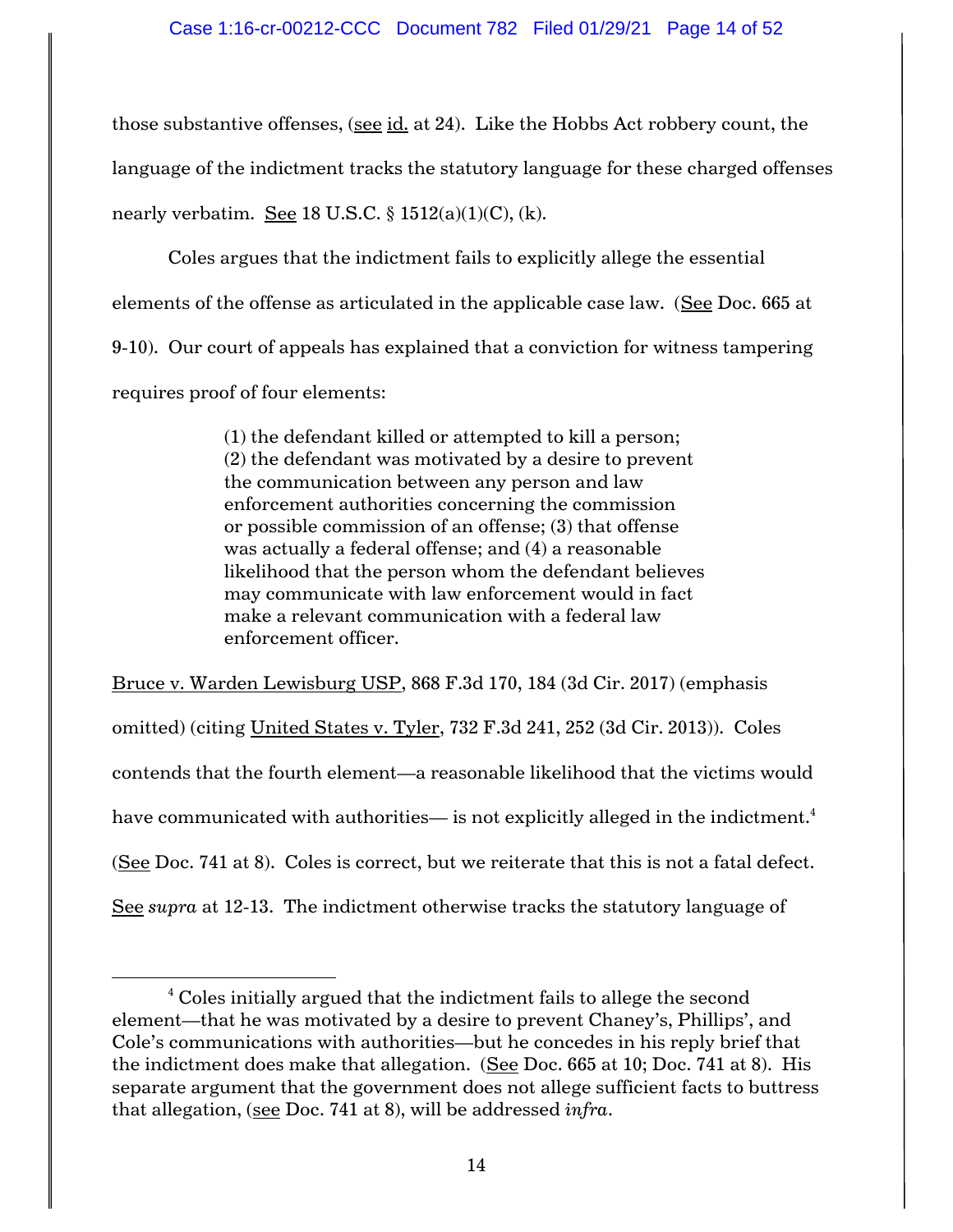those substantive offenses, (see id. at 24). Like the Hobbs Act robbery count, the language of the indictment tracks the statutory language for these charged offenses nearly verbatim. See 18 U.S.C. § 1512(a)(1)(C), (k).

Coles argues that the indictment fails to explicitly allege the essential elements of the offense as articulated in the applicable case law. (See Doc. 665 at 9-10). Our court of appeals has explained that a conviction for witness tampering requires proof of four elements:

> (1) the defendant killed or attempted to kill a person; (2) the defendant was motivated by a desire to prevent the communication between any person and law enforcement authorities concerning the commission or possible commission of an offense; (3) that offense was actually a federal offense; and (4) a reasonable likelihood that the person whom the defendant believes may communicate with law enforcement would in fact make a relevant communication with a federal law enforcement officer.

Bruce v. Warden Lewisburg USP, 868 F.3d 170, 184 (3d Cir. 2017) (emphasis omitted) (citing United States v. Tyler, 732 F.3d 241, 252 (3d Cir. 2013)). Coles contends that the fourth element—a reasonable likelihood that the victims would have communicated with authorities— is not explicitly alleged in the indictment.[4] (See Doc. 741 at 8). Coles is correct, but we reiterate that this is not a fatal defect. See *supra* at 12-13. The indictment otherwise tracks the statutory language of

---

[4] Coles initially argued that the indictment fails to allege the second element—that he was motivated by a desire to prevent Chaney's, Phillips', and Cole's communications with authorities—but he concedes in his reply brief that the indictment does make that allegation. (See Doc. 665 at 10; Doc. 741 at 8). His separate argument that the government does not allege sufficient facts to buttress that allegation, (see Doc. 741 at 8), will be addressed *infra*.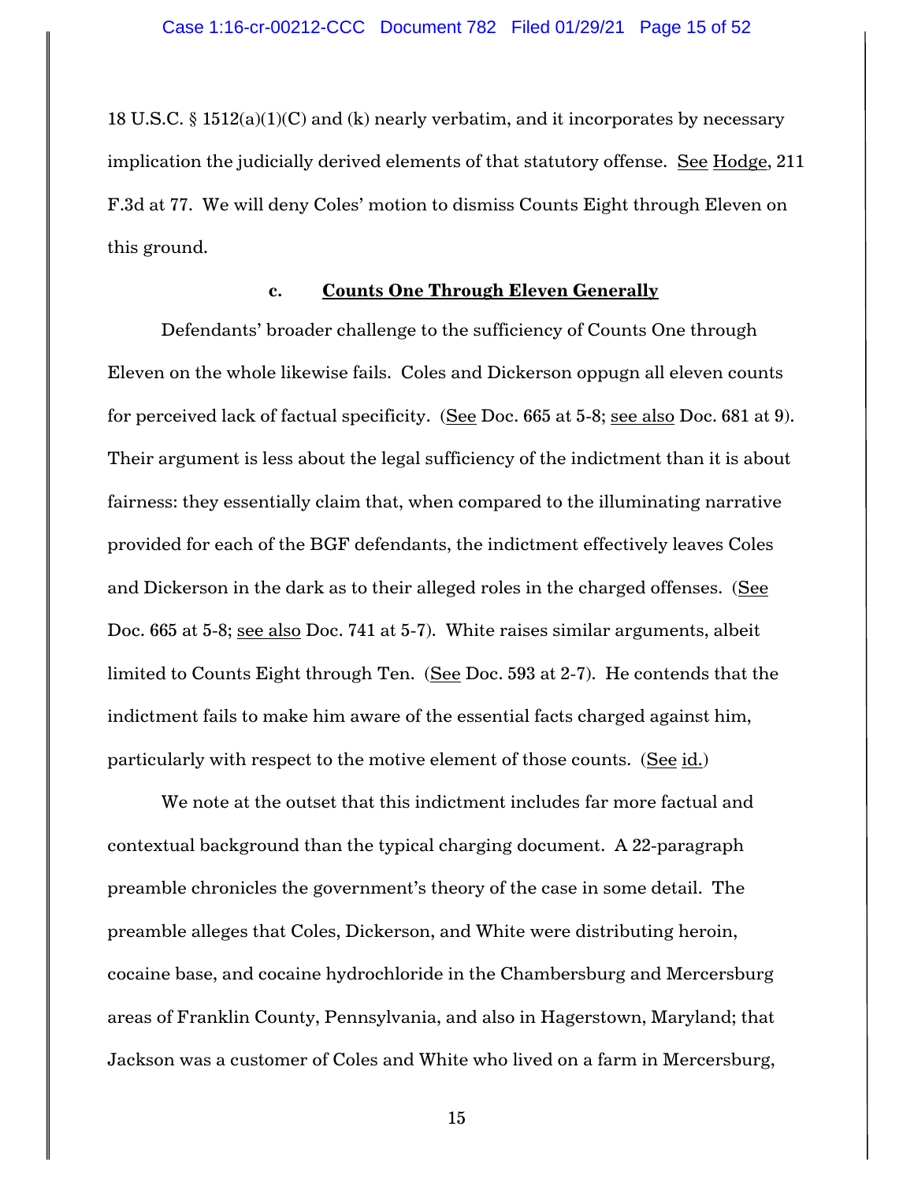18 U.S.C. § 1512(a)(1)(C) and (k) nearly verbatim, and it incorporates by necessary implication the judicially derived elements of that statutory offense. See Hodge, 211 F.3d at 77. We will deny Coles' motion to dismiss Counts Eight through Eleven on this ground.

### c. Counts One Through Eleven Generally

Defendants' broader challenge to the sufficiency of Counts One through Eleven on the whole likewise fails. Coles and Dickerson oppugn all eleven counts for perceived lack of factual specificity. (See Doc. 665 at 5-8; see also Doc. 681 at 9). Their argument is less about the legal sufficiency of the indictment than it is about fairness: they essentially claim that, when compared to the illuminating narrative provided for each of the BGF defendants, the indictment effectively leaves Coles and Dickerson in the dark as to their alleged roles in the charged offenses. (See Doc. 665 at 5-8; see also Doc. 741 at 5-7). White raises similar arguments, albeit limited to Counts Eight through Ten. (See Doc. 593 at 2-7). He contends that the indictment fails to make him aware of the essential facts charged against him, particularly with respect to the motive element of those counts. (See id.)

We note at the outset that this indictment includes far more factual and contextual background than the typical charging document. A 22-paragraph preamble chronicles the government's theory of the case in some detail. The preamble alleges that Coles, Dickerson, and White were distributing heroin, cocaine base, and cocaine hydrochloride in the Chambersburg and Mercersburg areas of Franklin County, Pennsylvania, and also in Hagerstown, Maryland; that Jackson was a customer of Coles and White who lived on a farm in Mercersburg,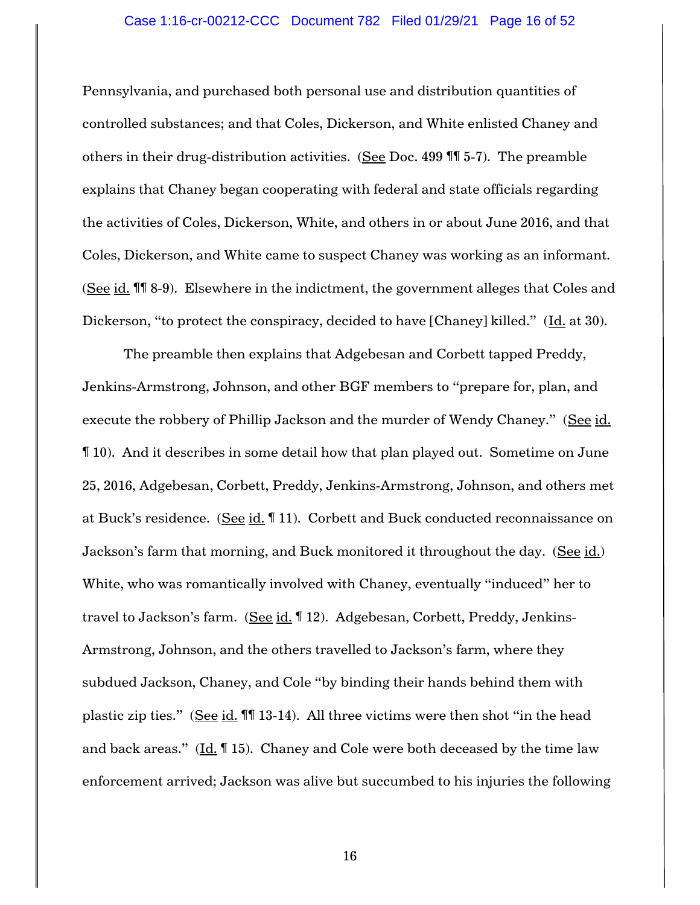Pennsylvania, and purchased both personal use and distribution quantities of controlled substances; and that Coles, Dickerson, and White enlisted Chaney and others in their drug-distribution activities. (See Doc. 499 ¶¶ 5-7). The preamble explains that Chaney began cooperating with federal and state officials regarding the activities of Coles, Dickerson, White, and others in or about June 2016, and that Coles, Dickerson, and White came to suspect Chaney was working as an informant. (See id. ¶¶ 8-9). Elsewhere in the indictment, the government alleges that Coles and Dickerson, "to protect the conspiracy, decided to have [Chaney] killed." (Id. at 30).

The preamble then explains that Adgebesan and Corbett tapped Preddy, Jenkins-Armstrong, Johnson, and other BGF members to "prepare for, plan, and execute the robbery of Phillip Jackson and the murder of Wendy Chaney." (See id. ¶ 10). And it describes in some detail how that plan played out. Sometime on June 25, 2016, Adgebesan, Corbett, Preddy, Jenkins-Armstrong, Johnson, and others met at Buck's residence. (See id. ¶ 11). Corbett and Buck conducted reconnaissance on Jackson's farm that morning, and Buck monitored it throughout the day. (See id.) White, who was romantically involved with Chaney, eventually "induced" her to travel to Jackson's farm. (See id. ¶ 12). Adgebesan, Corbett, Preddy, Jenkins-Armstrong, Johnson, and the others travelled to Jackson's farm, where they subdued Jackson, Chaney, and Cole "by binding their hands behind them with plastic zip ties." (See id. ¶¶ 13-14). All three victims were then shot "in the head and back areas." (Id. ¶ 15). Chaney and Cole were both deceased by the time law enforcement arrived; Jackson was alive but succumbed to his injuries the following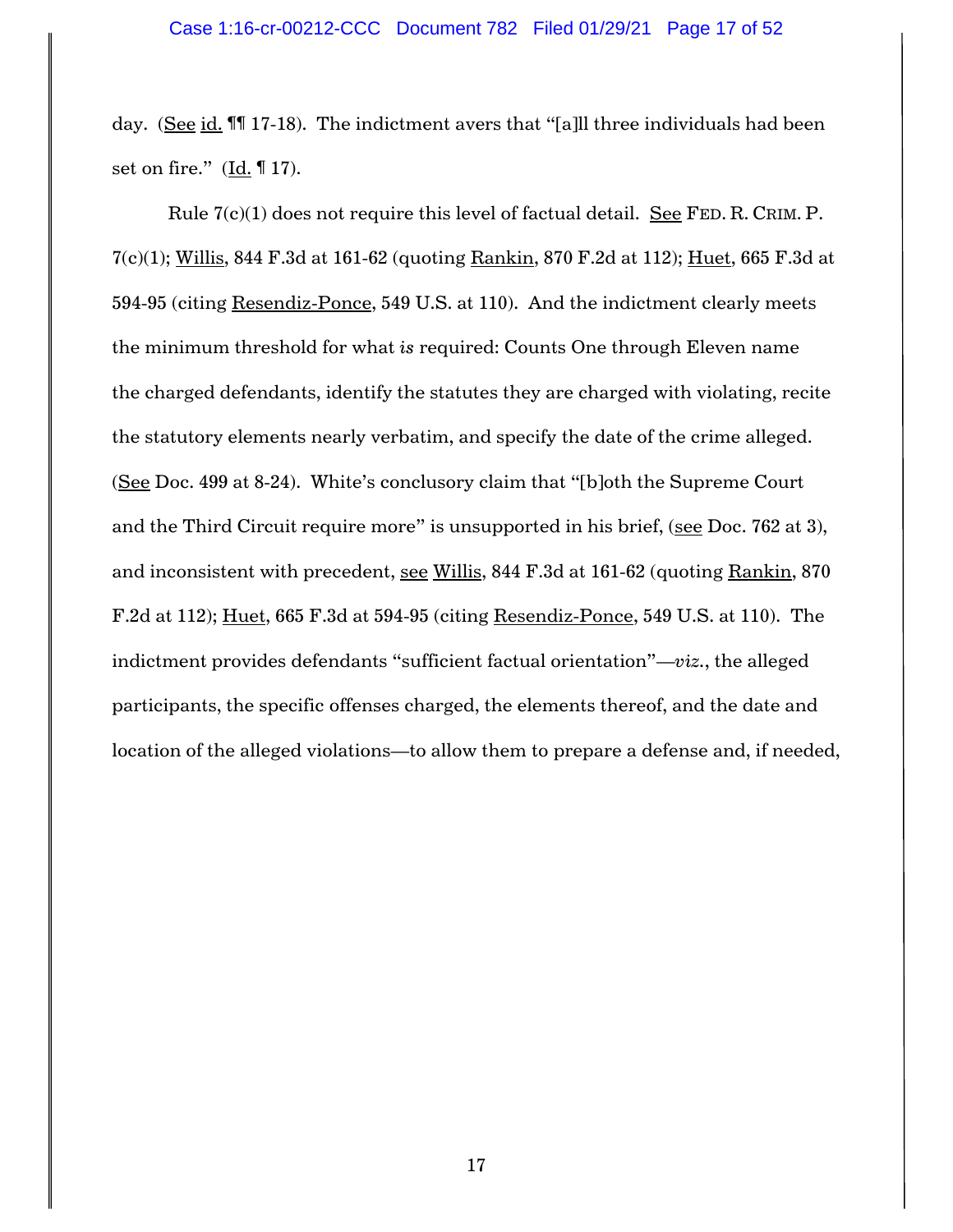day. (See id. ¶¶ 17-18). The indictment avers that "[a]ll three individuals had been set on fire." (Id. ¶ 17).

Rule 7(c)(1) does not require this level of factual detail. See FED. R. CRIM. P. 7(c)(1); Willis, 844 F.3d at 161-62 (quoting Rankin, 870 F.2d at 112); Huet, 665 F.3d at 594-95 (citing Resendiz-Ponce, 549 U.S. at 110). And the indictment clearly meets the minimum threshold for what *is* required: Counts One through Eleven name the charged defendants, identify the statutes they are charged with violating, recite the statutory elements nearly verbatim, and specify the date of the crime alleged. (See Doc. 499 at 8-24). White's conclusory claim that "[b]oth the Supreme Court and the Third Circuit require more" is unsupported in his brief, (see Doc. 762 at 3), and inconsistent with precedent, see Willis, 844 F.3d at 161-62 (quoting Rankin, 870 F.2d at 112); Huet, 665 F.3d at 594-95 (citing Resendiz-Ponce, 549 U.S. at 110). The indictment provides defendants "sufficient factual orientation"—*viz.*, the alleged participants, the specific offenses charged, the elements thereof, and the date and location of the alleged violations—to allow them to prepare a defense and, if needed,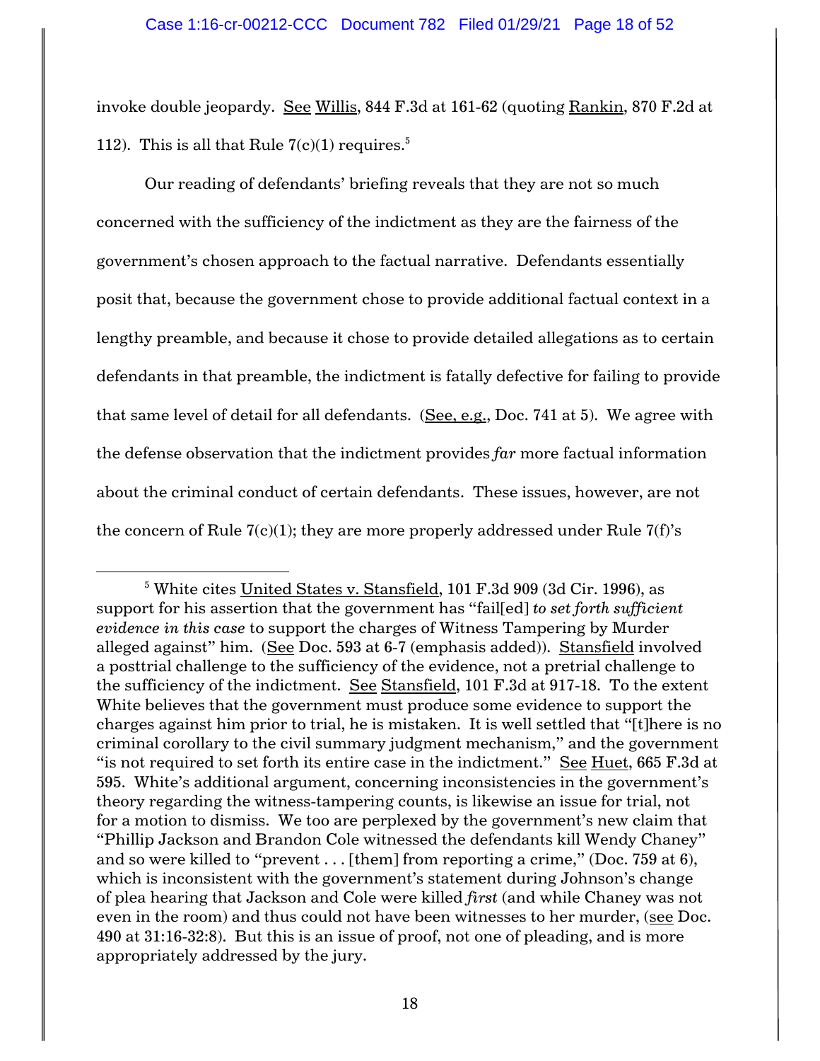invoke double jeopardy. See Willis, 844 F.3d at 161-62 (quoting Rankin, 870 F.2d at 112). This is all that Rule 7(c)(1) requires.[5]

Our reading of defendants' briefing reveals that they are not so much concerned with the sufficiency of the indictment as they are the fairness of the government's chosen approach to the factual narrative. Defendants essentially posit that, because the government chose to provide additional factual context in a lengthy preamble, and because it chose to provide detailed allegations as to certain defendants in that preamble, the indictment is fatally defective for failing to provide that same level of detail for all defendants. (See, e.g., Doc. 741 at 5). We agree with the defense observation that the indictment provides *far* more factual information about the criminal conduct of certain defendants. These issues, however, are not the concern of Rule 7(c)(1); they are more properly addressed under Rule 7(f)'s

---

[5] White cites United States v. Stansfield, 101 F.3d 909 (3d Cir. 1996), as support for his assertion that the government has "fail[ed] *to set forth sufficient evidence in this case* to support the charges of Witness Tampering by Murder alleged against" him. (See Doc. 593 at 6-7 (emphasis added)). Stansfield involved a posttrial challenge to the sufficiency of the evidence, not a pretrial challenge to the sufficiency of the indictment. See Stansfield, 101 F.3d at 917-18. To the extent White believes that the government must produce some evidence to support the charges against him prior to trial, he is mistaken. It is well settled that "[t]here is no criminal corollary to the civil summary judgment mechanism," and the government "is not required to set forth its entire case in the indictment." See Huet, 665 F.3d at 595. White's additional argument, concerning inconsistencies in the government's theory regarding the witness-tampering counts, is likewise an issue for trial, not for a motion to dismiss. We too are perplexed by the government's new claim that "Phillip Jackson and Brandon Cole witnessed the defendants kill Wendy Chaney" and so were killed to "prevent . . . [them] from reporting a crime," (Doc. 759 at 6), which is inconsistent with the government's statement during Johnson's change of plea hearing that Jackson and Cole were killed *first* (and while Chaney was not even in the room) and thus could not have been witnesses to her murder, (see Doc. 490 at 31:16-32:8). But this is an issue of proof, not one of pleading, and is more appropriately addressed by the jury.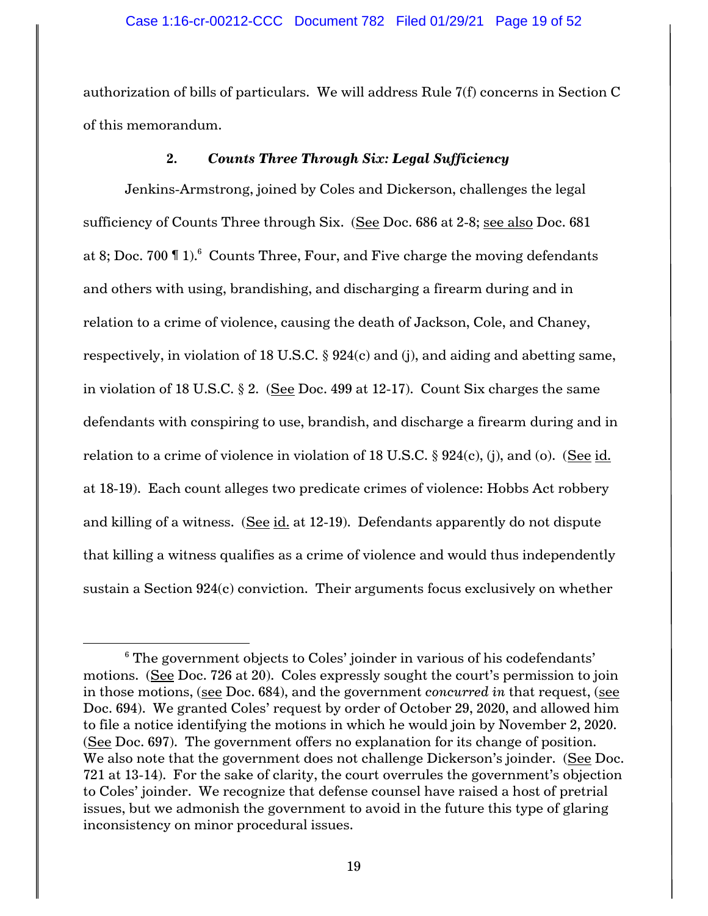authorization of bills of particulars. We will address Rule 7(f) concerns in Section C of this memorandum.

### 2. *Counts Three Through Six: Legal Sufficiency*

Jenkins-Armstrong, joined by Coles and Dickerson, challenges the legal sufficiency of Counts Three through Six. (See Doc. 686 at 2-8; see also Doc. 681 at 8; Doc. 700 ¶ 1).[6] Counts Three, Four, and Five charge the moving defendants and others with using, brandishing, and discharging a firearm during and in relation to a crime of violence, causing the death of Jackson, Cole, and Chaney, respectively, in violation of 18 U.S.C. § 924(c) and (j), and aiding and abetting same, in violation of 18 U.S.C. § 2. (See Doc. 499 at 12-17). Count Six charges the same defendants with conspiring to use, brandish, and discharge a firearm during and in relation to a crime of violence in violation of 18 U.S.C. § 924(c), (j), and (o). (See id. at 18-19). Each count alleges two predicate crimes of violence: Hobbs Act robbery and killing of a witness. (See id. at 12-19). Defendants apparently do not dispute that killing a witness qualifies as a crime of violence and would thus independently sustain a Section 924(c) conviction. Their arguments focus exclusively on whether

[6] The government objects to Coles' joinder in various of his codefendants' motions. (See Doc. 726 at 20). Coles expressly sought the court's permission to join in those motions, (see Doc. 684), and the government *concurred in* that request, (see Doc. 694). We granted Coles' request by order of October 29, 2020, and allowed him to file a notice identifying the motions in which he would join by November 2, 2020. (See Doc. 697). The government offers no explanation for its change of position. We also note that the government does not challenge Dickerson's joinder. (See Doc. 721 at 13-14). For the sake of clarity, the court overrules the government's objection to Coles' joinder. We recognize that defense counsel have raised a host of pretrial issues, but we admonish the government to avoid in the future this type of glaring inconsistency on minor procedural issues.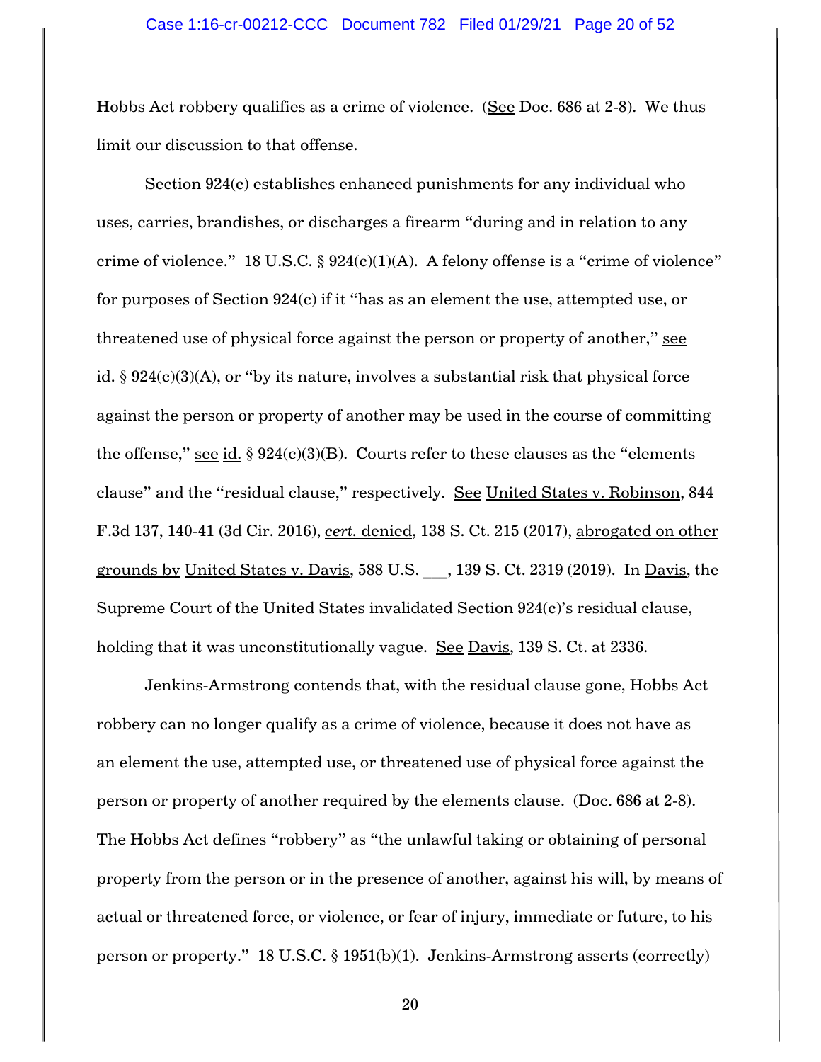Hobbs Act robbery qualifies as a crime of violence. (See Doc. 686 at 2-8). We thus limit our discussion to that offense.

Section 924(c) establishes enhanced punishments for any individual who uses, carries, brandishes, or discharges a firearm "during and in relation to any crime of violence." 18 U.S.C. § 924(c)(1)(A). A felony offense is a "crime of violence" for purposes of Section 924(c) if it "has as an element the use, attempted use, or threatened use of physical force against the person or property of another," see id. § 924(c)(3)(A), or "by its nature, involves a substantial risk that physical force against the person or property of another may be used in the course of committing the offense," see id. § 924(c)(3)(B). Courts refer to these clauses as the "elements clause" and the "residual clause," respectively. See United States v. Robinson, 844 F.3d 137, 140-41 (3d Cir. 2016), *cert.* denied, 138 S. Ct. 215 (2017), abrogated on other grounds by United States v. Davis, 588 U.S. ___, 139 S. Ct. 2319 (2019). In Davis, the Supreme Court of the United States invalidated Section 924(c)'s residual clause, holding that it was unconstitutionally vague. See Davis, 139 S. Ct. at 2336.

Jenkins-Armstrong contends that, with the residual clause gone, Hobbs Act robbery can no longer qualify as a crime of violence, because it does not have as an element the use, attempted use, or threatened use of physical force against the person or property of another required by the elements clause. (Doc. 686 at 2-8). The Hobbs Act defines "robbery" as "the unlawful taking or obtaining of personal property from the person or in the presence of another, against his will, by means of actual or threatened force, or violence, or fear of injury, immediate or future, to his person or property." 18 U.S.C. § 1951(b)(1). Jenkins-Armstrong asserts (correctly)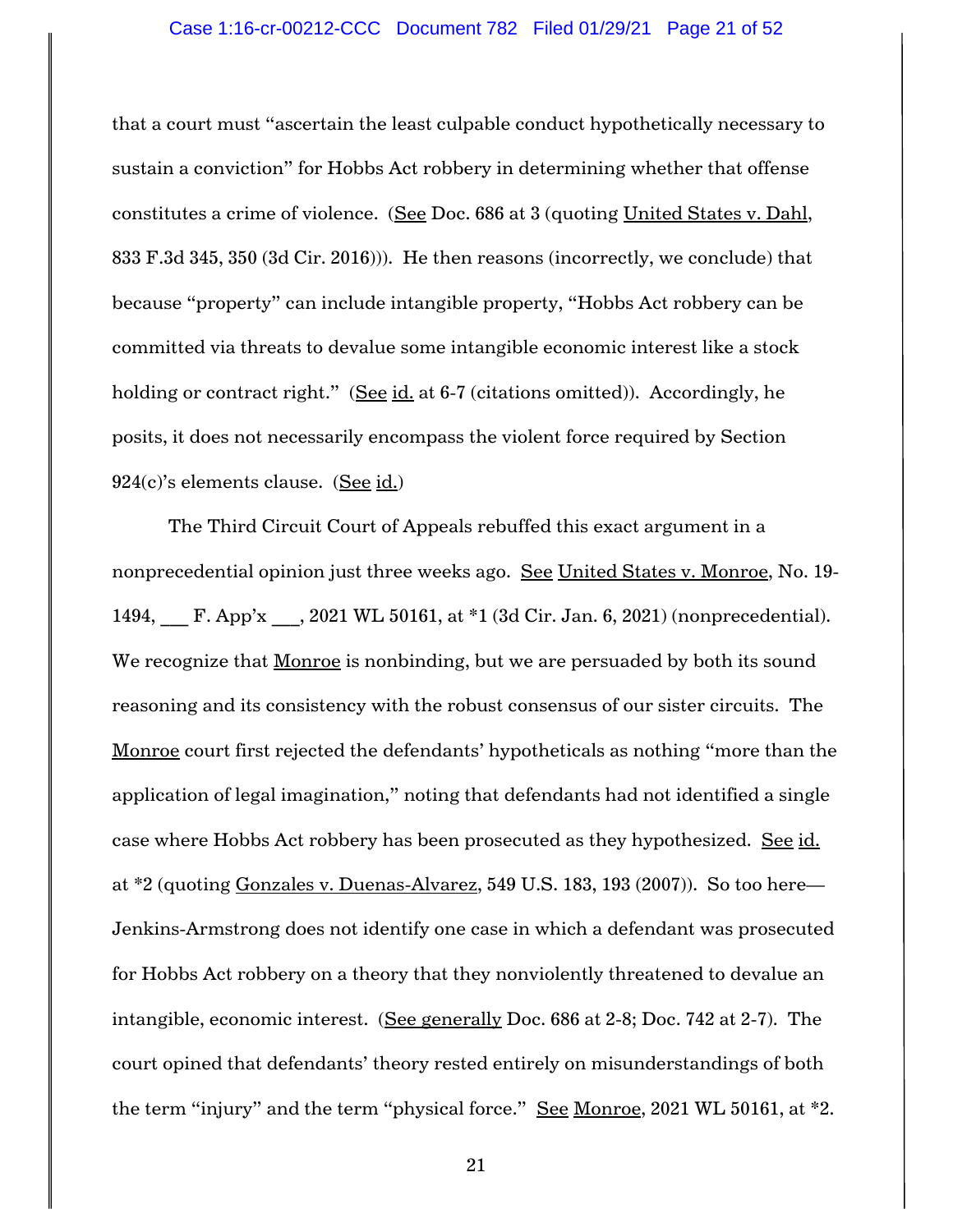that a court must "ascertain the least culpable conduct hypothetically necessary to sustain a conviction" for Hobbs Act robbery in determining whether that offense constitutes a crime of violence. (See Doc. 686 at 3 (quoting United States v. Dahl, 833 F.3d 345, 350 (3d Cir. 2016))). He then reasons (incorrectly, we conclude) that because "property" can include intangible property, "Hobbs Act robbery can be committed via threats to devalue some intangible economic interest like a stock holding or contract right." (See id. at 6-7 (citations omitted)). Accordingly, he posits, it does not necessarily encompass the violent force required by Section 924(c)'s elements clause. (See id.)

The Third Circuit Court of Appeals rebuffed this exact argument in a nonprecedential opinion just three weeks ago. See United States v. Monroe, No. 19-1494, ___ F. App'x ___, 2021 WL 50161, at *1 (3d Cir. Jan. 6, 2021) (nonprecedential). We recognize that Monroe is nonbinding, but we are persuaded by both its sound reasoning and its consistency with the robust consensus of our sister circuits. The Monroe court first rejected the defendants' hypotheticals as nothing "more than the application of legal imagination," noting that defendants had not identified a single case where Hobbs Act robbery has been prosecuted as they hypothesized. See id. at *2 (quoting Gonzales v. Duenas-Alvarez, 549 U.S. 183, 193 (2007)). So too here—Jenkins-Armstrong does not identify one case in which a defendant was prosecuted for Hobbs Act robbery on a theory that they nonviolently threatened to devalue an intangible, economic interest. (See generally Doc. 686 at 2-8; Doc. 742 at 2-7). The court opined that defendants' theory rested entirely on misunderstandings of both the term "injury" and the term "physical force." See Monroe, 2021 WL 50161, at *2.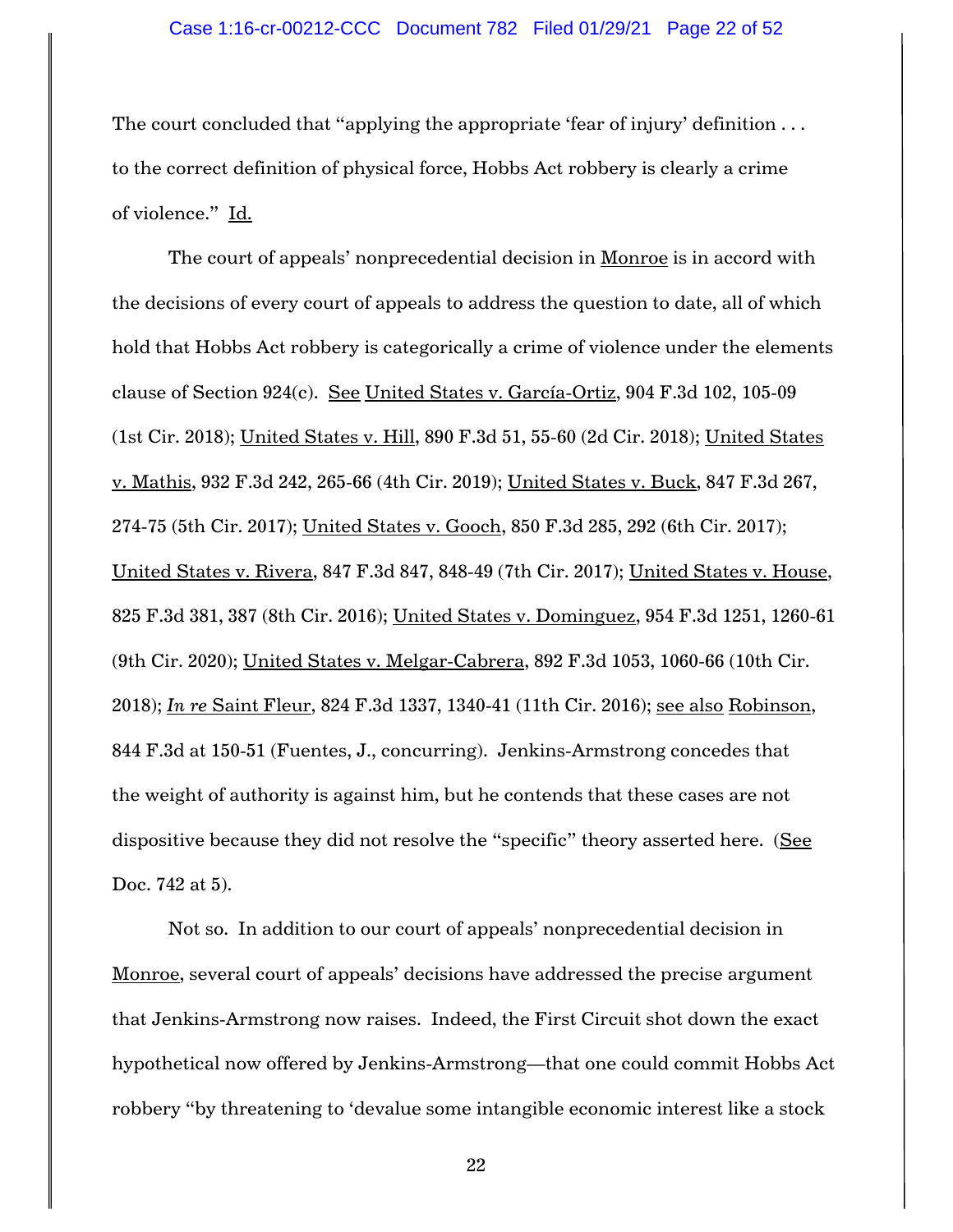The court concluded that "applying the appropriate 'fear of injury' definition . . . to the correct definition of physical force, Hobbs Act robbery is clearly a crime of violence." Id.

The court of appeals' nonprecedential decision in Monroe is in accord with the decisions of every court of appeals to address the question to date, all of which hold that Hobbs Act robbery is categorically a crime of violence under the elements clause of Section 924(c). See United States v. García-Ortiz, 904 F.3d 102, 105-09 (1st Cir. 2018); United States v. Hill, 890 F.3d 51, 55-60 (2d Cir. 2018); United States v. Mathis, 932 F.3d 242, 265-66 (4th Cir. 2019); United States v. Buck, 847 F.3d 267, 274-75 (5th Cir. 2017); United States v. Gooch, 850 F.3d 285, 292 (6th Cir. 2017); United States v. Rivera, 847 F.3d 847, 848-49 (7th Cir. 2017); United States v. House, 825 F.3d 381, 387 (8th Cir. 2016); United States v. Dominguez, 954 F.3d 1251, 1260-61 (9th Cir. 2020); United States v. Melgar-Cabrera, 892 F.3d 1053, 1060-66 (10th Cir. 2018); *In re* Saint Fleur, 824 F.3d 1337, 1340-41 (11th Cir. 2016); see also Robinson, 844 F.3d at 150-51 (Fuentes, J., concurring). Jenkins-Armstrong concedes that the weight of authority is against him, but he contends that these cases are not dispositive because they did not resolve the "specific" theory asserted here. (See Doc. 742 at 5).

Not so. In addition to our court of appeals' nonprecedential decision in Monroe, several court of appeals' decisions have addressed the precise argument that Jenkins-Armstrong now raises. Indeed, the First Circuit shot down the exact hypothetical now offered by Jenkins-Armstrong—that one could commit Hobbs Act robbery "by threatening to 'devalue some intangible economic interest like a stock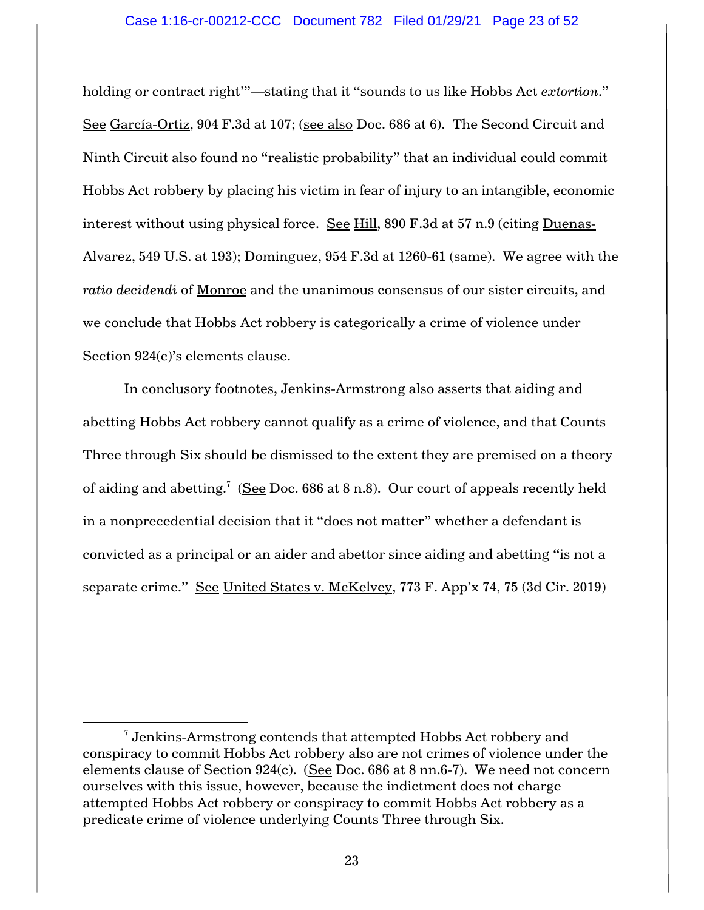holding or contract right'"—stating that it "sounds to us like Hobbs Act *extortion*." See García-Ortiz, 904 F.3d at 107; (see also Doc. 686 at 6). The Second Circuit and Ninth Circuit also found no "realistic probability" that an individual could commit Hobbs Act robbery by placing his victim in fear of injury to an intangible, economic interest without using physical force. See Hill, 890 F.3d at 57 n.9 (citing Duenas-Alvarez, 549 U.S. at 193); Dominguez, 954 F.3d at 1260-61 (same). We agree with the *ratio decidendi* of Monroe and the unanimous consensus of our sister circuits, and we conclude that Hobbs Act robbery is categorically a crime of violence under Section 924(c)'s elements clause.

In conclusory footnotes, Jenkins-Armstrong also asserts that aiding and abetting Hobbs Act robbery cannot qualify as a crime of violence, and that Counts Three through Six should be dismissed to the extent they are premised on a theory of aiding and abetting.[7] (See Doc. 686 at 8 n.8). Our court of appeals recently held in a nonprecedential decision that it "does not matter" whether a defendant is convicted as a principal or an aider and abettor since aiding and abetting "is not a separate crime." See United States v. McKelvey, 773 F. App'x 74, 75 (3d Cir. 2019)

[7] Jenkins-Armstrong contends that attempted Hobbs Act robbery and conspiracy to commit Hobbs Act robbery also are not crimes of violence under the elements clause of Section 924(c). (See Doc. 686 at 8 nn.6-7). We need not concern ourselves with this issue, however, because the indictment does not charge attempted Hobbs Act robbery or conspiracy to commit Hobbs Act robbery as a predicate crime of violence underlying Counts Three through Six.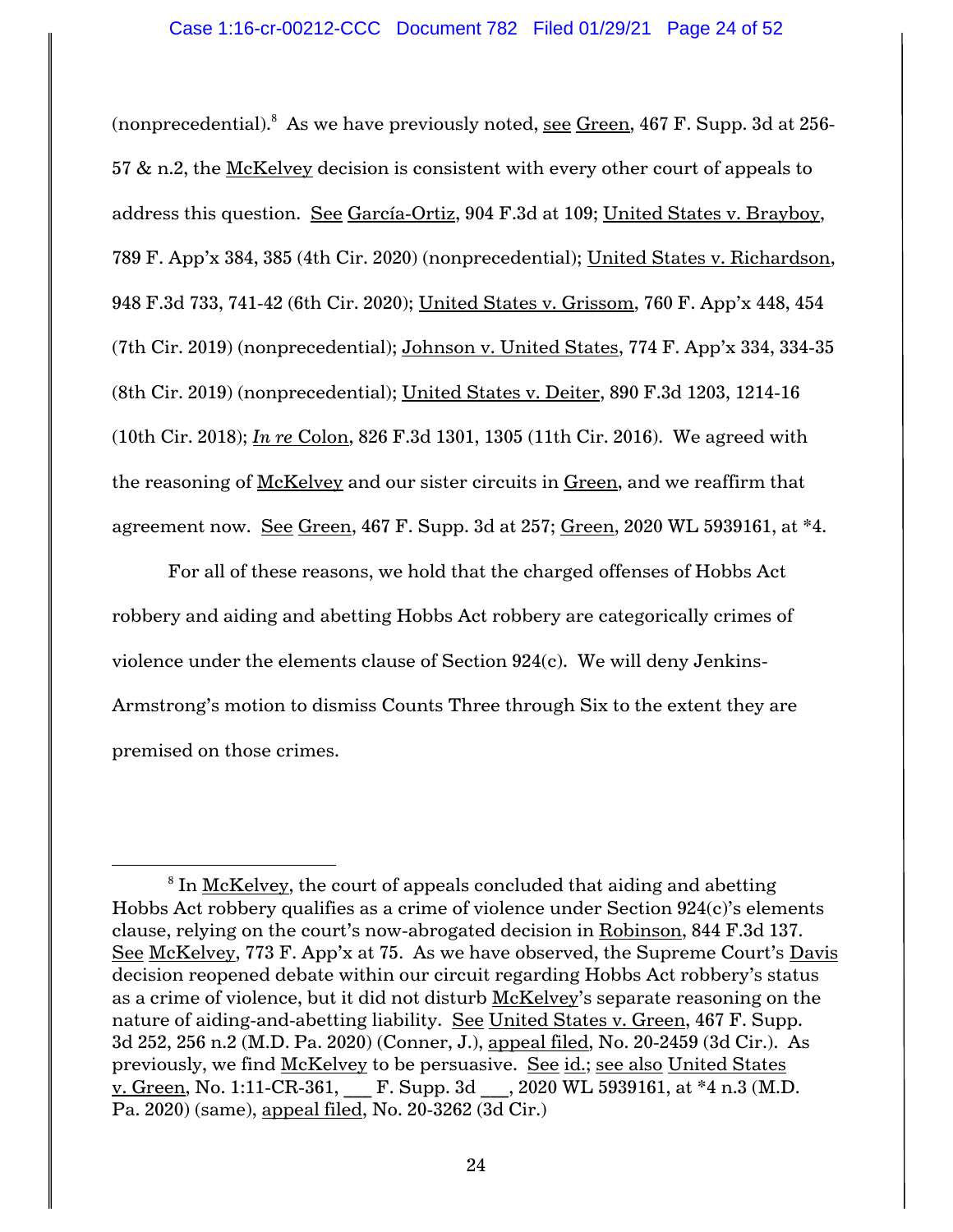(nonprecedential).[8] As we have previously noted, see Green, 467 F. Supp. 3d at 256-57 & n.2, the McKelvey decision is consistent with every other court of appeals to address this question. See García-Ortiz, 904 F.3d at 109; United States v. Brayboy, 789 F. App'x 384, 385 (4th Cir. 2020) (nonprecedential); United States v. Richardson, 948 F.3d 733, 741-42 (6th Cir. 2020); United States v. Grissom, 760 F. App'x 448, 454 (7th Cir. 2019) (nonprecedential); Johnson v. United States, 774 F. App'x 334, 334-35 (8th Cir. 2019) (nonprecedential); United States v. Deiter, 890 F.3d 1203, 1214-16 (10th Cir. 2018); *In re* Colon, 826 F.3d 1301, 1305 (11th Cir. 2016). We agreed with the reasoning of McKelvey and our sister circuits in Green, and we reaffirm that agreement now. See Green, 467 F. Supp. 3d at 257; Green, 2020 WL 5939161, at *4.

For all of these reasons, we hold that the charged offenses of Hobbs Act robbery and aiding and abetting Hobbs Act robbery are categorically crimes of violence under the elements clause of Section 924(c). We will deny Jenkins-Armstrong's motion to dismiss Counts Three through Six to the extent they are premised on those crimes.

---

[8] In McKelvey, the court of appeals concluded that aiding and abetting Hobbs Act robbery qualifies as a crime of violence under Section 924(c)'s elements clause, relying on the court's now-abrogated decision in Robinson, 844 F.3d 137. See McKelvey, 773 F. App'x at 75. As we have observed, the Supreme Court's Davis decision reopened debate within our circuit regarding Hobbs Act robbery's status as a crime of violence, but it did not disturb McKelvey's separate reasoning on the nature of aiding-and-abetting liability. See United States v. Green, 467 F. Supp. 3d 252, 256 n.2 (M.D. Pa. 2020) (Conner, J.), appeal filed, No. 20-2459 (3d Cir.). As previously, we find McKelvey to be persuasive. See id.; see also United States v. Green, No. 1:11-CR-361, ___ F. Supp. 3d ___, 2020 WL 5939161, at *4 n.3 (M.D. Pa. 2020) (same), appeal filed, No. 20-3262 (3d Cir.)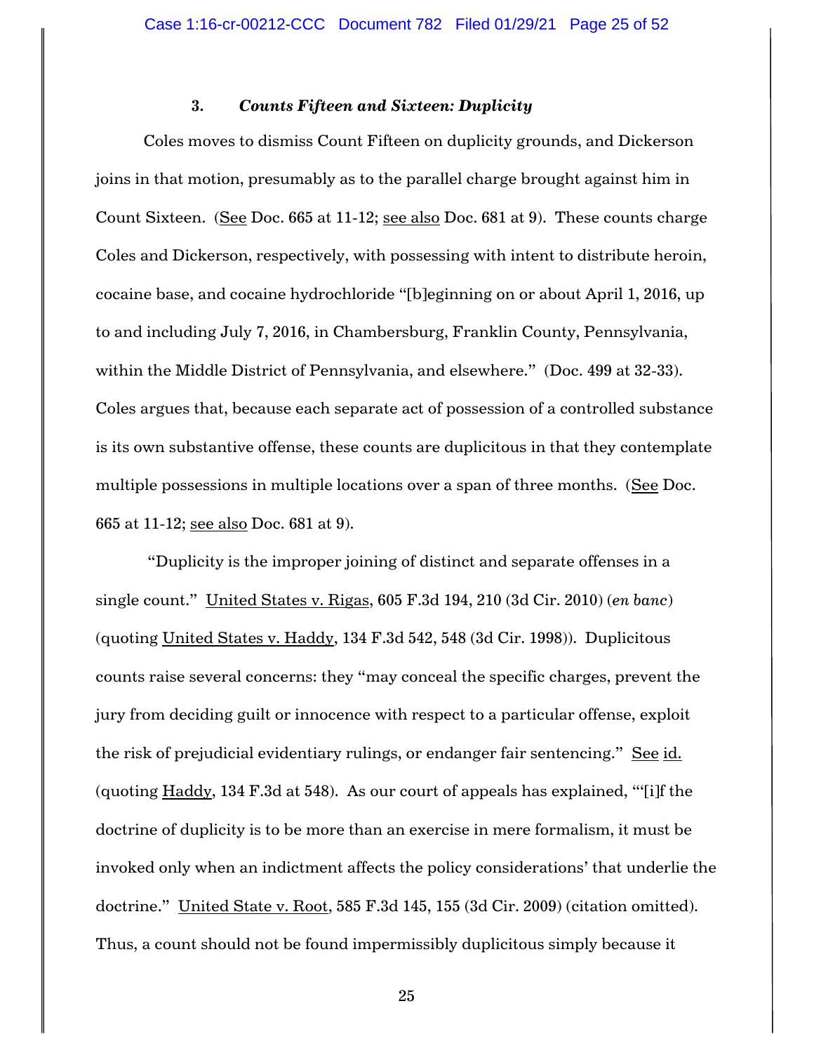### 3. *Counts Fifteen and Sixteen: Duplicity*

Coles moves to dismiss Count Fifteen on duplicity grounds, and Dickerson joins in that motion, presumably as to the parallel charge brought against him in Count Sixteen. (See Doc. 665 at 11-12; see also Doc. 681 at 9). These counts charge Coles and Dickerson, respectively, with possessing with intent to distribute heroin, cocaine base, and cocaine hydrochloride "[b]eginning on or about April 1, 2016, up to and including July 7, 2016, in Chambersburg, Franklin County, Pennsylvania, within the Middle District of Pennsylvania, and elsewhere." (Doc. 499 at 32-33). Coles argues that, because each separate act of possession of a controlled substance is its own substantive offense, these counts are duplicitous in that they contemplate multiple possessions in multiple locations over a span of three months. (See Doc. 665 at 11-12; see also Doc. 681 at 9).

"Duplicity is the improper joining of distinct and separate offenses in a single count." United States v. Rigas, 605 F.3d 194, 210 (3d Cir. 2010) (*en banc*) (quoting United States v. Haddy, 134 F.3d 542, 548 (3d Cir. 1998)). Duplicitous counts raise several concerns: they "may conceal the specific charges, prevent the jury from deciding guilt or innocence with respect to a particular offense, exploit the risk of prejudicial evidentiary rulings, or endanger fair sentencing." See id. (quoting Haddy, 134 F.3d at 548). As our court of appeals has explained, "'[i]f the doctrine of duplicity is to be more than an exercise in mere formalism, it must be invoked only when an indictment affects the policy considerations' that underlie the doctrine." United State v. Root, 585 F.3d 145, 155 (3d Cir. 2009) (citation omitted). Thus, a count should not be found impermissibly duplicitous simply because it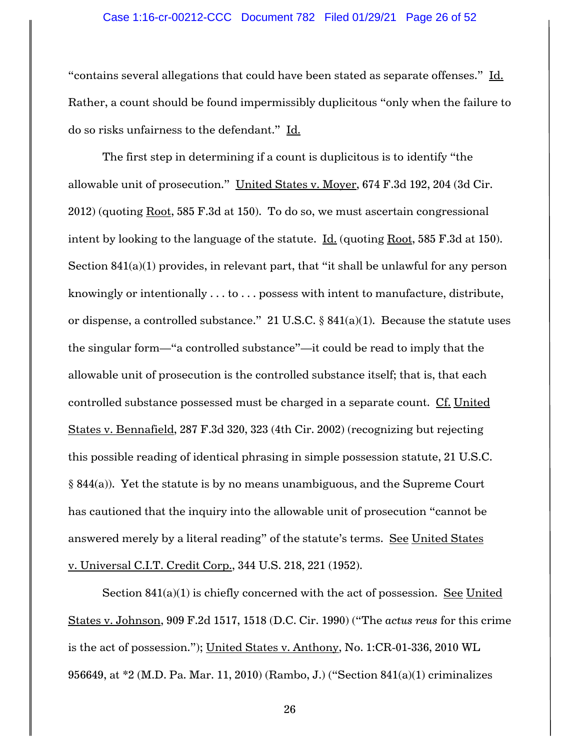"contains several allegations that could have been stated as separate offenses." Id. Rather, a count should be found impermissibly duplicitous "only when the failure to do so risks unfairness to the defendant." Id.

The first step in determining if a count is duplicitous is to identify "the allowable unit of prosecution." United States v. Moyer, 674 F.3d 192, 204 (3d Cir. 2012) (quoting Root, 585 F.3d at 150). To do so, we must ascertain congressional intent by looking to the language of the statute. Id. (quoting Root, 585 F.3d at 150). Section 841(a)(1) provides, in relevant part, that "it shall be unlawful for any person knowingly or intentionally . . . to . . . possess with intent to manufacture, distribute, or dispense, a controlled substance." 21 U.S.C. § 841(a)(1). Because the statute uses the singular form—"a controlled substance"—it could be read to imply that the allowable unit of prosecution is the controlled substance itself; that is, that each controlled substance possessed must be charged in a separate count. Cf. United States v. Bennafield, 287 F.3d 320, 323 (4th Cir. 2002) (recognizing but rejecting this possible reading of identical phrasing in simple possession statute, 21 U.S.C. § 844(a)). Yet the statute is by no means unambiguous, and the Supreme Court has cautioned that the inquiry into the allowable unit of prosecution "cannot be answered merely by a literal reading" of the statute's terms. See United States v. Universal C.I.T. Credit Corp., 344 U.S. 218, 221 (1952).

Section 841(a)(1) is chiefly concerned with the act of possession. See United States v. Johnson, 909 F.2d 1517, 1518 (D.C. Cir. 1990) ("The *actus reus* for this crime is the act of possession."); United States v. Anthony, No. 1:CR-01-336, 2010 WL 956649, at *2 (M.D. Pa. Mar. 11, 2010) (Rambo, J.) ("Section 841(a)(1) criminalizes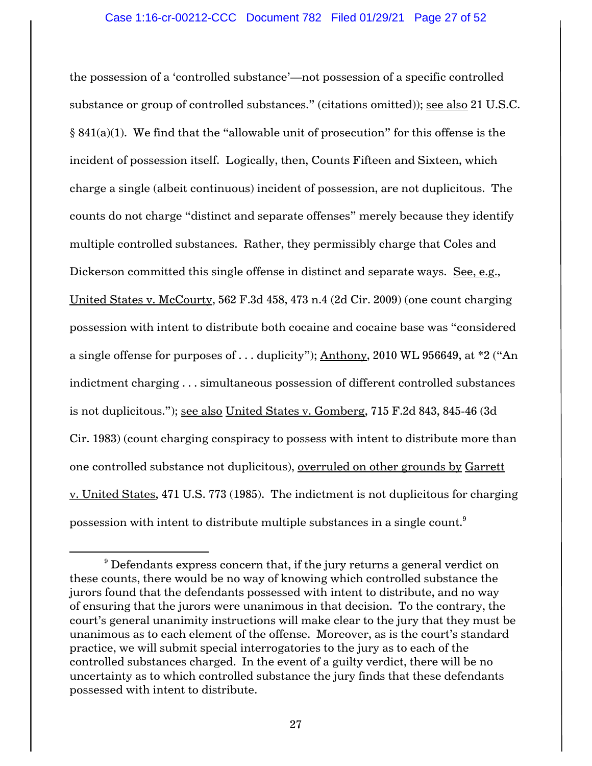the possession of a 'controlled substance'—not possession of a specific controlled substance or group of controlled substances." (citations omitted)); see also 21 U.S.C. § 841(a)(1). We find that the "allowable unit of prosecution" for this offense is the incident of possession itself. Logically, then, Counts Fifteen and Sixteen, which charge a single (albeit continuous) incident of possession, are not duplicitous. The counts do not charge "distinct and separate offenses" merely because they identify multiple controlled substances. Rather, they permissibly charge that Coles and Dickerson committed this single offense in distinct and separate ways. See, e.g., United States v. McCourty, 562 F.3d 458, 473 n.4 (2d Cir. 2009) (one count charging possession with intent to distribute both cocaine and cocaine base was "considered a single offense for purposes of . . . duplicity"); Anthony, 2010 WL 956649, at *2 ("An indictment charging . . . simultaneous possession of different controlled substances is not duplicitous."); see also United States v. Gomberg, 715 F.2d 843, 845-46 (3d Cir. 1983) (count charging conspiracy to possess with intent to distribute more than one controlled substance not duplicitous), overruled on other grounds by Garrett v. United States, 471 U.S. 773 (1985). The indictment is not duplicitous for charging possession with intent to distribute multiple substances in a single count.[9]

---

[9] Defendants express concern that, if the jury returns a general verdict on these counts, there would be no way of knowing which controlled substance the jurors found that the defendants possessed with intent to distribute, and no way of ensuring that the jurors were unanimous in that decision. To the contrary, the court's general unanimity instructions will make clear to the jury that they must be unanimous as to each element of the offense. Moreover, as is the court's standard practice, we will submit special interrogatories to the jury as to each of the controlled substances charged. In the event of a guilty verdict, there will be no uncertainty as to which controlled substance the jury finds that these defendants possessed with intent to distribute.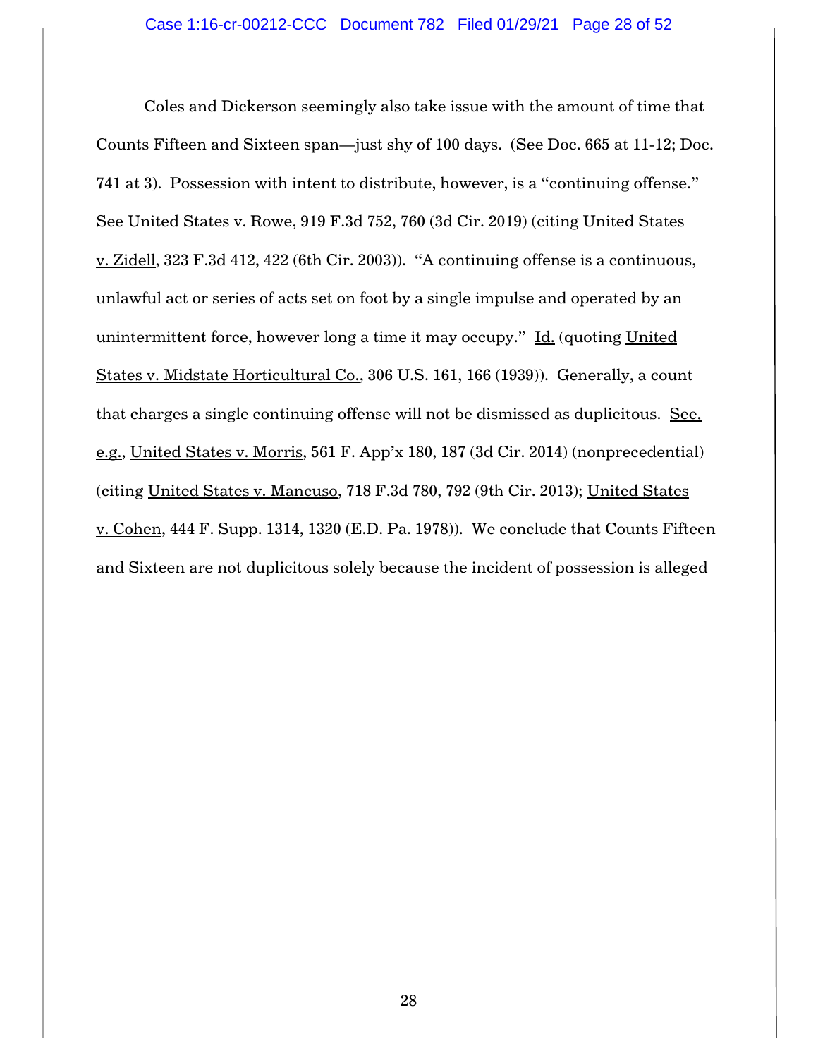Coles and Dickerson seemingly also take issue with the amount of time that Counts Fifteen and Sixteen span—just shy of 100 days. (See Doc. 665 at 11-12; Doc. 741 at 3). Possession with intent to distribute, however, is a "continuing offense." See United States v. Rowe, 919 F.3d 752, 760 (3d Cir. 2019) (citing United States v. Zidell, 323 F.3d 412, 422 (6th Cir. 2003)). "A continuing offense is a continuous, unlawful act or series of acts set on foot by a single impulse and operated by an unintermittent force, however long a time it may occupy." Id. (quoting United States v. Midstate Horticultural Co., 306 U.S. 161, 166 (1939)). Generally, a count that charges a single continuing offense will not be dismissed as duplicitous. See, e.g., United States v. Morris, 561 F. App'x 180, 187 (3d Cir. 2014) (nonprecedential) (citing United States v. Mancuso, 718 F.3d 780, 792 (9th Cir. 2013); United States v. Cohen, 444 F. Supp. 1314, 1320 (E.D. Pa. 1978)). We conclude that Counts Fifteen and Sixteen are not duplicitous solely because the incident of possession is alleged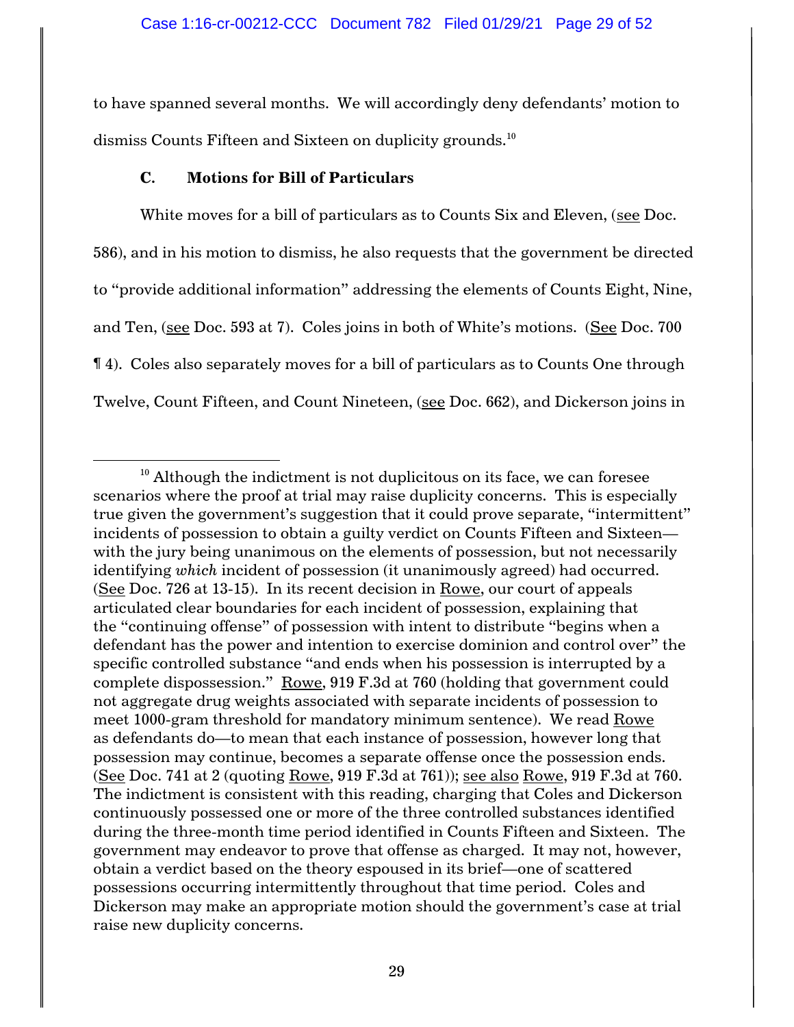to have spanned several months. We will accordingly deny defendants' motion to dismiss Counts Fifteen and Sixteen on duplicity grounds.[10]

### C. Motions for Bill of Particulars

White moves for a bill of particulars as to Counts Six and Eleven, (see Doc. 586), and in his motion to dismiss, he also requests that the government be directed to "provide additional information" addressing the elements of Counts Eight, Nine, and Ten, (see Doc. 593 at 7). Coles joins in both of White's motions. (See Doc. 700 ¶ 4). Coles also separately moves for a bill of particulars as to Counts One through Twelve, Count Fifteen, and Count Nineteen, (see Doc. 662), and Dickerson joins in

---

[10] Although the indictment is not duplicitous on its face, we can foresee scenarios where the proof at trial may raise duplicity concerns. This is especially true given the government's suggestion that it could prove separate, "intermittent" incidents of possession to obtain a guilty verdict on Counts Fifteen and Sixteen—with the jury being unanimous on the elements of possession, but not necessarily identifying *which* incident of possession (it unanimously agreed) had occurred. (See Doc. 726 at 13-15). In its recent decision in Rowe, our court of appeals articulated clear boundaries for each incident of possession, explaining that the "continuing offense" of possession with intent to distribute "begins when a defendant has the power and intention to exercise dominion and control over" the specific controlled substance "and ends when his possession is interrupted by a complete dispossession." Rowe, 919 F.3d at 760 (holding that government could not aggregate drug weights associated with separate incidents of possession to meet 1000-gram threshold for mandatory minimum sentence). We read Rowe as defendants do—to mean that each instance of possession, however long that possession may continue, becomes a separate offense once the possession ends. (See Doc. 741 at 2 (quoting Rowe, 919 F.3d at 761)); see also Rowe, 919 F.3d at 760. The indictment is consistent with this reading, charging that Coles and Dickerson continuously possessed one or more of the three controlled substances identified during the three-month time period identified in Counts Fifteen and Sixteen. The government may endeavor to prove that offense as charged. It may not, however, obtain a verdict based on the theory espoused in its brief—one of scattered possessions occurring intermittently throughout that time period. Coles and Dickerson may make an appropriate motion should the government's case at trial raise new duplicity concerns.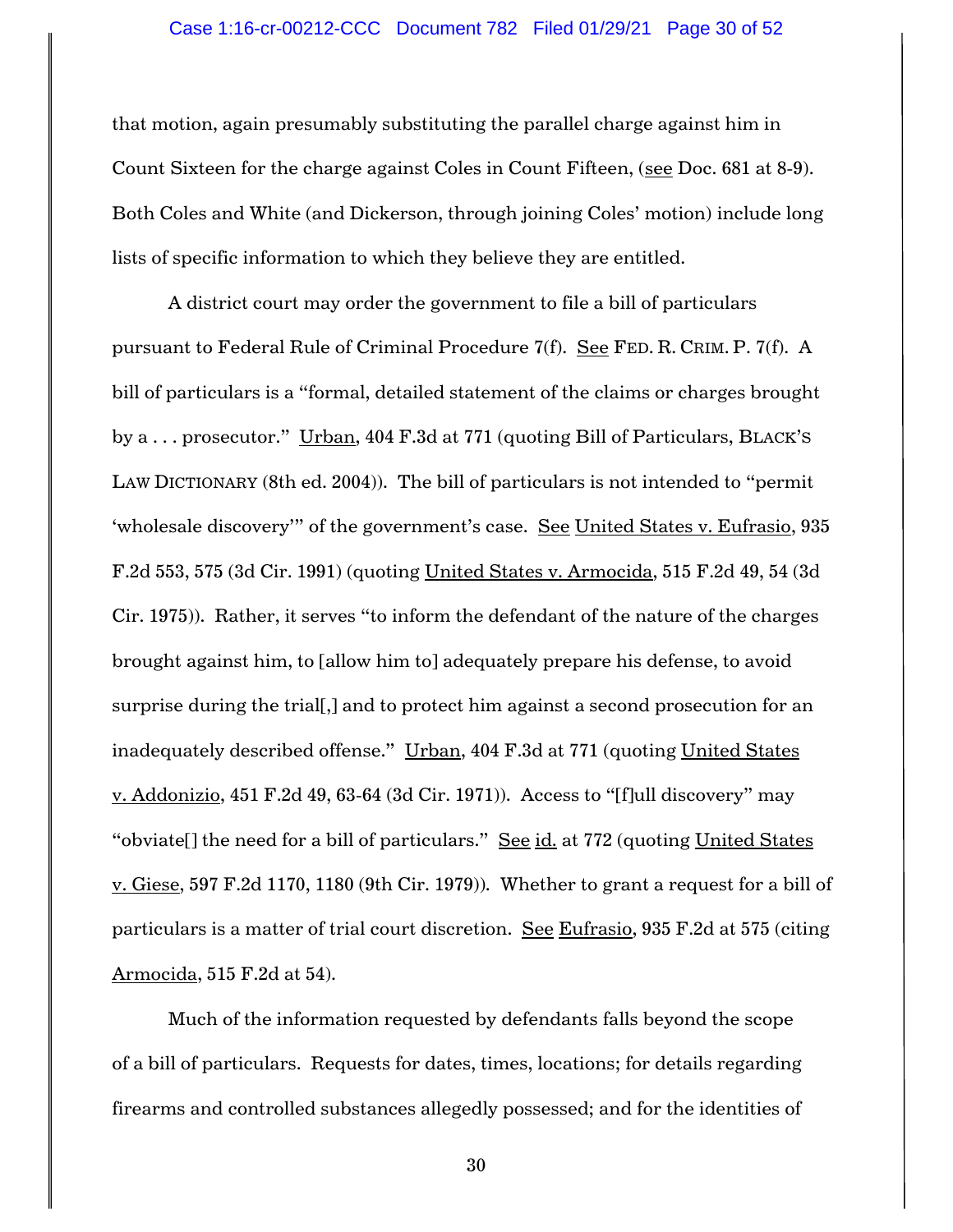that motion, again presumably substituting the parallel charge against him in Count Sixteen for the charge against Coles in Count Fifteen, (see Doc. 681 at 8-9). Both Coles and White (and Dickerson, through joining Coles' motion) include long lists of specific information to which they believe they are entitled.

A district court may order the government to file a bill of particulars pursuant to Federal Rule of Criminal Procedure 7(f). See FED. R. CRIM. P. 7(f). A bill of particulars is a "formal, detailed statement of the claims or charges brought by a . . . prosecutor." Urban, 404 F.3d at 771 (quoting Bill of Particulars, BLACK'S LAW DICTIONARY (8th ed. 2004)). The bill of particulars is not intended to "permit 'wholesale discovery'" of the government's case. See United States v. Eufrasio, 935 F.2d 553, 575 (3d Cir. 1991) (quoting United States v. Armocida, 515 F.2d 49, 54 (3d Cir. 1975)). Rather, it serves "to inform the defendant of the nature of the charges brought against him, to [allow him to] adequately prepare his defense, to avoid surprise during the trial[,] and to protect him against a second prosecution for an inadequately described offense." Urban, 404 F.3d at 771 (quoting United States v. Addonizio, 451 F.2d 49, 63-64 (3d Cir. 1971)). Access to "[f]ull discovery" may "obviate[] the need for a bill of particulars." See id. at 772 (quoting United States v. Giese, 597 F.2d 1170, 1180 (9th Cir. 1979)). Whether to grant a request for a bill of particulars is a matter of trial court discretion. See Eufrasio, 935 F.2d at 575 (citing Armocida, 515 F.2d at 54).

Much of the information requested by defendants falls beyond the scope of a bill of particulars. Requests for dates, times, locations; for details regarding firearms and controlled substances allegedly possessed; and for the identities of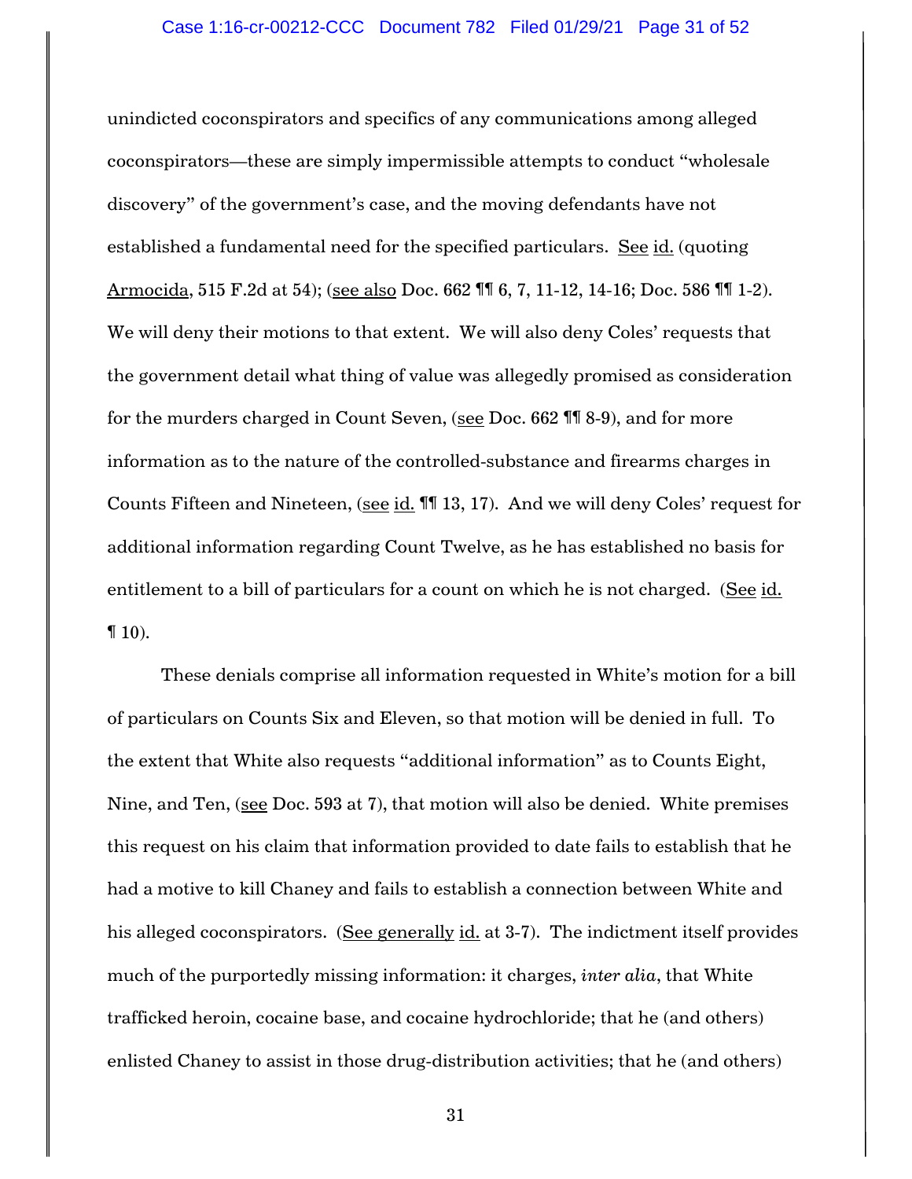unindicted coconspirators and specifics of any communications among alleged coconspirators—these are simply impermissible attempts to conduct "wholesale discovery" of the government's case, and the moving defendants have not established a fundamental need for the specified particulars. See id. (quoting Armocida, 515 F.2d at 54); (see also Doc. 662 ¶¶ 6, 7, 11-12, 14-16; Doc. 586 ¶¶ 1-2). We will deny their motions to that extent. We will also deny Coles' requests that the government detail what thing of value was allegedly promised as consideration for the murders charged in Count Seven, (see Doc. 662 ¶¶ 8-9), and for more information as to the nature of the controlled-substance and firearms charges in Counts Fifteen and Nineteen, (see id. ¶¶ 13, 17). And we will deny Coles' request for additional information regarding Count Twelve, as he has established no basis for entitlement to a bill of particulars for a count on which he is not charged. (See id. ¶ 10).

These denials comprise all information requested in White's motion for a bill of particulars on Counts Six and Eleven, so that motion will be denied in full. To the extent that White also requests "additional information" as to Counts Eight, Nine, and Ten, (see Doc. 593 at 7), that motion will also be denied. White premises this request on his claim that information provided to date fails to establish that he had a motive to kill Chaney and fails to establish a connection between White and his alleged coconspirators. (See generally id. at 3-7). The indictment itself provides much of the purportedly missing information: it charges, *inter alia*, that White trafficked heroin, cocaine base, and cocaine hydrochloride; that he (and others) enlisted Chaney to assist in those drug-distribution activities; that he (and others)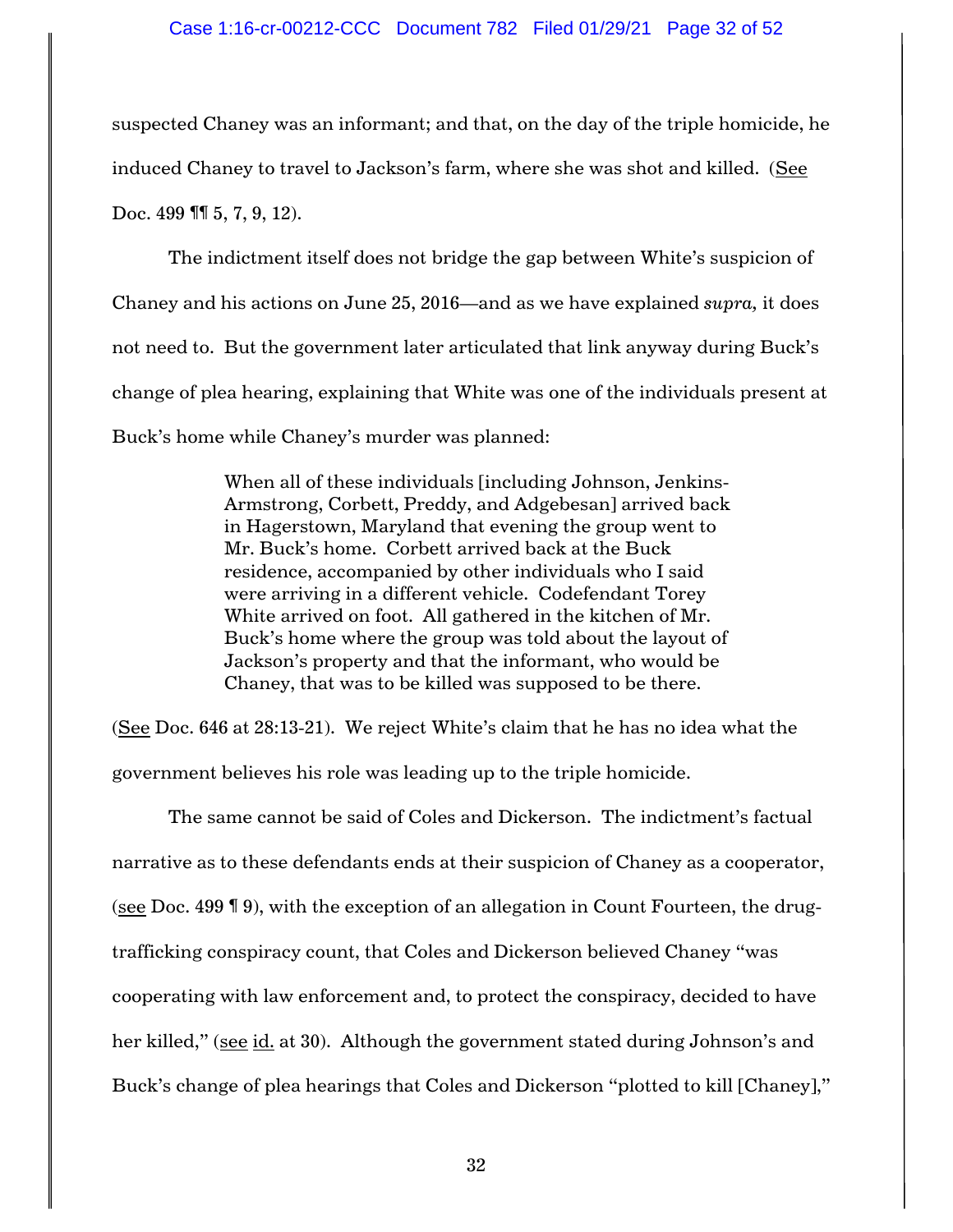suspected Chaney was an informant; and that, on the day of the triple homicide, he induced Chaney to travel to Jackson's farm, where she was shot and killed. (See Doc. 499 ¶¶ 5, 7, 9, 12).

The indictment itself does not bridge the gap between White's suspicion of Chaney and his actions on June 25, 2016—and as we have explained *supra,* it does not need to. But the government later articulated that link anyway during Buck's change of plea hearing, explaining that White was one of the individuals present at Buck's home while Chaney's murder was planned:

> When all of these individuals [including Johnson, Jenkins-Armstrong, Corbett, Preddy, and Adgebesan] arrived back in Hagerstown, Maryland that evening the group went to Mr. Buck's home. Corbett arrived back at the Buck residence, accompanied by other individuals who I said were arriving in a different vehicle. Codefendant Torey White arrived on foot. All gathered in the kitchen of Mr. Buck's home where the group was told about the layout of Jackson's property and that the informant, who would be Chaney, that was to be killed was supposed to be there.

(See Doc. 646 at 28:13-21). We reject White's claim that he has no idea what the government believes his role was leading up to the triple homicide.

The same cannot be said of Coles and Dickerson. The indictment's factual narrative as to these defendants ends at their suspicion of Chaney as a cooperator, (see Doc. 499 ¶ 9), with the exception of an allegation in Count Fourteen, the drug-trafficking conspiracy count, that Coles and Dickerson believed Chaney "was cooperating with law enforcement and, to protect the conspiracy, decided to have her killed," (see id. at 30). Although the government stated during Johnson's and Buck's change of plea hearings that Coles and Dickerson "plotted to kill [Chaney],"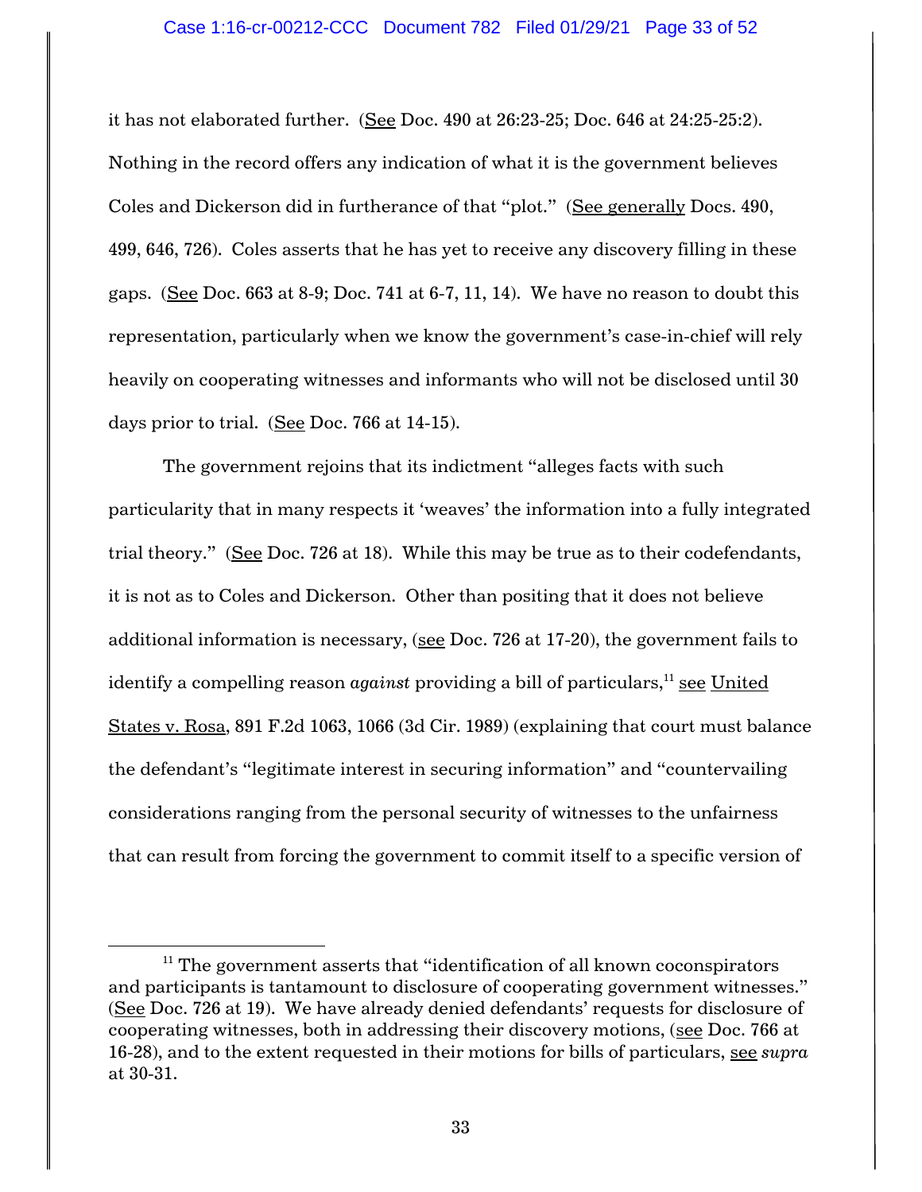it has not elaborated further. (See Doc. 490 at 26:23-25; Doc. 646 at 24:25-25:2). Nothing in the record offers any indication of what it is the government believes Coles and Dickerson did in furtherance of that "plot." (See generally Docs. 490, 499, 646, 726). Coles asserts that he has yet to receive any discovery filling in these gaps. (See Doc. 663 at 8-9; Doc. 741 at 6-7, 11, 14). We have no reason to doubt this representation, particularly when we know the government's case-in-chief will rely heavily on cooperating witnesses and informants who will not be disclosed until 30 days prior to trial. (See Doc. 766 at 14-15).

The government rejoins that its indictment "alleges facts with such particularity that in many respects it 'weaves' the information into a fully integrated trial theory." (See Doc. 726 at 18). While this may be true as to their codefendants, it is not as to Coles and Dickerson. Other than positing that it does not believe additional information is necessary, (see Doc. 726 at 17-20), the government fails to identify a compelling reason *against* providing a bill of particulars,[11] see United States v. Rosa, 891 F.2d 1063, 1066 (3d Cir. 1989) (explaining that court must balance the defendant's "legitimate interest in securing information" and "countervailing considerations ranging from the personal security of witnesses to the unfairness that can result from forcing the government to commit itself to a specific version of

---

[11] The government asserts that "identification of all known coconspirators and participants is tantamount to disclosure of cooperating government witnesses." (See Doc. 726 at 19). We have already denied defendants' requests for disclosure of cooperating witnesses, both in addressing their discovery motions, (see Doc. 766 at 16-28), and to the extent requested in their motions for bills of particulars, see *supra* at 30-31.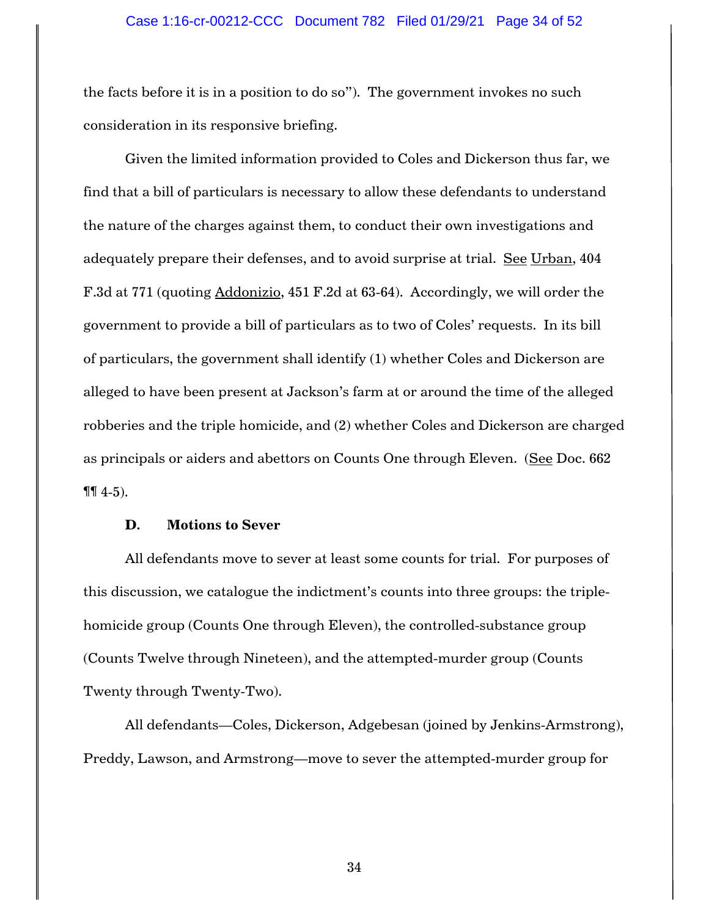the facts before it is in a position to do so"). The government invokes no such consideration in its responsive briefing.

Given the limited information provided to Coles and Dickerson thus far, we find that a bill of particulars is necessary to allow these defendants to understand the nature of the charges against them, to conduct their own investigations and adequately prepare their defenses, and to avoid surprise at trial. See Urban, 404 F.3d at 771 (quoting Addonizio, 451 F.2d at 63-64). Accordingly, we will order the government to provide a bill of particulars as to two of Coles' requests. In its bill of particulars, the government shall identify (1) whether Coles and Dickerson are alleged to have been present at Jackson's farm at or around the time of the alleged robberies and the triple homicide, and (2) whether Coles and Dickerson are charged as principals or aiders and abettors on Counts One through Eleven. (See Doc. 662 ¶¶ 4-5).

### D. Motions to Sever

All defendants move to sever at least some counts for trial. For purposes of this discussion, we catalogue the indictment's counts into three groups: the triple-homicide group (Counts One through Eleven), the controlled-substance group (Counts Twelve through Nineteen), and the attempted-murder group (Counts Twenty through Twenty-Two).

All defendants—Coles, Dickerson, Adgebesan (joined by Jenkins-Armstrong), Preddy, Lawson, and Armstrong—move to sever the attempted-murder group for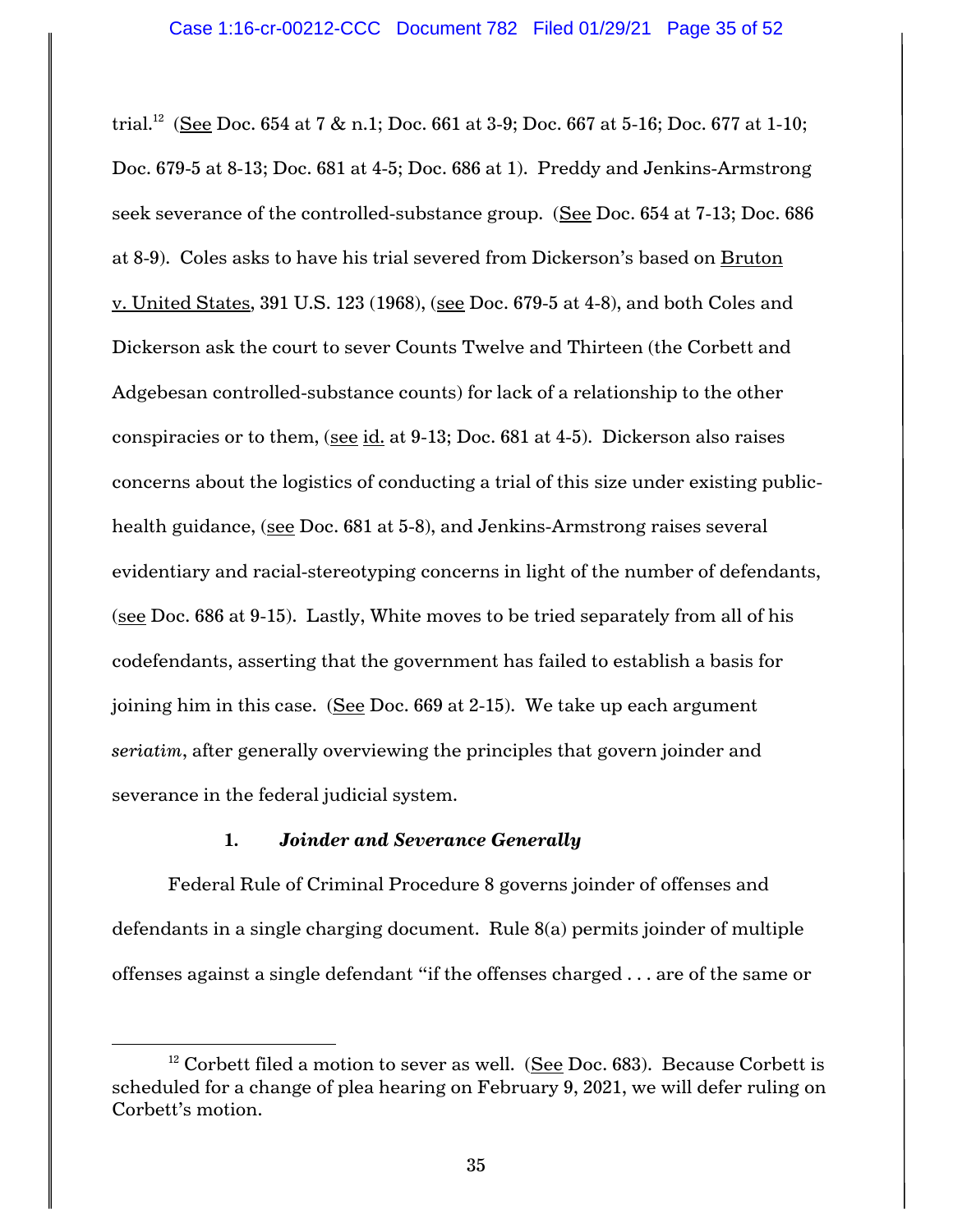trial.[12] (See Doc. 654 at 7 & n.1; Doc. 661 at 3-9; Doc. 667 at 5-16; Doc. 677 at 1-10; Doc. 679-5 at 8-13; Doc. 681 at 4-5; Doc. 686 at 1). Preddy and Jenkins-Armstrong seek severance of the controlled-substance group. (See Doc. 654 at 7-13; Doc. 686 at 8-9). Coles asks to have his trial severed from Dickerson's based on Bruton v. United States, 391 U.S. 123 (1968), (see Doc. 679-5 at 4-8), and both Coles and Dickerson ask the court to sever Counts Twelve and Thirteen (the Corbett and Adgebesan controlled-substance counts) for lack of a relationship to the other conspiracies or to them, (see id. at 9-13; Doc. 681 at 4-5). Dickerson also raises concerns about the logistics of conducting a trial of this size under existing public-health guidance, (see Doc. 681 at 5-8), and Jenkins-Armstrong raises several evidentiary and racial-stereotyping concerns in light of the number of defendants, (see Doc. 686 at 9-15). Lastly, White moves to be tried separately from all of his codefendants, asserting that the government has failed to establish a basis for joining him in this case. (See Doc. 669 at 2-15). We take up each argument *seriatim*, after generally overviewing the principles that govern joinder and severance in the federal judicial system.

### 1. *Joinder and Severance Generally*

Federal Rule of Criminal Procedure 8 governs joinder of offenses and defendants in a single charging document. Rule 8(a) permits joinder of multiple offenses against a single defendant "if the offenses charged . . . are of the same or

[12] Corbett filed a motion to sever as well. (See Doc. 683). Because Corbett is scheduled for a change of plea hearing on February 9, 2021, we will defer ruling on Corbett's motion.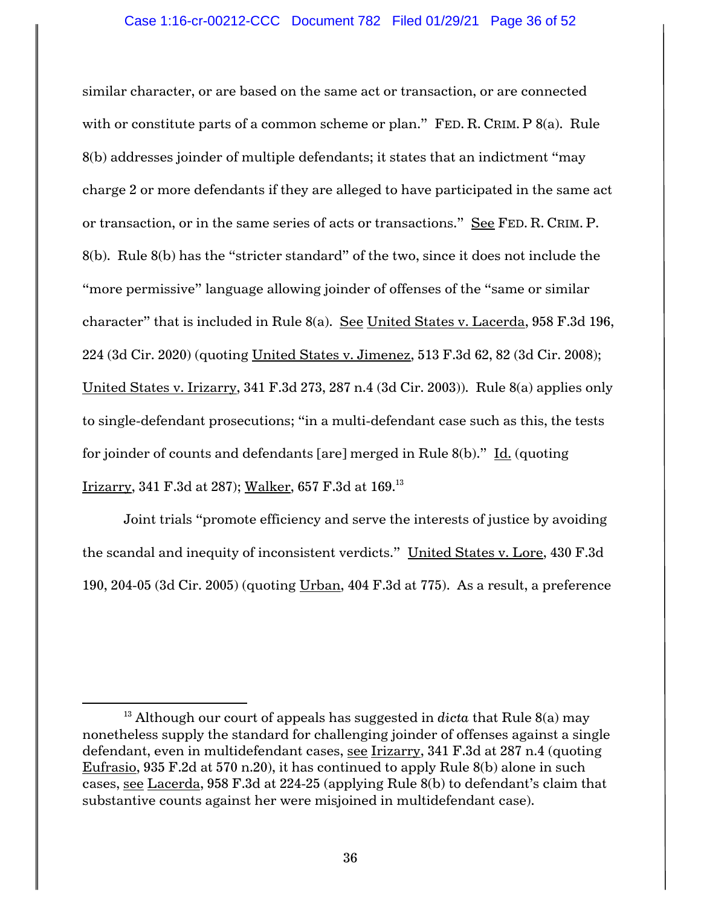similar character, or are based on the same act or transaction, or are connected with or constitute parts of a common scheme or plan." FED. R. CRIM. P 8(a). Rule 8(b) addresses joinder of multiple defendants; it states that an indictment "may charge 2 or more defendants if they are alleged to have participated in the same act or transaction, or in the same series of acts or transactions." See FED. R. CRIM. P. 8(b). Rule 8(b) has the "stricter standard" of the two, since it does not include the "more permissive" language allowing joinder of offenses of the "same or similar character" that is included in Rule 8(a). See United States v. Lacerda, 958 F.3d 196, 224 (3d Cir. 2020) (quoting United States v. Jimenez, 513 F.3d 62, 82 (3d Cir. 2008); United States v. Irizarry, 341 F.3d 273, 287 n.4 (3d Cir. 2003)). Rule 8(a) applies only to single-defendant prosecutions; "in a multi-defendant case such as this, the tests for joinder of counts and defendants [are] merged in Rule 8(b)." Id. (quoting Irizarry, 341 F.3d at 287); Walker, 657 F.3d at 169.[13]

Joint trials "promote efficiency and serve the interests of justice by avoiding the scandal and inequity of inconsistent verdicts." United States v. Lore, 430 F.3d 190, 204-05 (3d Cir. 2005) (quoting Urban, 404 F.3d at 775). As a result, a preference

---

[13] Although our court of appeals has suggested in *dicta* that Rule 8(a) may nonetheless supply the standard for challenging joinder of offenses against a single defendant, even in multidefendant cases, see Irizarry, 341 F.3d at 287 n.4 (quoting Eufrasio, 935 F.2d at 570 n.20), it has continued to apply Rule 8(b) alone in such cases, see Lacerda, 958 F.3d at 224-25 (applying Rule 8(b) to defendant's claim that substantive counts against her were misjoined in multidefendant case).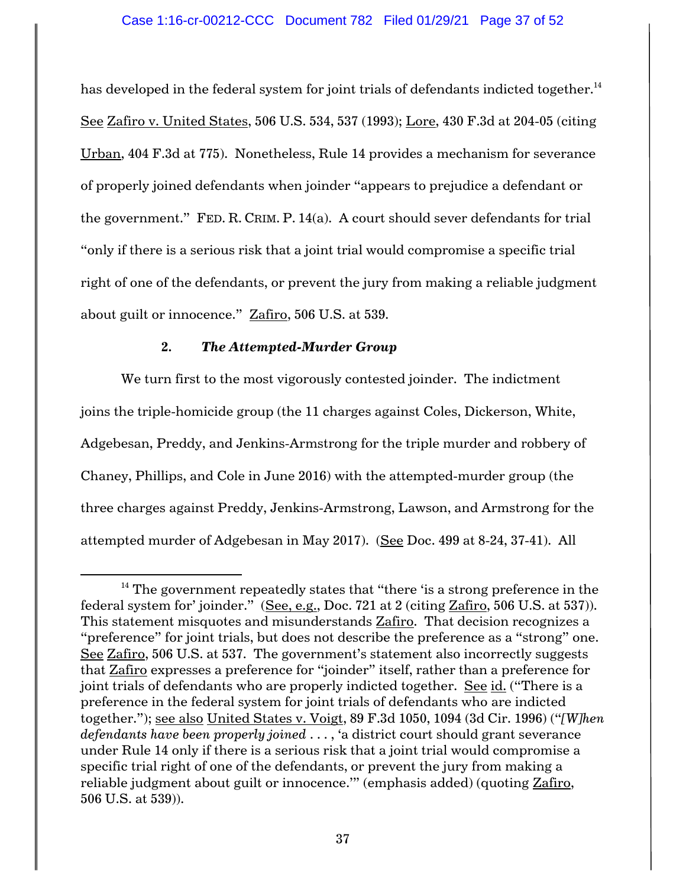has developed in the federal system for joint trials of defendants indicted together.[14] See Zafiro v. United States, 506 U.S. 534, 537 (1993); Lore, 430 F.3d at 204-05 (citing Urban, 404 F.3d at 775). Nonetheless, Rule 14 provides a mechanism for severance of properly joined defendants when joinder "appears to prejudice a defendant or the government." FED. R. CRIM. P. 14(a). A court should sever defendants for trial "only if there is a serious risk that a joint trial would compromise a specific trial right of one of the defendants, or prevent the jury from making a reliable judgment about guilt or innocence." Zafiro, 506 U.S. at 539.

### 2. *The Attempted-Murder Group*

We turn first to the most vigorously contested joinder. The indictment joins the triple-homicide group (the 11 charges against Coles, Dickerson, White, Adgebesan, Preddy, and Jenkins-Armstrong for the triple murder and robbery of Chaney, Phillips, and Cole in June 2016) with the attempted-murder group (the three charges against Preddy, Jenkins-Armstrong, Lawson, and Armstrong for the attempted murder of Adgebesan in May 2017). (See Doc. 499 at 8-24, 37-41). All

---

[14] The government repeatedly states that "there 'is a strong preference in the federal system for' joinder." (See, e.g., Doc. 721 at 2 (citing Zafiro, 506 U.S. at 537)). This statement misquotes and misunderstands Zafiro. That decision recognizes a "preference" for joint trials, but does not describe the preference as a "strong" one. See Zafiro, 506 U.S. at 537. The government's statement also incorrectly suggests that Zafiro expresses a preference for "joinder" itself, rather than a preference for joint trials of defendants who are properly indicted together. See id. ("There is a preference in the federal system for joint trials of defendants who are indicted together."); see also United States v. Voigt, 89 F.3d 1050, 1094 (3d Cir. 1996) ("*[W]hen defendants have been properly joined* . . . , 'a district court should grant severance under Rule 14 only if there is a serious risk that a joint trial would compromise a specific trial right of one of the defendants, or prevent the jury from making a reliable judgment about guilt or innocence.'" (emphasis added) (quoting Zafiro, 506 U.S. at 539)).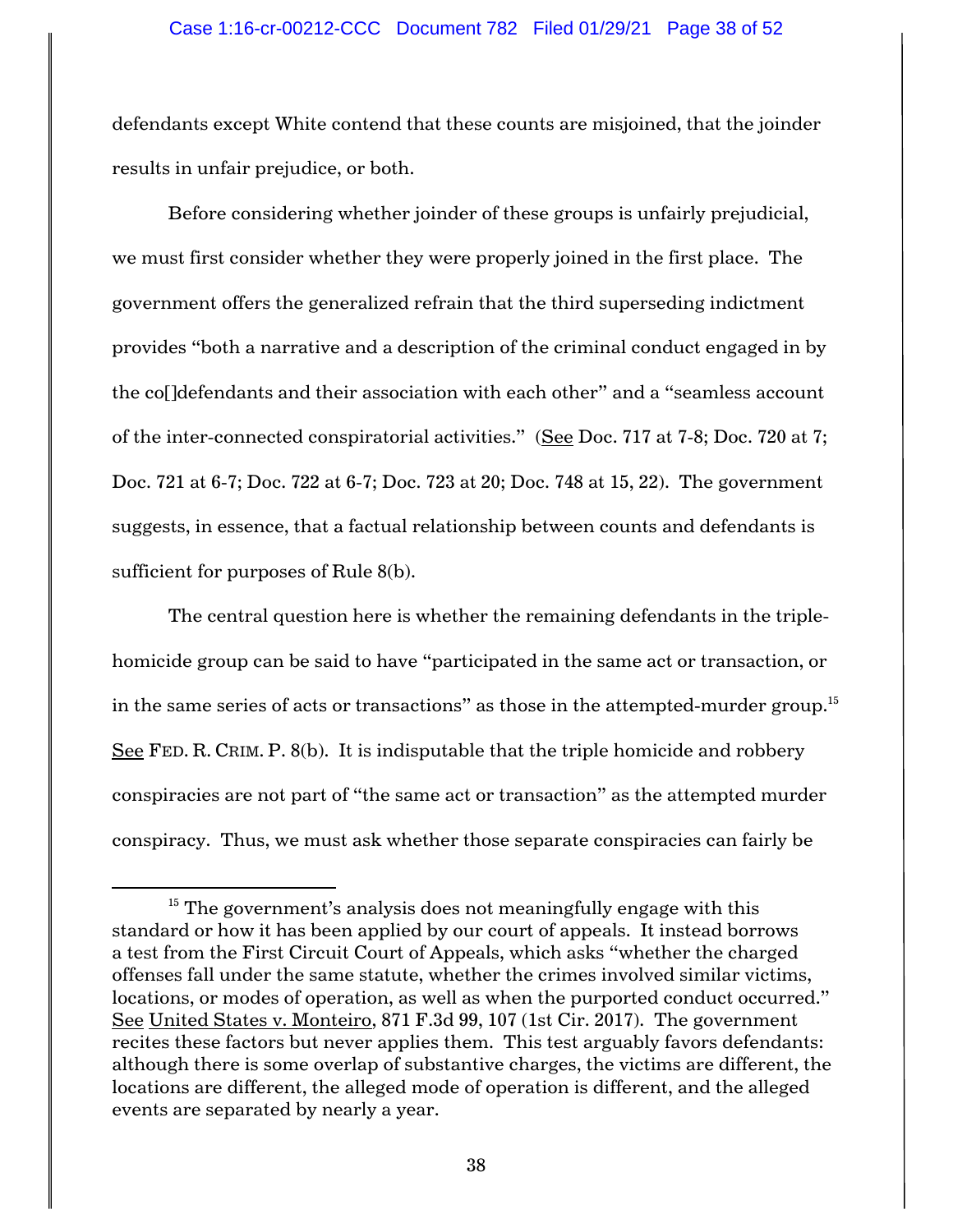defendants except White contend that these counts are misjoined, that the joinder results in unfair prejudice, or both.

Before considering whether joinder of these groups is unfairly prejudicial, we must first consider whether they were properly joined in the first place. The government offers the generalized refrain that the third superseding indictment provides "both a narrative and a description of the criminal conduct engaged in by the co[]defendants and their association with each other" and a "seamless account of the inter-connected conspiratorial activities." (See Doc. 717 at 7-8; Doc. 720 at 7; Doc. 721 at 6-7; Doc. 722 at 6-7; Doc. 723 at 20; Doc. 748 at 15, 22). The government suggests, in essence, that a factual relationship between counts and defendants is sufficient for purposes of Rule 8(b).

The central question here is whether the remaining defendants in the triple-homicide group can be said to have "participated in the same act or transaction, or in the same series of acts or transactions" as those in the attempted-murder group.[15] See FED. R. CRIM. P. 8(b). It is indisputable that the triple homicide and robbery conspiracies are not part of "the same act or transaction" as the attempted murder conspiracy. Thus, we must ask whether those separate conspiracies can fairly be

---

[15] The government's analysis does not meaningfully engage with this standard or how it has been applied by our court of appeals. It instead borrows a test from the First Circuit Court of Appeals, which asks "whether the charged offenses fall under the same statute, whether the crimes involved similar victims, locations, or modes of operation, as well as when the purported conduct occurred." See United States v. Monteiro, 871 F.3d 99, 107 (1st Cir. 2017). The government recites these factors but never applies them. This test arguably favors defendants: although there is some overlap of substantive charges, the victims are different, the locations are different, the alleged mode of operation is different, and the alleged events are separated by nearly a year.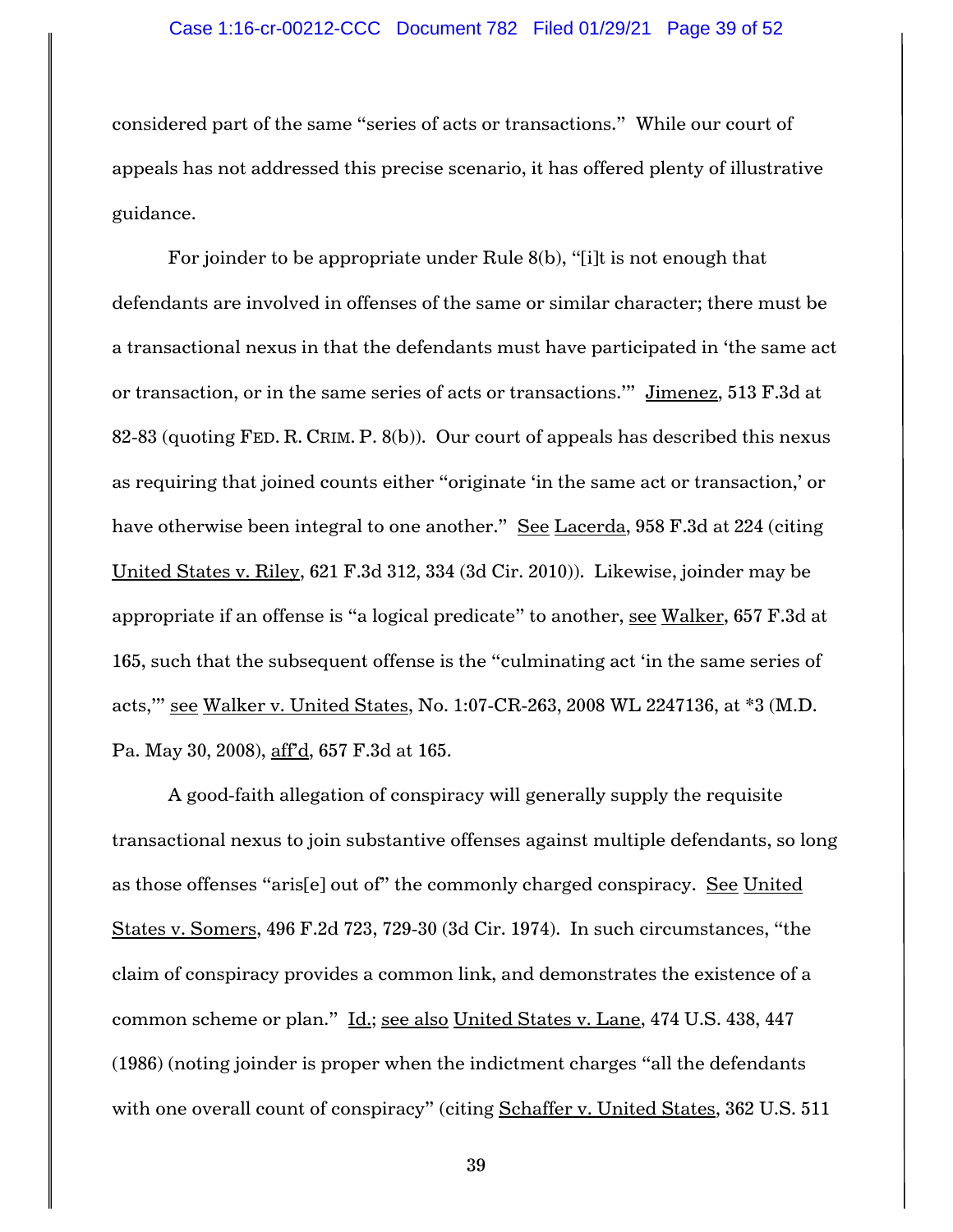considered part of the same "series of acts or transactions." While our court of appeals has not addressed this precise scenario, it has offered plenty of illustrative guidance.

For joinder to be appropriate under Rule 8(b), "[i]t is not enough that defendants are involved in offenses of the same or similar character; there must be a transactional nexus in that the defendants must have participated in 'the same act or transaction, or in the same series of acts or transactions.'" Jimenez, 513 F.3d at 82-83 (quoting FED. R. CRIM. P. 8(b)). Our court of appeals has described this nexus as requiring that joined counts either "originate 'in the same act or transaction,' or have otherwise been integral to one another." See Lacerda, 958 F.3d at 224 (citing United States v. Riley, 621 F.3d 312, 334 (3d Cir. 2010)). Likewise, joinder may be appropriate if an offense is "a logical predicate" to another, see Walker, 657 F.3d at 165, such that the subsequent offense is the "culminating act 'in the same series of acts,'" see Walker v. United States, No. 1:07-CR-263, 2008 WL 2247136, at *3 (M.D. Pa. May 30, 2008), aff'd, 657 F.3d at 165.

A good-faith allegation of conspiracy will generally supply the requisite transactional nexus to join substantive offenses against multiple defendants, so long as those offenses "aris[e] out of" the commonly charged conspiracy. See United States v. Somers, 496 F.2d 723, 729-30 (3d Cir. 1974). In such circumstances, "the claim of conspiracy provides a common link, and demonstrates the existence of a common scheme or plan." Id.; see also United States v. Lane, 474 U.S. 438, 447 (1986) (noting joinder is proper when the indictment charges "all the defendants with one overall count of conspiracy" (citing Schaffer v. United States, 362 U.S. 511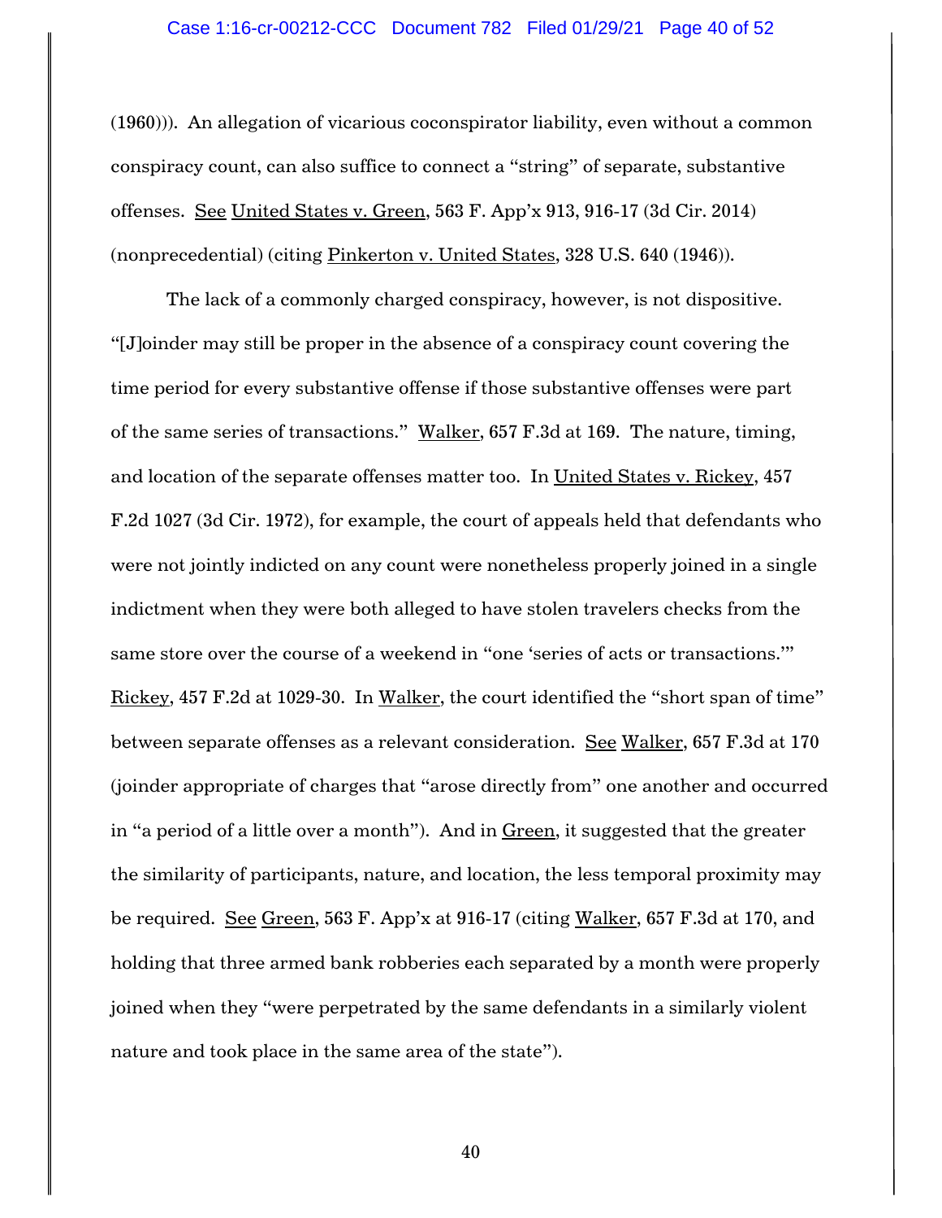(1960))). An allegation of vicarious coconspirator liability, even without a common conspiracy count, can also suffice to connect a "string" of separate, substantive offenses. See United States v. Green, 563 F. App'x 913, 916-17 (3d Cir. 2014) (nonprecedential) (citing Pinkerton v. United States, 328 U.S. 640 (1946)).

The lack of a commonly charged conspiracy, however, is not dispositive. "[J]oinder may still be proper in the absence of a conspiracy count covering the time period for every substantive offense if those substantive offenses were part of the same series of transactions." Walker, 657 F.3d at 169. The nature, timing, and location of the separate offenses matter too. In United States v. Rickey, 457 F.2d 1027 (3d Cir. 1972), for example, the court of appeals held that defendants who were not jointly indicted on any count were nonetheless properly joined in a single indictment when they were both alleged to have stolen travelers checks from the same store over the course of a weekend in "one 'series of acts or transactions.'" Rickey, 457 F.2d at 1029-30. In Walker, the court identified the "short span of time" between separate offenses as a relevant consideration. See Walker, 657 F.3d at 170 (joinder appropriate of charges that "arose directly from" one another and occurred in "a period of a little over a month"). And in Green, it suggested that the greater the similarity of participants, nature, and location, the less temporal proximity may be required. See Green, 563 F. App'x at 916-17 (citing Walker, 657 F.3d at 170, and holding that three armed bank robberies each separated by a month were properly joined when they "were perpetrated by the same defendants in a similarly violent nature and took place in the same area of the state").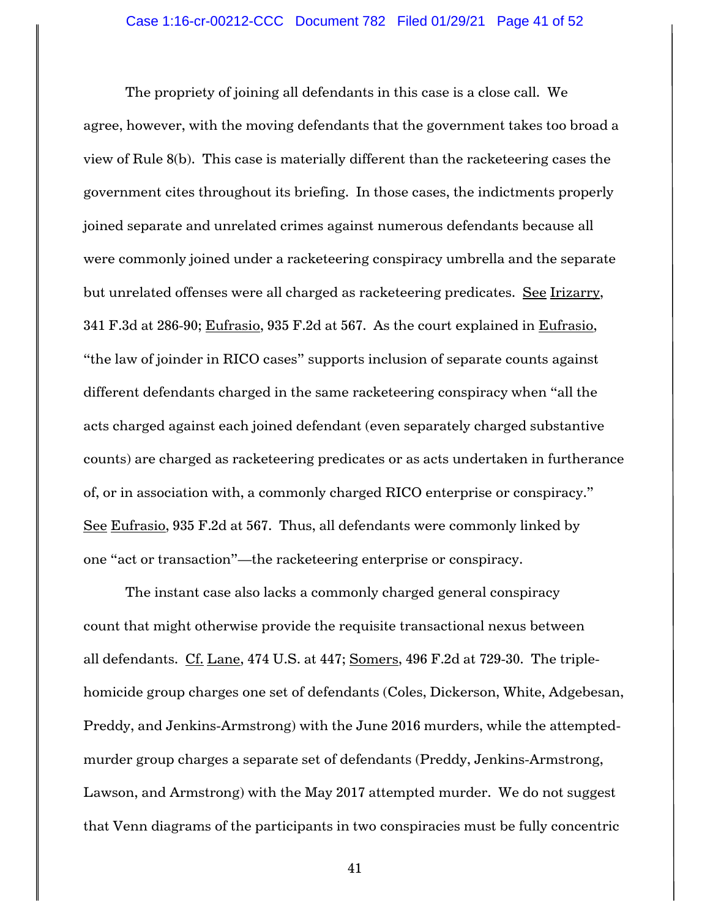The propriety of joining all defendants in this case is a close call. We agree, however, with the moving defendants that the government takes too broad a view of Rule 8(b). This case is materially different than the racketeering cases the government cites throughout its briefing. In those cases, the indictments properly joined separate and unrelated crimes against numerous defendants because all were commonly joined under a racketeering conspiracy umbrella and the separate but unrelated offenses were all charged as racketeering predicates. See Irizarry, 341 F.3d at 286-90; Eufrasio, 935 F.2d at 567. As the court explained in Eufrasio, "the law of joinder in RICO cases" supports inclusion of separate counts against different defendants charged in the same racketeering conspiracy when "all the acts charged against each joined defendant (even separately charged substantive counts) are charged as racketeering predicates or as acts undertaken in furtherance of, or in association with, a commonly charged RICO enterprise or conspiracy." See Eufrasio, 935 F.2d at 567. Thus, all defendants were commonly linked by one "act or transaction"—the racketeering enterprise or conspiracy.

The instant case also lacks a commonly charged general conspiracy count that might otherwise provide the requisite transactional nexus between all defendants. Cf. Lane, 474 U.S. at 447; Somers, 496 F.2d at 729-30. The triple-homicide group charges one set of defendants (Coles, Dickerson, White, Adgebesan, Preddy, and Jenkins-Armstrong) with the June 2016 murders, while the attempted-murder group charges a separate set of defendants (Preddy, Jenkins-Armstrong, Lawson, and Armstrong) with the May 2017 attempted murder. We do not suggest that Venn diagrams of the participants in two conspiracies must be fully concentric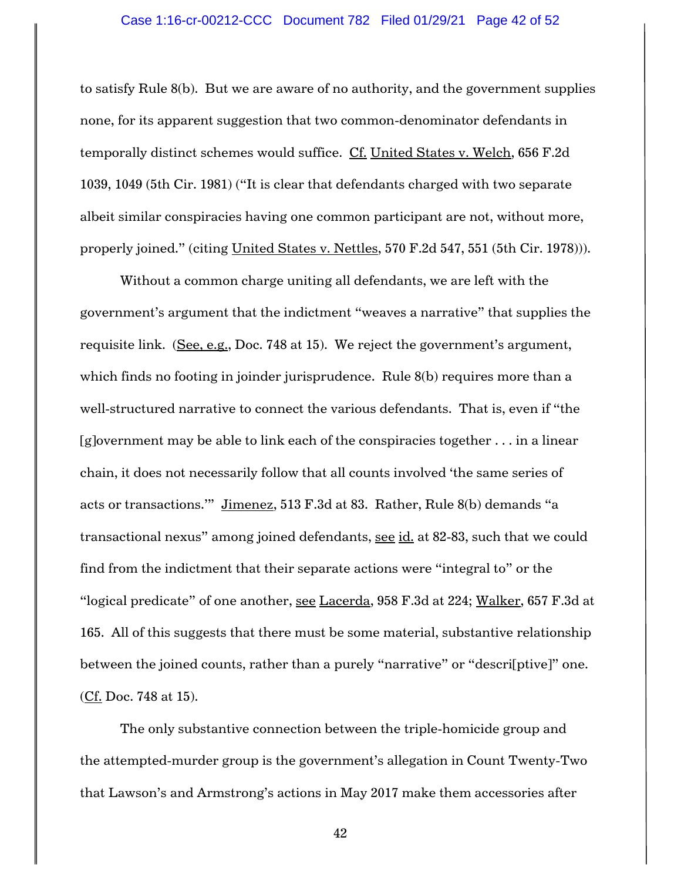to satisfy Rule 8(b). But we are aware of no authority, and the government supplies none, for its apparent suggestion that two common-denominator defendants in temporally distinct schemes would suffice. Cf. United States v. Welch, 656 F.2d 1039, 1049 (5th Cir. 1981) ("It is clear that defendants charged with two separate albeit similar conspiracies having one common participant are not, without more, properly joined." (citing United States v. Nettles, 570 F.2d 547, 551 (5th Cir. 1978))).

Without a common charge uniting all defendants, we are left with the government's argument that the indictment "weaves a narrative" that supplies the requisite link. (See, e.g., Doc. 748 at 15). We reject the government's argument, which finds no footing in joinder jurisprudence. Rule 8(b) requires more than a well-structured narrative to connect the various defendants. That is, even if "the [g]overnment may be able to link each of the conspiracies together . . . in a linear chain, it does not necessarily follow that all counts involved 'the same series of acts or transactions.'" Jimenez, 513 F.3d at 83. Rather, Rule 8(b) demands "a transactional nexus" among joined defendants, see id. at 82-83, such that we could find from the indictment that their separate actions were "integral to" or the "logical predicate" of one another, see Lacerda, 958 F.3d at 224; Walker, 657 F.3d at 165. All of this suggests that there must be some material, substantive relationship between the joined counts, rather than a purely "narrative" or "descri[ptive]" one. (Cf. Doc. 748 at 15).

The only substantive connection between the triple-homicide group and the attempted-murder group is the government's allegation in Count Twenty-Two that Lawson's and Armstrong's actions in May 2017 make them accessories after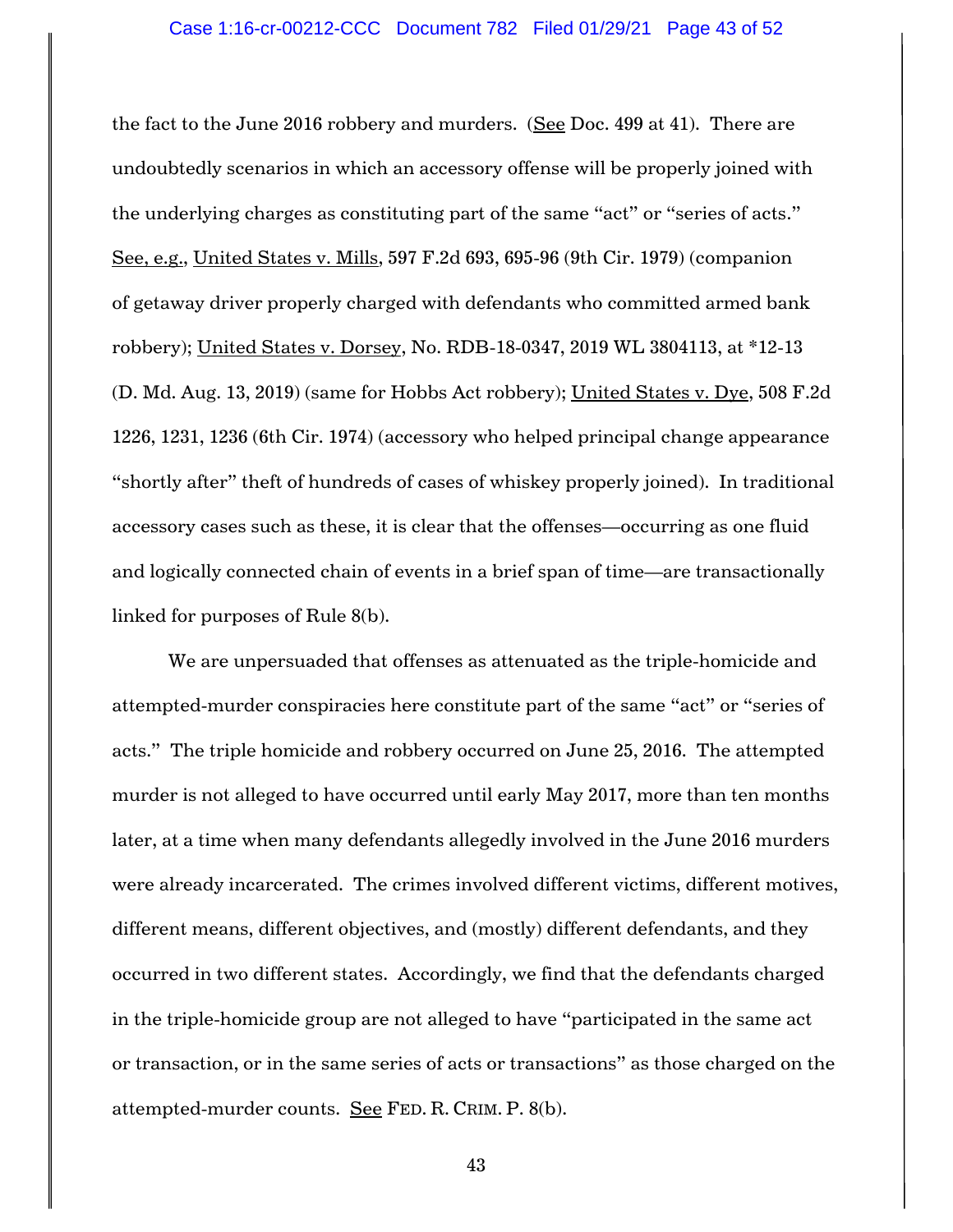the fact to the June 2016 robbery and murders. (See Doc. 499 at 41). There are undoubtedly scenarios in which an accessory offense will be properly joined with the underlying charges as constituting part of the same "act" or "series of acts." See, e.g., United States v. Mills, 597 F.2d 693, 695-96 (9th Cir. 1979) (companion of getaway driver properly charged with defendants who committed armed bank robbery); United States v. Dorsey, No. RDB-18-0347, 2019 WL 3804113, at *12-13 (D. Md. Aug. 13, 2019) (same for Hobbs Act robbery); United States v. Dye, 508 F.2d 1226, 1231, 1236 (6th Cir. 1974) (accessory who helped principal change appearance "shortly after" theft of hundreds of cases of whiskey properly joined). In traditional accessory cases such as these, it is clear that the offenses—occurring as one fluid and logically connected chain of events in a brief span of time—are transactionally linked for purposes of Rule 8(b).

We are unpersuaded that offenses as attenuated as the triple-homicide and attempted-murder conspiracies here constitute part of the same "act" or "series of acts." The triple homicide and robbery occurred on June 25, 2016. The attempted murder is not alleged to have occurred until early May 2017, more than ten months later, at a time when many defendants allegedly involved in the June 2016 murders were already incarcerated. The crimes involved different victims, different motives, different means, different objectives, and (mostly) different defendants, and they occurred in two different states. Accordingly, we find that the defendants charged in the triple-homicide group are not alleged to have "participated in the same act or transaction, or in the same series of acts or transactions" as those charged on the attempted-murder counts. See FED. R. CRIM. P. 8(b).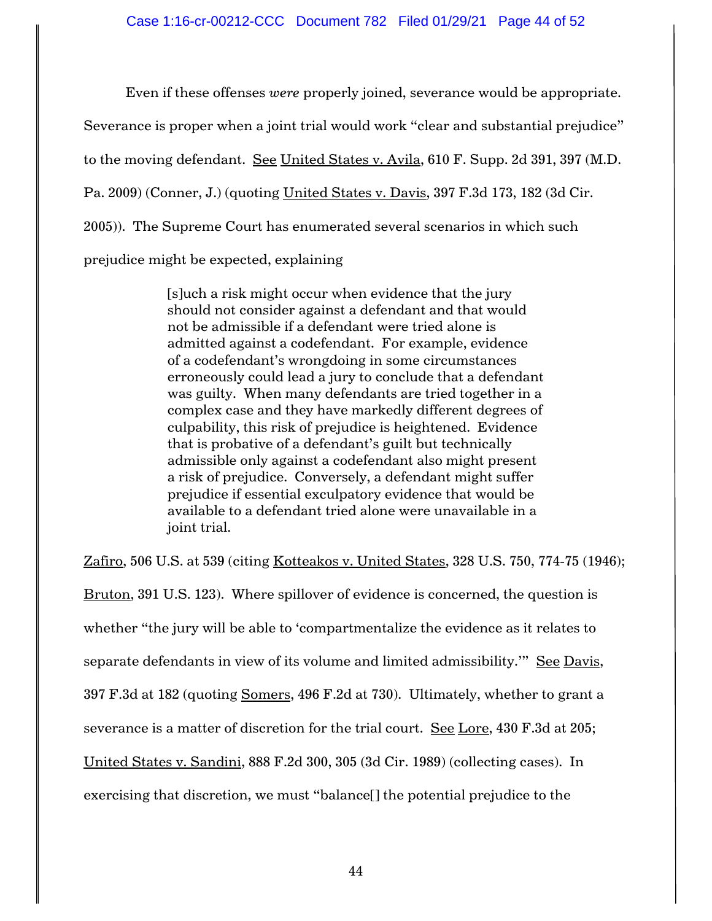Even if these offenses *were* properly joined, severance would be appropriate. Severance is proper when a joint trial would work "clear and substantial prejudice" to the moving defendant. See United States v. Avila, 610 F. Supp. 2d 391, 397 (M.D. Pa. 2009) (Conner, J.) (quoting United States v. Davis, 397 F.3d 173, 182 (3d Cir. 2005)). The Supreme Court has enumerated several scenarios in which such prejudice might be expected, explaining

> [s]uch a risk might occur when evidence that the jury should not consider against a defendant and that would not be admissible if a defendant were tried alone is admitted against a codefendant. For example, evidence of a codefendant's wrongdoing in some circumstances erroneously could lead a jury to conclude that a defendant was guilty. When many defendants are tried together in a complex case and they have markedly different degrees of culpability, this risk of prejudice is heightened. Evidence that is probative of a defendant's guilt but technically admissible only against a codefendant also might present a risk of prejudice. Conversely, a defendant might suffer prejudice if essential exculpatory evidence that would be available to a defendant tried alone were unavailable in a joint trial.

Zafiro, 506 U.S. at 539 (citing Kotteakos v. United States, 328 U.S. 750, 774-75 (1946); Bruton, 391 U.S. 123). Where spillover of evidence is concerned, the question is whether "the jury will be able to 'compartmentalize the evidence as it relates to separate defendants in view of its volume and limited admissibility.'" See Davis, 397 F.3d at 182 (quoting Somers, 496 F.2d at 730). Ultimately, whether to grant a severance is a matter of discretion for the trial court. See Lore, 430 F.3d at 205; United States v. Sandini, 888 F.2d 300, 305 (3d Cir. 1989) (collecting cases). In exercising that discretion, we must "balance[] the potential prejudice to the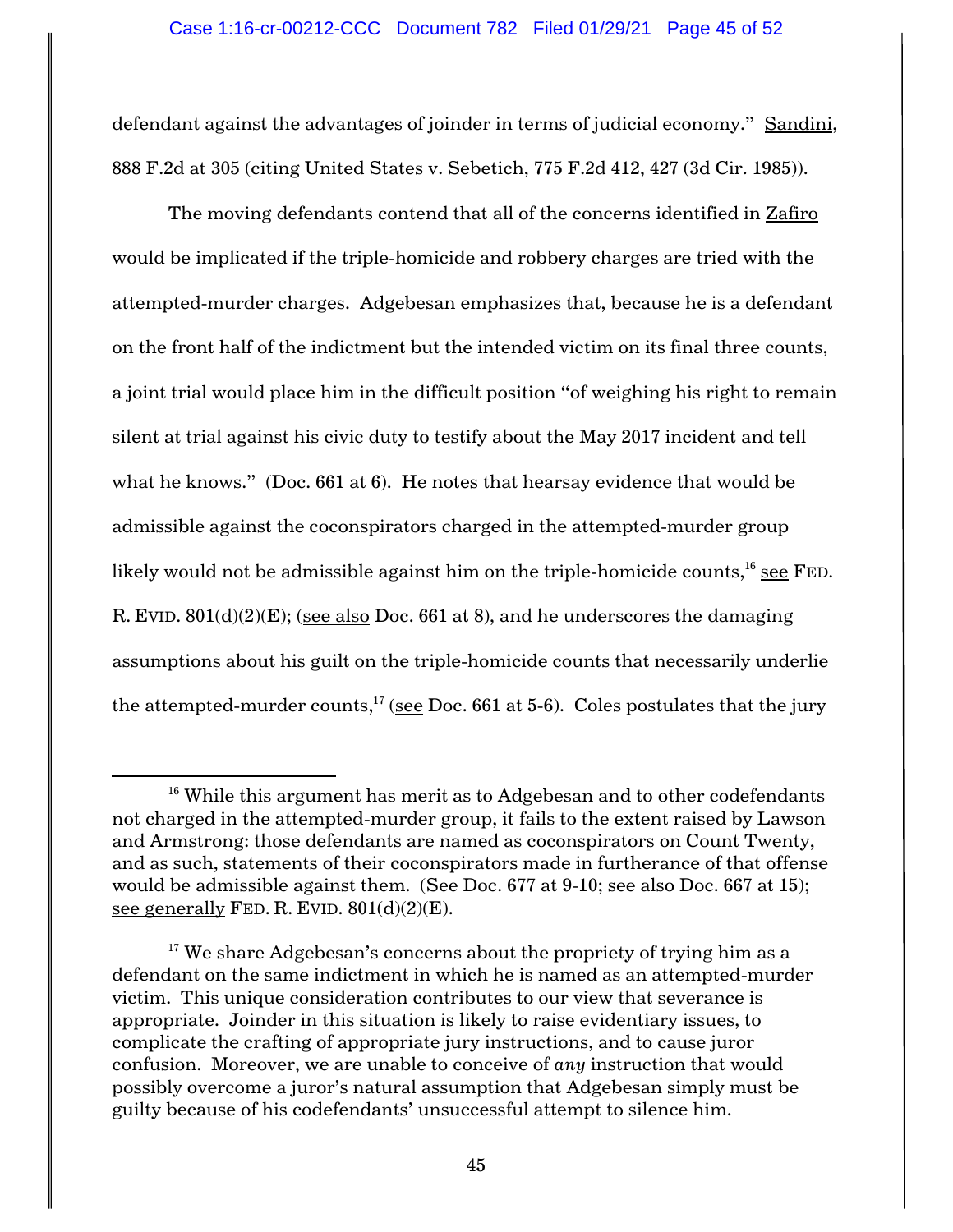defendant against the advantages of joinder in terms of judicial economy." Sandini, 888 F.2d at 305 (citing United States v. Sebetich, 775 F.2d 412, 427 (3d Cir. 1985)).

The moving defendants contend that all of the concerns identified in Zafiro would be implicated if the triple-homicide and robbery charges are tried with the attempted-murder charges. Adgebesan emphasizes that, because he is a defendant on the front half of the indictment but the intended victim on its final three counts, a joint trial would place him in the difficult position "of weighing his right to remain silent at trial against his civic duty to testify about the May 2017 incident and tell what he knows." (Doc. 661 at 6). He notes that hearsay evidence that would be admissible against the coconspirators charged in the attempted-murder group likely would not be admissible against him on the triple-homicide counts,[16] see FED. R. EVID. 801(d)(2)(E); (see also Doc. 661 at 8), and he underscores the damaging assumptions about his guilt on the triple-homicide counts that necessarily underlie the attempted-murder counts,[17] (see Doc. 661 at 5-6). Coles postulates that the jury

[16] While this argument has merit as to Adgebesan and to other codefendants not charged in the attempted-murder group, it fails to the extent raised by Lawson and Armstrong: those defendants are named as coconspirators on Count Twenty, and as such, statements of their coconspirators made in furtherance of that offense would be admissible against them. (See Doc. 677 at 9-10; see also Doc. 667 at 15); see generally FED. R. EVID. 801(d)(2)(E).

[17] We share Adgebesan's concerns about the propriety of trying him as a defendant on the same indictment in which he is named as an attempted-murder victim. This unique consideration contributes to our view that severance is appropriate. Joinder in this situation is likely to raise evidentiary issues, to complicate the crafting of appropriate jury instructions, and to cause juror confusion. Moreover, we are unable to conceive of *any* instruction that would possibly overcome a juror's natural assumption that Adgebesan simply must be guilty because of his codefendants' unsuccessful attempt to silence him.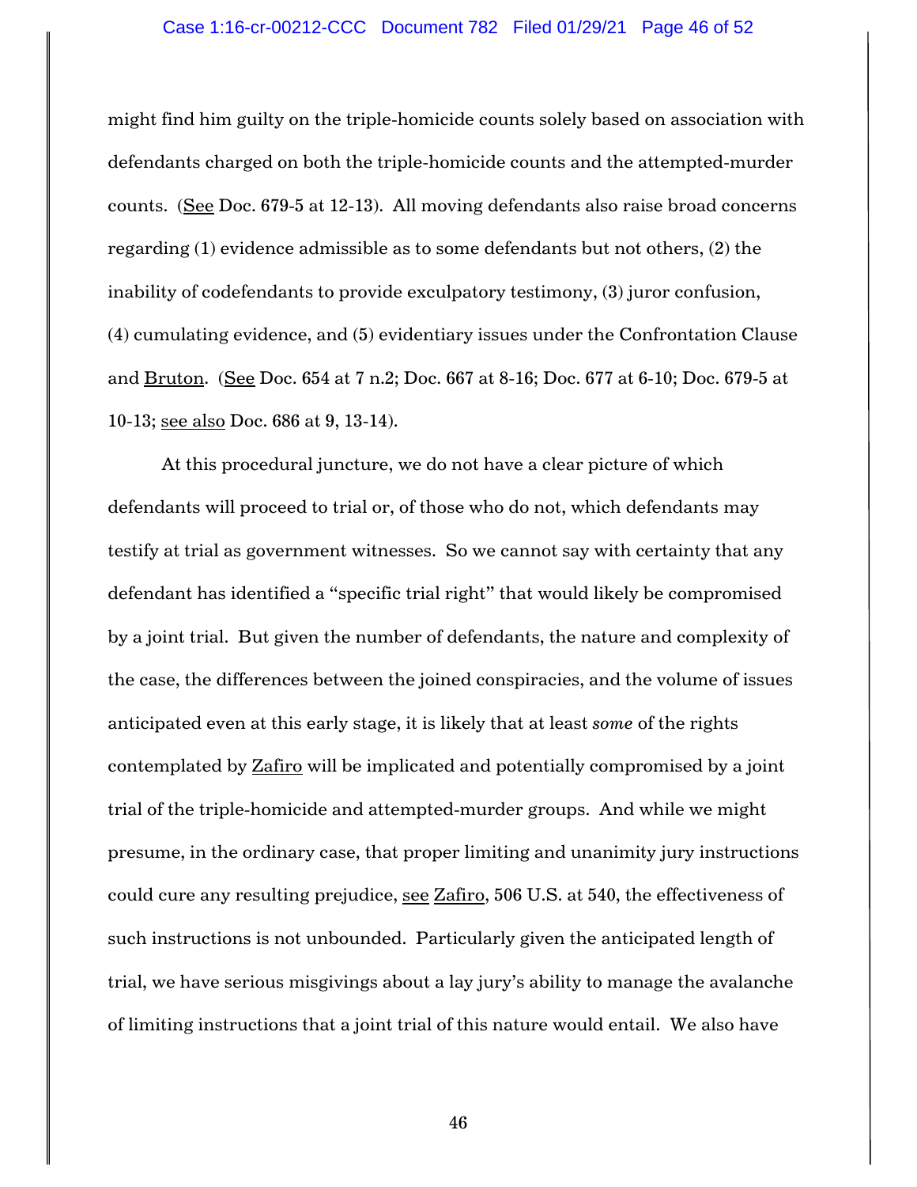might find him guilty on the triple-homicide counts solely based on association with defendants charged on both the triple-homicide counts and the attempted-murder counts. (See Doc. 679-5 at 12-13). All moving defendants also raise broad concerns regarding (1) evidence admissible as to some defendants but not others, (2) the inability of codefendants to provide exculpatory testimony, (3) juror confusion, (4) cumulating evidence, and (5) evidentiary issues under the Confrontation Clause and Bruton. (See Doc. 654 at 7 n.2; Doc. 667 at 8-16; Doc. 677 at 6-10; Doc. 679-5 at 10-13; see also Doc. 686 at 9, 13-14).

At this procedural juncture, we do not have a clear picture of which defendants will proceed to trial or, of those who do not, which defendants may testify at trial as government witnesses. So we cannot say with certainty that any defendant has identified a "specific trial right" that would likely be compromised by a joint trial. But given the number of defendants, the nature and complexity of the case, the differences between the joined conspiracies, and the volume of issues anticipated even at this early stage, it is likely that at least *some* of the rights contemplated by Zafiro will be implicated and potentially compromised by a joint trial of the triple-homicide and attempted-murder groups. And while we might presume, in the ordinary case, that proper limiting and unanimity jury instructions could cure any resulting prejudice, see Zafiro, 506 U.S. at 540, the effectiveness of such instructions is not unbounded. Particularly given the anticipated length of trial, we have serious misgivings about a lay jury's ability to manage the avalanche of limiting instructions that a joint trial of this nature would entail. We also have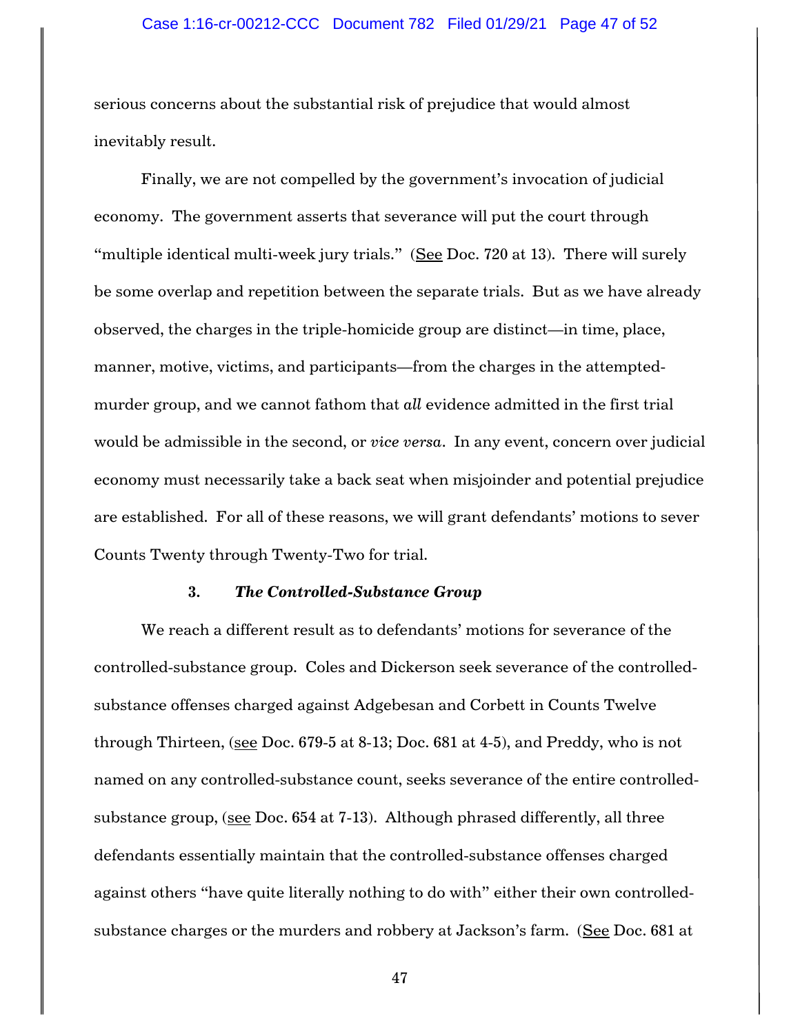serious concerns about the substantial risk of prejudice that would almost inevitably result.

Finally, we are not compelled by the government's invocation of judicial economy. The government asserts that severance will put the court through "multiple identical multi-week jury trials." (See Doc. 720 at 13). There will surely be some overlap and repetition between the separate trials. But as we have already observed, the charges in the triple-homicide group are distinct—in time, place, manner, motive, victims, and participants—from the charges in the attempted-murder group, and we cannot fathom that *all* evidence admitted in the first trial would be admissible in the second, or *vice versa*. In any event, concern over judicial economy must necessarily take a back seat when misjoinder and potential prejudice are established. For all of these reasons, we will grant defendants' motions to sever Counts Twenty through Twenty-Two for trial.

### 3. *The Controlled-Substance Group*

We reach a different result as to defendants' motions for severance of the controlled-substance group. Coles and Dickerson seek severance of the controlled-substance offenses charged against Adgebesan and Corbett in Counts Twelve through Thirteen, (see Doc. 679-5 at 8-13; Doc. 681 at 4-5), and Preddy, who is not named on any controlled-substance count, seeks severance of the entire controlled-substance group, (see Doc. 654 at 7-13). Although phrased differently, all three defendants essentially maintain that the controlled-substance offenses charged against others "have quite literally nothing to do with" either their own controlled-substance charges or the murders and robbery at Jackson's farm. (See Doc. 681 at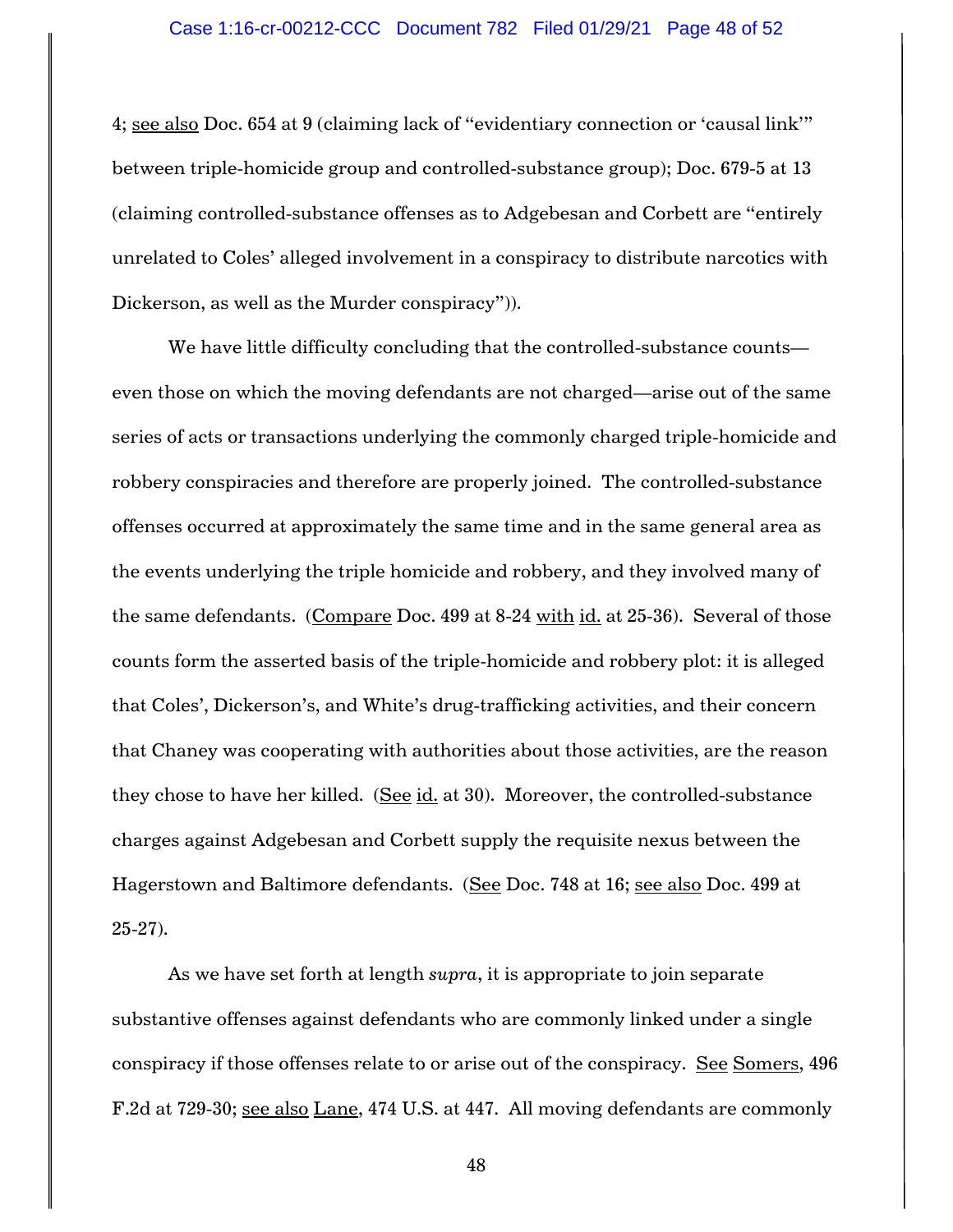4; see also Doc. 654 at 9 (claiming lack of "evidentiary connection or 'causal link'" between triple-homicide group and controlled-substance group); Doc. 679-5 at 13 (claiming controlled-substance offenses as to Adgebesan and Corbett are "entirely unrelated to Coles' alleged involvement in a conspiracy to distribute narcotics with Dickerson, as well as the Murder conspiracy")).

We have little difficulty concluding that the controlled-substance counts—even those on which the moving defendants are not charged—arise out of the same series of acts or transactions underlying the commonly charged triple-homicide and robbery conspiracies and therefore are properly joined. The controlled-substance offenses occurred at approximately the same time and in the same general area as the events underlying the triple homicide and robbery, and they involved many of the same defendants. (Compare Doc. 499 at 8-24 with id. at 25-36). Several of those counts form the asserted basis of the triple-homicide and robbery plot: it is alleged that Coles', Dickerson's, and White's drug-trafficking activities, and their concern that Chaney was cooperating with authorities about those activities, are the reason they chose to have her killed. (See id. at 30). Moreover, the controlled-substance charges against Adgebesan and Corbett supply the requisite nexus between the Hagerstown and Baltimore defendants. (See Doc. 748 at 16; see also Doc. 499 at 25-27).

As we have set forth at length *supra*, it is appropriate to join separate substantive offenses against defendants who are commonly linked under a single conspiracy if those offenses relate to or arise out of the conspiracy. See Somers, 496 F.2d at 729-30; see also Lane, 474 U.S. at 447. All moving defendants are commonly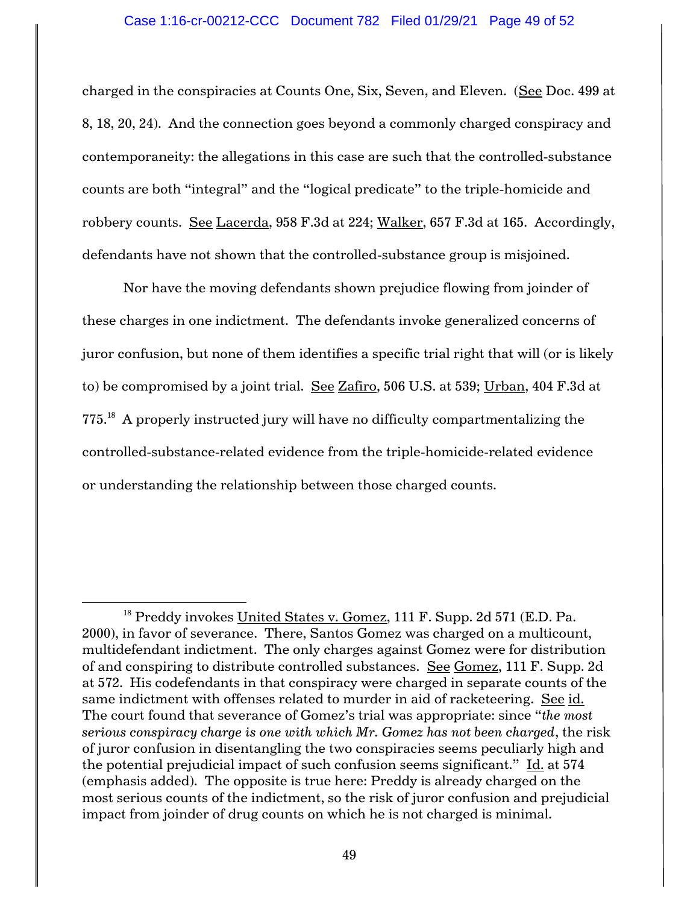charged in the conspiracies at Counts One, Six, Seven, and Eleven. (See Doc. 499 at 8, 18, 20, 24). And the connection goes beyond a commonly charged conspiracy and contemporaneity: the allegations in this case are such that the controlled-substance counts are both "integral" and the "logical predicate" to the triple-homicide and robbery counts. See Lacerda, 958 F.3d at 224; Walker, 657 F.3d at 165. Accordingly, defendants have not shown that the controlled-substance group is misjoined.

Nor have the moving defendants shown prejudice flowing from joinder of these charges in one indictment. The defendants invoke generalized concerns of juror confusion, but none of them identifies a specific trial right that will (or is likely to) be compromised by a joint trial. See Zafiro, 506 U.S. at 539; Urban, 404 F.3d at 775.[18] A properly instructed jury will have no difficulty compartmentalizing the controlled-substance-related evidence from the triple-homicide-related evidence or understanding the relationship between those charged counts.

---

[18] Preddy invokes United States v. Gomez, 111 F. Supp. 2d 571 (E.D. Pa. 2000), in favor of severance. There, Santos Gomez was charged on a multicount, multidefendant indictment. The only charges against Gomez were for distribution of and conspiring to distribute controlled substances. See Gomez, 111 F. Supp. 2d at 572. His codefendants in that conspiracy were charged in separate counts of the same indictment with offenses related to murder in aid of racketeering. See id. The court found that severance of Gomez's trial was appropriate: since "*the most serious conspiracy charge is one with which Mr. Gomez has not been charged*, the risk of juror confusion in disentangling the two conspiracies seems peculiarly high and the potential prejudicial impact of such confusion seems significant." Id. at 574 (emphasis added). The opposite is true here: Preddy is already charged on the most serious counts of the indictment, so the risk of juror confusion and prejudicial impact from joinder of drug counts on which he is not charged is minimal.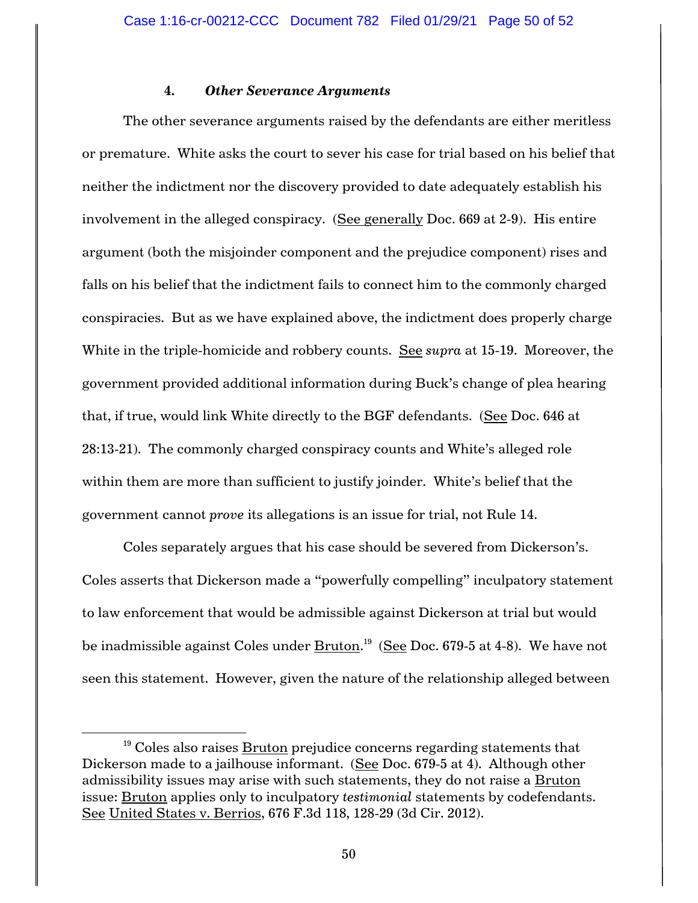#### 4. *Other Severance Arguments*

The other severance arguments raised by the defendants are either meritless or premature. White asks the court to sever his case for trial based on his belief that neither the indictment nor the discovery provided to date adequately establish his involvement in the alleged conspiracy. (See generally Doc. 669 at 2-9). His entire argument (both the misjoinder component and the prejudice component) rises and falls on his belief that the indictment fails to connect him to the commonly charged conspiracies. But as we have explained above, the indictment does properly charge White in the triple-homicide and robbery counts. See *supra* at 15-19. Moreover, the government provided additional information during Buck's change of plea hearing that, if true, would link White directly to the BGF defendants. (See Doc. 646 at 28:13-21). The commonly charged conspiracy counts and White's alleged role within them are more than sufficient to justify joinder. White's belief that the government cannot *prove* its allegations is an issue for trial, not Rule 14.

Coles separately argues that his case should be severed from Dickerson's. Coles asserts that Dickerson made a "powerfully compelling" inculpatory statement to law enforcement that would be admissible against Dickerson at trial but would be inadmissible against Coles under Bruton.[19] (See Doc. 679-5 at 4-8). We have not seen this statement. However, given the nature of the relationship alleged between

[19] Coles also raises Bruton prejudice concerns regarding statements that Dickerson made to a jailhouse informant. (See Doc. 679-5 at 4). Although other admissibility issues may arise with such statements, they do not raise a Bruton issue: Bruton applies only to inculpatory *testimonial* statements by codefendants. See United States v. Berrios, 676 F.3d 118, 128-29 (3d Cir. 2012).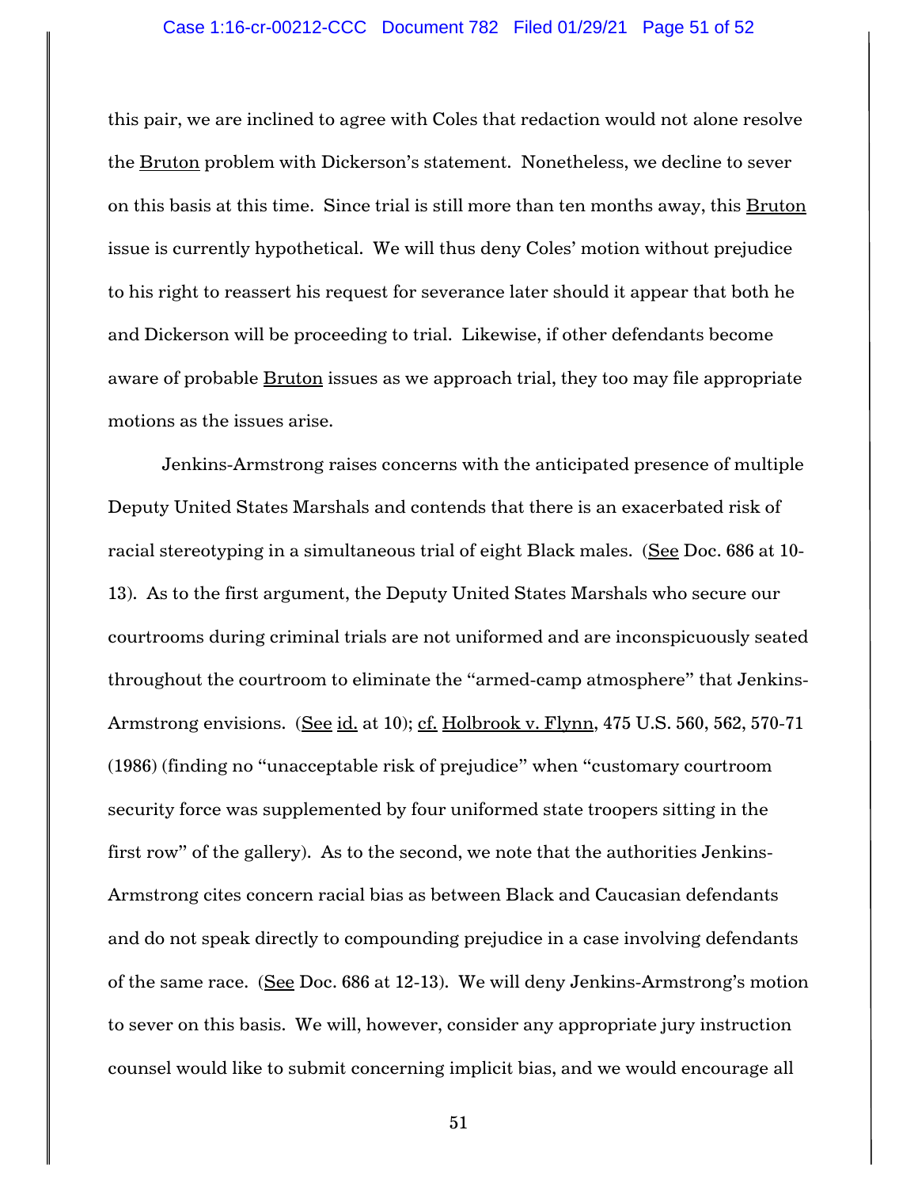this pair, we are inclined to agree with Coles that redaction would not alone resolve the Bruton problem with Dickerson's statement. Nonetheless, we decline to sever on this basis at this time. Since trial is still more than ten months away, this Bruton issue is currently hypothetical. We will thus deny Coles' motion without prejudice to his right to reassert his request for severance later should it appear that both he and Dickerson will be proceeding to trial. Likewise, if other defendants become aware of probable Bruton issues as we approach trial, they too may file appropriate motions as the issues arise.

Jenkins-Armstrong raises concerns with the anticipated presence of multiple Deputy United States Marshals and contends that there is an exacerbated risk of racial stereotyping in a simultaneous trial of eight Black males. (See Doc. 686 at 10-13). As to the first argument, the Deputy United States Marshals who secure our courtrooms during criminal trials are not uniformed and are inconspicuously seated throughout the courtroom to eliminate the "armed-camp atmosphere" that Jenkins-Armstrong envisions. (See id. at 10); cf. Holbrook v. Flynn, 475 U.S. 560, 562, 570-71 (1986) (finding no "unacceptable risk of prejudice" when "customary courtroom security force was supplemented by four uniformed state troopers sitting in the first row" of the gallery). As to the second, we note that the authorities Jenkins-Armstrong cites concern racial bias as between Black and Caucasian defendants and do not speak directly to compounding prejudice in a case involving defendants of the same race. (See Doc. 686 at 12-13). We will deny Jenkins-Armstrong's motion to sever on this basis. We will, however, consider any appropriate jury instruction counsel would like to submit concerning implicit bias, and we would encourage all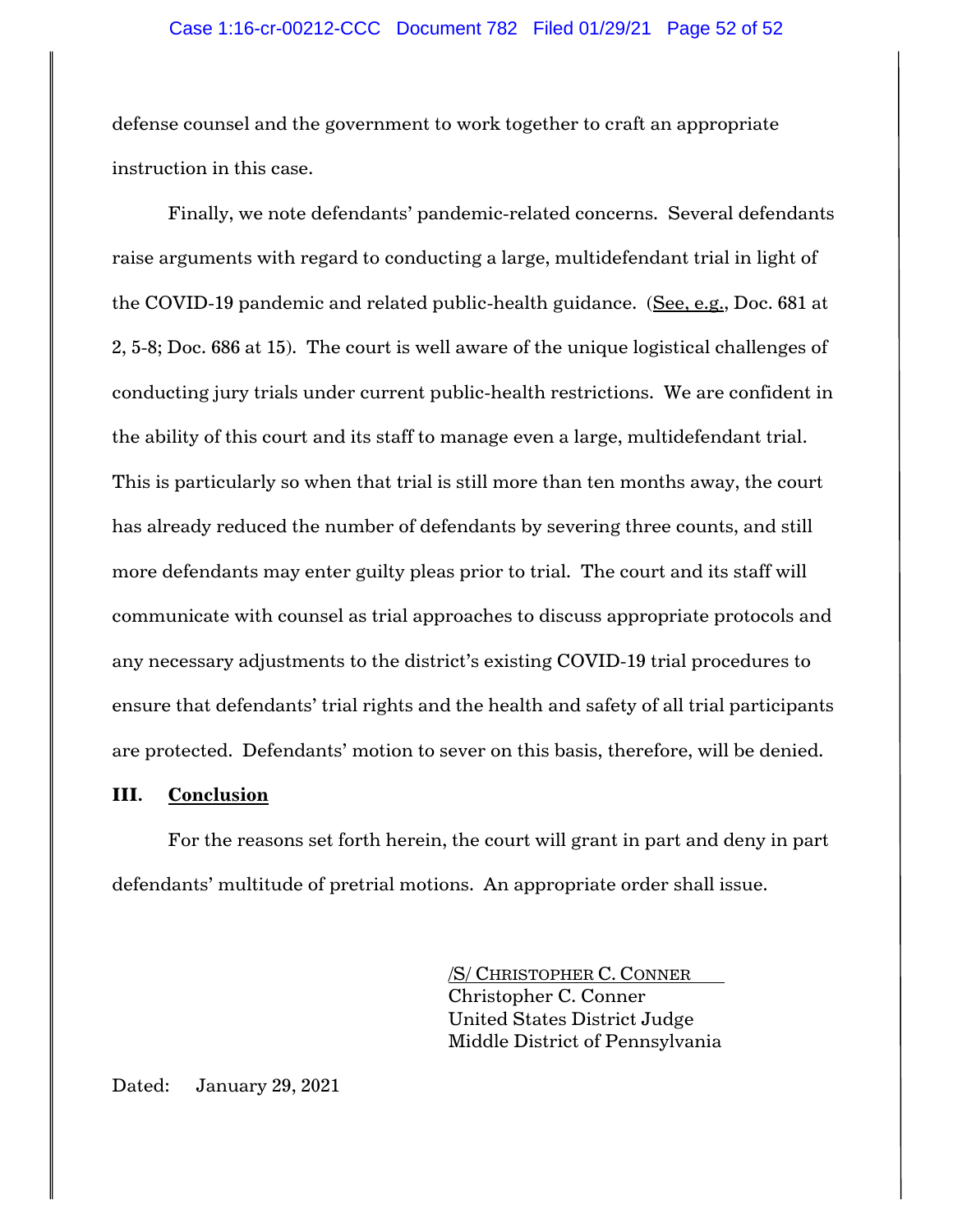defense counsel and the government to work together to craft an appropriate instruction in this case.

Finally, we note defendants' pandemic-related concerns. Several defendants raise arguments with regard to conducting a large, multidefendant trial in light of the COVID-19 pandemic and related public-health guidance. (See, e.g., Doc. 681 at 2, 5-8; Doc. 686 at 15). The court is well aware of the unique logistical challenges of conducting jury trials under current public-health restrictions. We are confident in the ability of this court and its staff to manage even a large, multidefendant trial. This is particularly so when that trial is still more than ten months away, the court has already reduced the number of defendants by severing three counts, and still more defendants may enter guilty pleas prior to trial. The court and its staff will communicate with counsel as trial approaches to discuss appropriate protocols and any necessary adjustments to the district's existing COVID-19 trial procedures to ensure that defendants' trial rights and the health and safety of all trial participants are protected. Defendants' motion to sever on this basis, therefore, will be denied.

## III. Conclusion

For the reasons set forth herein, the court will grant in part and deny in part defendants' multitude of pretrial motions. An appropriate order shall issue.

/S/ CHRISTOPHER C. CONNER
Christopher C. Conner
United States District Judge
Middle District of Pennsylvania

Dated: January 29, 2021